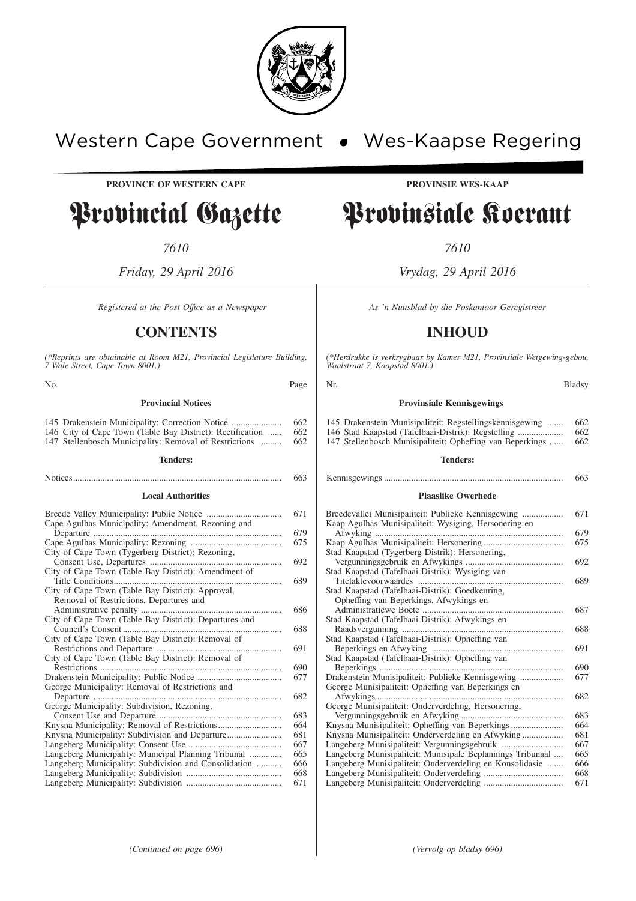Western Cape Government • Wes-Kaapse Regering

**PROVINCE OF WESTERN CAPE**

# Provincial Gazette

*7610*

*Friday, 29 April 2016*

*Registered at the Post Office as a Newspaper*

## CONTENTS

*(\*Reprints are obtainable at Room M21, Provincial Legislature Building, 7 Wale Street, Cape Town 8001.)*

| No. | | Page |
|---|---|---|
| | **Provincial Notices** | |
| 145 | Drakenstein Municipality: Correction Notice | 662 |
| 146 | City of Cape Town (Table Bay District): Rectification | 662 |
| 147 | Stellenbosch Municipality: Removal of Restrictions | 662 |
| | **Tenders:** | |
| | Notices | 663 |
| | **Local Authorities** | |
| | Breede Valley Municipality: Public Notice | 671 |
| | Cape Agulhas Municipality: Amendment, Rezoning and Departure | 679 |
| | Cape Agulhas Municipality: Rezoning | 675 |
| | City of Cape Town (Tygerberg District): Rezoning, Consent Use, Departures | 692 |
| | City of Cape Town (Table Bay District): Amendment of Title Conditions | 689 |
| | City of Cape Town (Table Bay District): Approval, Removal of Restrictions, Departures and Administrative penalty | 686 |
| | City of Cape Town (Table Bay District): Departures and Council's Consent | 688 |
| | City of Cape Town (Table Bay District): Removal of Restrictions and Departure | 691 |
| | City of Cape Town (Table Bay District): Removal of Restrictions | 690 |
| | Drakenstein Municipality: Public Notice | 677 |
| | George Municipality: Removal of Restrictions and Departure | 682 |
| | George Municipality: Subdivision, Rezoning, Consent Use and Departure | 683 |
| | Knysna Municipality: Removal of Restrictions | 664 |
| | Knysna Municipality: Subdivision and Departure | 681 |
| | Langeberg Municipality: Consent Use | 667 |
| | Langeberg Municipality: Municipal Planning Tribunal | 665 |
| | Langeberg Municipality: Subdivision and Consolidation | 666 |
| | Langeberg Municipality: Subdivision | 668 |
| | Langeberg Municipality: Subdivision | 671 |

*(Continued on page 696)*

**PROVINSIE WES-KAAP**

# Provinsiale Koerant

*7610*

*Vrydag, 29 April 2016*

*As 'n Nuusblad by die Poskantoor Geregistreer*

## INHOUD

*(\*Herdrukke is verkrygbaar by Kamer M21, Provinsiale Wetgewing-gebou, Waalstraat 7, Kaapstad 8001.)*

| Nr. | | Bladsy |
|---|---|---|
| | **Provinsiale Kennisgewings** | |
| 145 | Drakenstein Munisipaliteit: Regstellingskennisgewing | 662 |
| 146 | Stad Kaapstad (Tafelbaai-Distrik): Regstelling | 662 |
| 147 | Stellenbosch Munisipaliteit: Opheffing van Beperkings | 662 |
| | **Tenders:** | |
| | Kennisgewings | 663 |
| | **Plaaslike Owerhede** | |
| | Breedevallei Munisipaliteit: Publieke Kennisgewing | 671 |
| | Kaap Agulhas Munisipaliteit: Wysiging, Hersonering en Afwyking | 679 |
| | Kaap Agulhas Munisipaliteit: Hersonering | 675 |
| | Stad Kaapstad (Tygerberg-Distrik): Hersonering, Vergunningsgebruik en Afwykings | 692 |
| | Stad Kaapstad (Tafelbaai-Distrik): Wysiging van Titelaktevoorwaardes | 689 |
| | Stad Kaapstad (Tafelbaai-Distrik): Goedkeuring, Opheffing van Beperkings, Afwykings en Administratiewe Boete | 687 |
| | Stad Kaapstad (Tafelbaai-Distrik): Afwykings en Raadsvergunning | 688 |
| | Stad Kaapstad (Tafelbaai-Distrik): Opheffing van Beperkings en Afwyking | 691 |
| | Stad Kaapstad (Tafelbaai-Distrik): Opheffing van Beperkings | 690 |
| | Drakenstein Munisipaliteit: Publieke Kennisgewing | 677 |
| | George Munisipaliteit: Opheffing van Beperkings en Afwykings | 682 |
| | George Munisipaliteit: Onderverdeling, Hersonering, Vergunningsgebruik en Afwyking | 683 |
| | Knysna Munisipaliteit: Opheffing van Beperkings | 664 |
| | Knysna Munisipaliteit: Onderverdeling en Afwyking | 681 |
| | Langeberg Munisipaliteit: Vergunningsgebruik | 667 |
| | Langeberg Munisipaliteit: Munisipale Beplannings Tribunaal | 665 |
| | Langeberg Munisipaliteit: Onderverdeling en Konsolidasie | 666 |
| | Langeberg Munisipaliteit: Onderverdeling | 668 |
| | Langeberg Munisipaliteit: Onderverdeling | 671 |

*(Vervolg op bladsy 696)*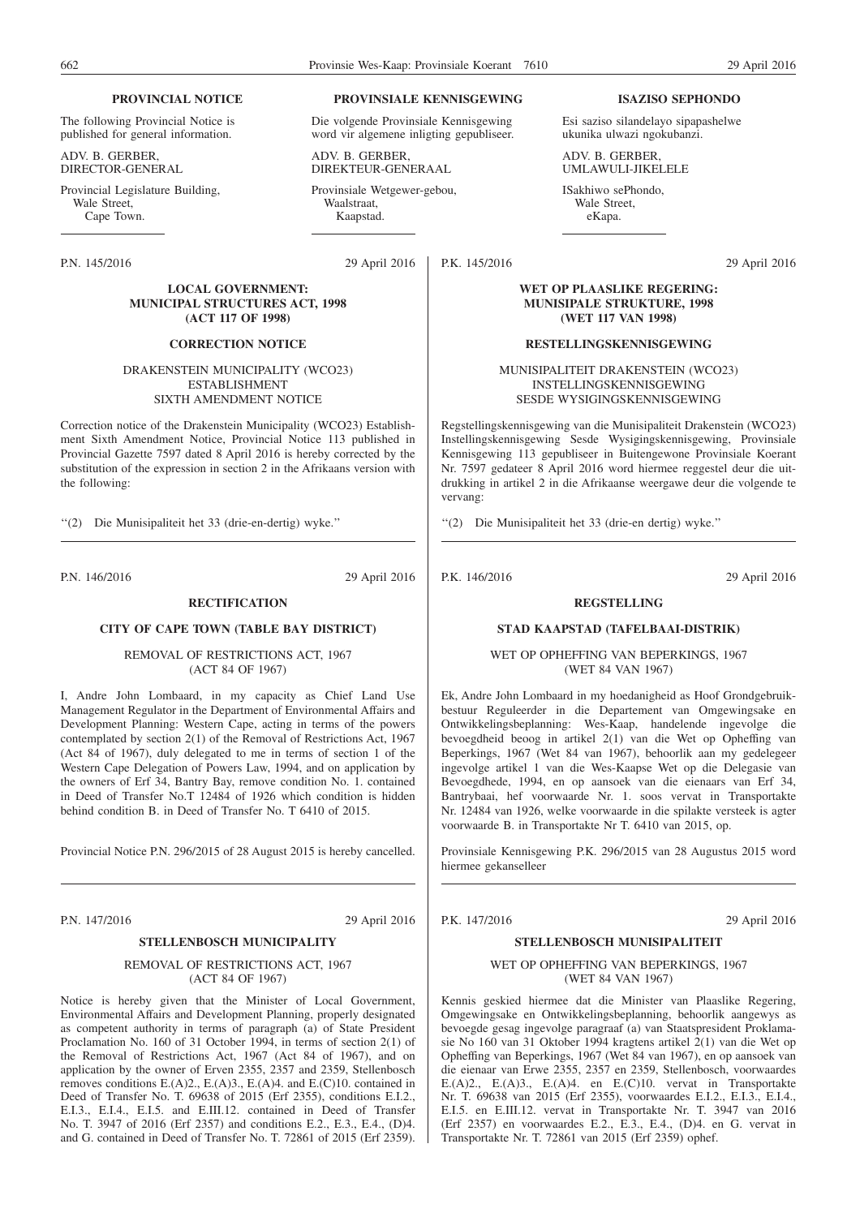## PROVINCIAL NOTICE

The following Provincial Notice is published for general information.

ADV. B. GERBER,
DIRECTOR-GENERAL

Provincial Legislature Building,
Wale Street,
Cape Town.

## PROVINSIALE KENNISGEWING

Die volgende Provinsiale Kennisgewing word vir algemene inligting gepubliseer.

ADV. B. GERBER,
DIREKTEUR-GENERAAL

Provinsiale Wetgewer-gebou,
Waalstraat,
Kaapstad.

## ISAZISO SEPHONDO

Esi saziso silandelayo sipapashelwe ukunika ulwazi ngokubanzi.

ADV. B. GERBER,
UMLAWULI-JIKELELE

ISakhiwo sePhondo,
Wale Street,
eKapa.

---

P.N. 145/2016 29 April 2016

### LOCAL GOVERNMENT: MUNICIPAL STRUCTURES ACT, 1998 (ACT 117 OF 1998)

### CORRECTION NOTICE

DRAKENSTEIN MUNICIPALITY (WCO23)
ESTABLISHMENT
SIXTH AMENDMENT NOTICE

Correction notice of the Drakenstein Municipality (WCO23) Establishment Sixth Amendment Notice, Provincial Notice 113 published in Provincial Gazette 7597 dated 8 April 2016 is hereby corrected by the substitution of the expression in section 2 in the Afrikaans version with the following:

"(2) Die Munisipaliteit het 33 (drie-en-dertig) wyke."

---

P.K. 145/2016 29 April 2016

### WET OP PLAASLIKE REGERING: MUNISIPALE STRUKTURE, 1998 (WET 117 VAN 1998)

### RESTELLINGSKENNISGEWING

MUNISIPALITEIT DRAKENSTEIN (WCO23)
INSTELLINGSKENNISGEWING
SESDE WYSIGINGSKENNISGEWING

Regstellingskennisgewing van die Munisipaliteit Drakenstein (WCO23) Instellingskennisgewing Sesde Wysigingskennisgewing, Provinsiale Kennisgewing 113 gepubliseer in Buitengewone Provinsiale Koerant Nr. 7597 gedateer 8 April 2016 word hiermee reggestel deur die uitdrukking in artikel 2 in die Afrikaanse weergawe deur die volgende te vervang:

"(2) Die Munisipaliteit het 33 (drie-en dertig) wyke."

---

P.N. 146/2016 29 April 2016

### RECTIFICATION

### CITY OF CAPE TOWN (TABLE BAY DISTRICT)

REMOVAL OF RESTRICTIONS ACT, 1967
(ACT 84 OF 1967)

I, Andre John Lombaard, in my capacity as Chief Land Use Management Regulator in the Department of Environmental Affairs and Development Planning: Western Cape, acting in terms of the powers contemplated by section 2(1) of the Removal of Restrictions Act, 1967 (Act 84 of 1967), duly delegated to me in terms of section 1 of the Western Cape Delegation of Powers Law, 1994, and on application by the owners of Erf 34, Bantry Bay, remove condition No. 1. contained in Deed of Transfer No.T 12484 of 1926 which condition is hidden behind condition B. in Deed of Transfer No. T 6410 of 2015.

Provincial Notice P.N. 296/2015 of 28 August 2015 is hereby cancelled.

---

P.K. 146/2016 29 April 2016

### REGSTELLING

### STAD KAAPSTAD (TAFELBAAI-DISTRIK)

WET OP OPHEFFING VAN BEPERKINGS, 1967
(WET 84 VAN 1967)

Ek, Andre John Lombaard in my hoedanigheid as Hoof Grondgebruikbestuur Reguleerder in die Departement van Omgewingsake en Ontwikkelingsbeplanning: Wes-Kaap, handelende ingevolge die bevoegdheid beoog in artikel 2(1) van die Wet op Opheffing van Beperkings, 1967 (Wet 84 van 1967), behoorlik aan my gedelegeer ingevolge artikel 1 van die Wes-Kaapse Wet op die Delegasie van Bevoegdhede, 1994, en op aansoek van die eienaars van Erf 34, Bantrybaai, hef voorwaarde Nr. 1. soos vervat in Transportakte Nr. 12484 van 1926, welke voorwaarde in die spilakte versteek is agter voorwaarde B. in Transportakte Nr T. 6410 van 2015, op.

Provinsiale Kennisgewing P.K. 296/2015 van 28 Augustus 2015 word hiermee gekanselleer

---

P.N. 147/2016 29 April 2016

### STELLENBOSCH MUNICIPALITY

REMOVAL OF RESTRICTIONS ACT, 1967
(ACT 84 OF 1967)

Notice is hereby given that the Minister of Local Government, Environmental Affairs and Development Planning, properly designated as competent authority in terms of paragraph (a) of State President Proclamation No. 160 of 31 October 1994, in terms of section 2(1) of the Removal of Restrictions Act, 1967 (Act 84 of 1967), and on application by the owner of Erven 2355, 2357 and 2359, Stellenbosch removes conditions E.(A)2., E.(A)3., E.(A)4. and E.(C)10. contained in Deed of Transfer No. T. 69638 of 2015 (Erf 2355), conditions E.I.2., E.I.3., E.I.4., E.I.5. and E.III.12. contained in Deed of Transfer No. T. 3947 of 2016 (Erf 2357) and conditions E.2., E.3., E.4., (D)4. and G. contained in Deed of Transfer No. T. 72861 of 2015 (Erf 2359).

---

P.K. 147/2016 29 April 2016

### STELLENBOSCH MUNISIPALITEIT

WET OP OPHEFFING VAN BEPERKINGS, 1967
(WET 84 VAN 1967)

Kennis geskied hiermee dat die Minister van Plaaslike Regering, Omgewingsake en Ontwikkelingsbeplanning, behoorlik aangewys as bevoegde gesag ingevolge paragraaf (a) van Staatspresident Proklamasie No 160 van 31 Oktober 1994 kragtens artikel 2(1) van die Wet op Opheffing van Beperkings, 1967 (Wet 84 van 1967), en op aansoek van die eienaar van Erwe 2355, 2357 en 2359, Stellenbosch, voorwaardes E.(A)2., E.(A)3., E.(A)4. en E.(C)10. vervat in Transportakte Nr. T. 69638 van 2015 (Erf 2355), voorwaardes E.I.2., E.I.3., E.I.4., E.I.5. en E.III.12. vervat in Transportakte Nr. T. 3947 van 2016 (Erf 2357) en voorwaardes E.2., E.3., E.4., (D)4. en G. vervat in Transportakte Nr. T. 72861 van 2015 (Erf 2359) ophef.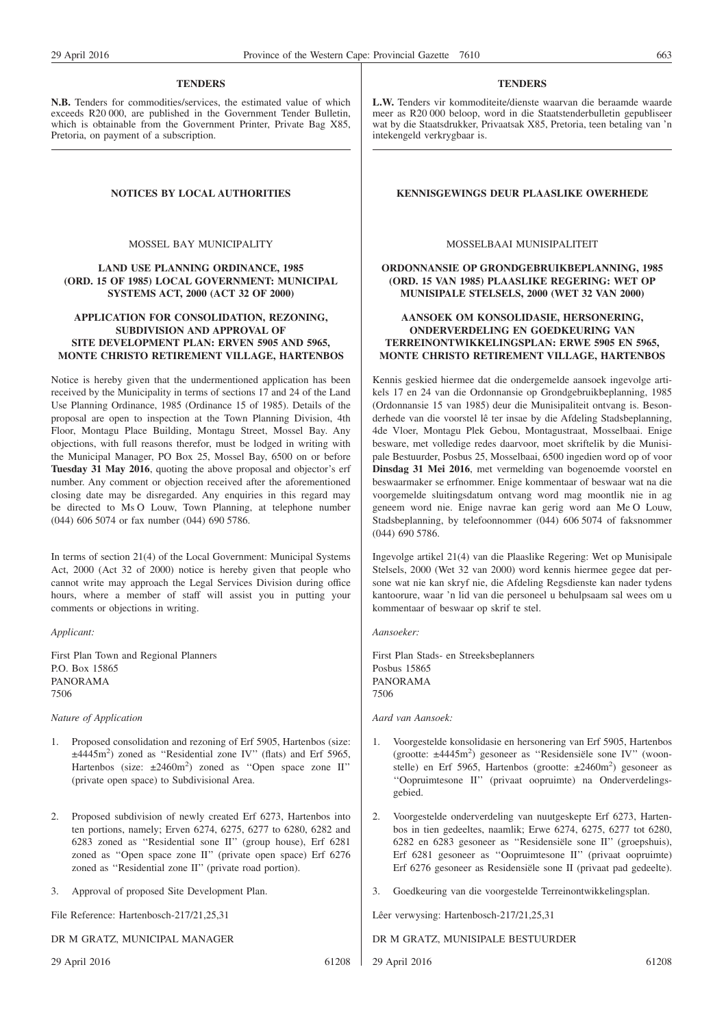## TENDERS

**N.B.** Tenders for commodities/services, the estimated value of which exceeds R20 000, are published in the Government Tender Bulletin, which is obtainable from the Government Printer, Private Bag X85, Pretoria, on payment of a subscription.

## NOTICES BY LOCAL AUTHORITIES

MOSSEL BAY MUNICIPALITY

### LAND USE PLANNING ORDINANCE, 1985 (ORD. 15 OF 1985) LOCAL GOVERNMENT: MUNICIPAL SYSTEMS ACT, 2000 (ACT 32 OF 2000)

### APPLICATION FOR CONSOLIDATION, REZONING, SUBDIVISION AND APPROVAL OF SITE DEVELOPMENT PLAN: ERVEN 5905 AND 5965, MONTE CHRISTO RETIREMENT VILLAGE, HARTENBOS

Notice is hereby given that the undermentioned application has been received by the Municipality in terms of sections 17 and 24 of the Land Use Planning Ordinance, 1985 (Ordinance 15 of 1985). Details of the proposal are open to inspection at the Town Planning Division, 4th Floor, Montagu Place Building, Montagu Street, Mossel Bay. Any objections, with full reasons therefor, must be lodged in writing with the Municipal Manager, PO Box 25, Mossel Bay, 6500 on or before **Tuesday 31 May 2016**, quoting the above proposal and objector's erf number. Any comment or objection received after the aforementioned closing date may be disregarded. Any enquiries in this regard may be directed to Ms O Louw, Town Planning, at telephone number (044) 606 5074 or fax number (044) 690 5786.

In terms of section 21(4) of the Local Government: Municipal Systems Act, 2000 (Act 32 of 2000) notice is hereby given that people who cannot write may approach the Legal Services Division during office hours, where a member of staff will assist you in putting your comments or objections in writing.

*Applicant:*

First Plan Town and Regional Planners
P.O. Box 15865
PANORAMA
7506

*Nature of Application*

1. Proposed consolidation and rezoning of Erf 5905, Hartenbos (size: ±4445m$^2$) zoned as ''Residential zone IV'' (flats) and Erf 5965, Hartenbos (size: ±2460m$^2$) zoned as ''Open space zone II'' (private open space) to Subdivisional Area.
2. Proposed subdivision of newly created Erf 6273, Hartenbos into ten portions, namely; Erven 6274, 6275, 6277 to 6280, 6282 and 6283 zoned as ''Residential zone II'' (group house), Erf 6281 zoned as ''Open space zone II'' (private open space) Erf 6276 zoned as ''Residential zone II'' (private road portion).
3. Approval of proposed Site Development Plan.

File Reference: Hartenbosch-217/21,25,31

DR M GRATZ, MUNICIPAL MANAGER

29 April 2016 61208

## TENDERS

**L.W.** Tenders vir kommoditeite/dienste waarvan die beraamde waarde meer as R20 000 beloop, word in die Staatstenderbulletin gepubliseer wat by die Staatsdrukker, Privaatsak X85, Pretoria, teen betaling van 'n intekengeld verkrygbaar is.

## KENNISGEWINGS DEUR PLAASLIKE OWERHEDE

MOSSELBAAI MUNISIPALITEIT

### ORDONNANSIE OP GRONDGEBRUIKBEPLANNING, 1985 (ORD. 15 VAN 1985) PLAASLIKE REGERING: WET OP MUNISIPALE STELSELS, 2000 (WET 32 VAN 2000)

### AANSOEK OM KONSOLIDASIE, HERSONERING, ONDERVERDELING EN GOEDKEURING VAN TERREINONTWIKKELINGSPLAN: ERWE 5905 EN 5965, MONTE CHRISTO RETIREMENT VILLAGE, HARTENBOS

Kennis geskied hiermee dat die ondergemelde aansoek ingevolge artikels 17 en 24 van die Ordonnansie op Grondgebruikbeplanning, 1985 (Ordonnansie 15 van 1985) deur die Munisipaliteit ontvang is. Besonderhede van die voorstel lê ter insae by die Afdeling Stadsbeplanning, 4de Vloer, Montagu Plek Gebou, Montagustraat, Mosselbaai. Enige besware, met volledige redes daarvoor, moet skriftelik by die Munisipale Bestuurder, Posbus 25, Mosselbaai, 6500 ingedien word op of voor **Dinsdag 31 Mei 2016**, met vermelding van bogenoemde voorstel en beswaarmaker se erfnommer. Enige kommentaar of beswaar wat na die voorgemelde sluitingsdatum ontvang word mag moontlik nie in ag geneem word nie. Enige navrae kan gerig word aan Me O Louw, Stadsbeplanning, by telefoonnommer (044) 606 5074 of faksnommer (044) 690 5786.

Ingevolge artikel 21(4) van die Plaaslike Regering: Wet op Munisipale Stelsels, 2000 (Wet 32 van 2000) word kennis hiermee gegee dat persone wat nie kan skryf nie, die Afdeling Regsdienste kan nader tydens kantoorure, waar 'n lid van die personeel u behulpsaam sal wees om u kommentaar of beswaar op skrif te stel.

*Aansoeker:*

First Plan Stads- en Streeksbeplanners
Posbus 15865
PANORAMA
7506

*Aard van Aansoek:*

1. Voorgestelde konsolidasie en hersonering van Erf 5905, Hartenbos (grootte: ±4445m$^2$) gesoneer as ''Residensiële sone IV'' (woonstelle) en Erf 5965, Hartenbos (grootte: ±2460m$^2$) gesoneer as ''Oopruimtesone II'' (privaat oopruimte) na Onderverdelingsgebied.
2. Voorgestelde onderverdeling van nuutgeskepte Erf 6273, Hartenbos in tien gedeeltes, naamlik; Erwe 6274, 6275, 6277 tot 6280, 6282 en 6283 gesoneer as ''Residensiële sone II'' (groepshuis), Erf 6281 gesoneer as ''Oopruimtesone II'' (privaat oopruimte) Erf 6276 gesoneer as Residensiële sone II (privaat pad gedeelte).
3. Goedkeuring van die voorgestelde Terreinontwikkelingsplan.

Lêer verwysing: Hartenbosch-217/21,25,31

DR M GRATZ, MUNISIPALE BESTUURDER

29 April 2016 61208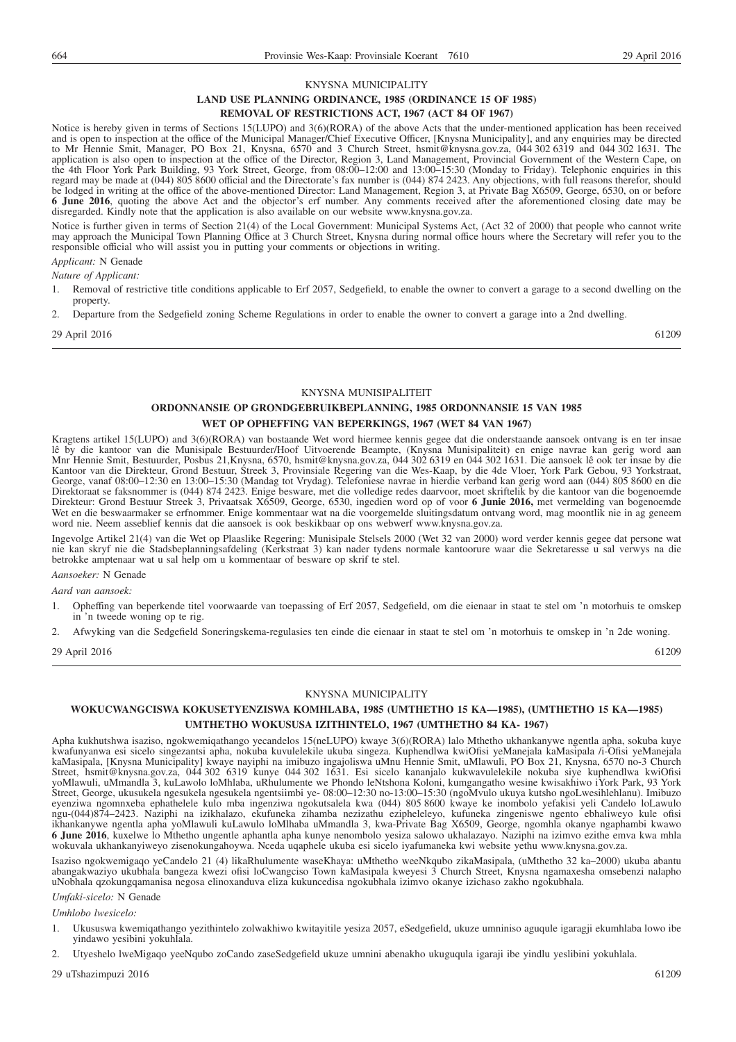KNYSNA MUNICIPALITY

**LAND USE PLANNING ORDINANCE, 1985 (ORDINANCE 15 OF 1985)**

**REMOVAL OF RESTRICTIONS ACT, 1967 (ACT 84 OF 1967)**

Notice is hereby given in terms of Sections 15(LUPO) and 3(6)(RORA) of the above Acts that the under-mentioned application has been received and is open to inspection at the office of the Municipal Manager/Chief Executive Officer, [Knysna Municipality], and any enquiries may be directed to Mr Hennie Smit, Manager, PO Box 21, Knysna, 6570 and 3 Church Street, hsmit@knysna.gov.za, 044 302 6319 and 044 302 1631. The application is also open to inspection at the office of the Director, Region 3, Land Management, Provincial Government of the Western Cape, on the 4th Floor York Park Building, 93 York Street, George, from 08:00–12:00 and 13:00–15:30 (Monday to Friday). Telephonic enquiries in this regard may be made at (044) 805 8600 official and the Directorate's fax number is (044) 874 2423. Any objections, with full reasons therefor, should be lodged in writing at the office of the above-mentioned Director: Land Management, Region 3, at Private Bag X6509, George, 6530, on or before **6 June 2016**, quoting the above Act and the objector's erf number. Any comments received after the aforementioned closing date may be disregarded. Kindly note that the application is also available on our website www.knysna.gov.za.

Notice is further given in terms of Section 21(4) of the Local Government: Municipal Systems Act, (Act 32 of 2000) that people who cannot write may approach the Municipal Town Planning Office at 3 Church Street, Knysna during normal office hours where the Secretary will refer you to the responsible official who will assist you in putting your comments or objections in writing.

*Applicant:* N Genade

*Nature of Applicant:*

1. Removal of restrictive title conditions applicable to Erf 2057, Sedgefield, to enable the owner to convert a garage to a second dwelling on the property.
2. Departure from the Sedgefield zoning Scheme Regulations in order to enable the owner to convert a garage into a 2nd dwelling.

29 April 2016 61209

---

KNYSNA MUNISIPALITEIT

**ORDONNANSIE OP GRONDGEBRUIKBEPLANNING, 1985 ORDONNANSIE 15 VAN 1985**

**WET OP OPHEFFING VAN BEPERKINGS, 1967 (WET 84 VAN 1967)**

Kragtens artikel 15(LUPO) and 3(6)(RORA) van bostaande Wet word hiermee kennis gegee dat die onderstaande aansoek ontvang is en ter insae lê by die kantoor van die Munisipale Bestuurder/Hoof Uitvoerende Beampte, (Knysna Munisipaliteit) en enige navrae kan gerig word aan Mnr Hennie Smit, Bestuurder, Posbus 21,Knysna, 6570, hsmit@knysna.gov.za, 044 302 6319 en 044 302 1631. Die aansoek lê ook ter insae by die Kantoor van die Direkteur, Grond Bestuur, Streek 3, Provinsiale Regering van die Wes-Kaap, by die 4de Vloer, York Park Gebou, 93 Yorkstraat, George, vanaf 08:00–12:30 en 13:00–15:30 (Mandag tot Vrydag). Telefoniese navrae in hierdie verband kan gerig word aan (044) 805 8600 en die Direktoraat se faksnommer is (044) 874 2423. Enige besware, met die volledige redes daarvoor, moet skriftelik by die kantoor van die bogenoemde Direkteur: Grond Bestuur Streek 3, Privaatsak X6509, George, 6530, ingedien word op of voor **6 Junie 2016,** met vermelding van bogenoemde Wet en die beswaarmaker se erfnommer. Enige kommentaar wat na die voorgemelde sluitingsdatum ontvang word, mag moontlik nie in ag geneem word nie. Neem asseblief kennis dat die aansoek is ook beskikbaar op ons webwerf www.knysna.gov.za.

Ingevolge Artikel 21(4) van die Wet op Plaaslike Regering: Munisipale Stelsels 2000 (Wet 32 van 2000) word verder kennis gegee dat persone wat nie kan skryf nie die Stadsbeplanningsafdeling (Kerkstraat 3) kan nader tydens normale kantoorure waar die Sekretaresse u sal verwys na die betrokke amptenaar wat u sal help om u kommentaar of besware op skrif te stel.

*Aansoeker:* N Genade

*Aard van aansoek:*

1. Opheffing van beperkende titel voorwaarde van toepassing of Erf 2057, Sedgefield, om die eienaar in staat te stel om 'n motorhuis te omskep in 'n tweede woning op te rig.
2. Afwyking van die Sedgefield Soneringskema-regulasies ten einde die eienaar in staat te stel om 'n motorhuis te omskep in 'n 2de woning.

29 April 2016 61209

---

KNYSNA MUNICIPALITY

**WOKUCWANGCISWA KOKUSETYENZISWA KOMHLABA, 1985 (UMTHETHO 15 KA—1985), (UMTHETHO 15 KA—1985)**

**UMTHETHO WOKUSUSA IZITHINTELO, 1967 (UMTHETHO 84 KA- 1967)**

Apha kukhutshwa isaziso, ngokwemiqathango yecandelos 15(neLUPO) kwaye 3(6)(RORA) lalo Mthetho ukhankanywe ngentla apha, sokuba kuye kwafunyanwa esi sicelo singezantsi apha, nokuba kuvulelekile ukuba singeza. Kuphendlwa kwiOfisi yeManejala kaMasipala /i-Ofisi yeManejala kaMasipala, [Knysna Municipality] kwaye nayiphi na imibuzo ingajoliswa uMnu Hennie Smit, uMlawuli, PO Box 21, Knysna, 6570 no-3 Church Street, hsmit@knysna.gov.za, 044 302 6319 kunye 044 302 1631. Esi sicelo kananjalo kukwavulelekile nokuba siye kuphendlwa kwiOfisi yoMlawuli, uMmandla 3, kuLawolo loMhlaba, uRhulumente we Phondo leNtshona Koloni, kumgangatho wesine kwisakhiwo iYork Park, 93 York Street, George, ukusukela ngesukela ngesukela ngentsiimbi ye- 08:00–12:30 no-13:00–15:30 (ngoMvulo ukuya kutsho ngoLwesihlehlanu). Imibuzo eyenziwa ngomnxeba ephathelele kulo mba ingenziwa ngokutsalela kwa (044) 805 8600 kwaye ke inombolo yefakisi yeli Candelo loLawulo ngu-(044)874–2423. Naziphi na izikhalazo, ekufuneka zihamba nezizathu ezipheleleyo, kufuneka zingeniswe ngento ebhaliweyo kule ofisi ikhankanywe ngentla apha yoMlawuli kuLawulo loMlhaba uMmandla 3, kwa-Private Bag X6509, George, ngomhla okanye ngaphambi kwawo **6 June 2016**, kuxelwe lo Mthetho ungentle aphantla apha kunye nenombolo yesiza salowo ukhalazayo. Naziphi na izimvo ezithe emva kwa mhla wokuvala ukhankanyiweyo zisenokungahoywa. Nceda uqaphele ukuba esi sicelo iyafumaneka kwi website yethu www.knysna.gov.za.

Isaziso ngokwemigaqo yeCandelo 21 (4) likaRhulumente waseKhaya: uMthetho weeNkqubo zikaMasipala, (uMthetho 32 ka–2000) ukuba abantu abangakwaziyo ukubhala bangeza kwezi ofisi loCwangciso Town kaMasipala kweyesi 3 Church Street, Knysna ngamaxesha omsebenzi nalapho uNobhala qzokungqamanisa negosa elinoxanduva eliza kukuncedisa ngokubhala izimvo okanye izichaso zakho ngokubhala.

*Umfaki-sicelo:* N Genade

*Umhlobo lwesicelo:*

1. Ukususwa kwemiqathango yezithintelo zolwakhiwo kwitayitile yesiza 2057, eSedgefield, ukuze umniniso aguqule igaragji ekumhlaba lowo ibe yindawo yesibini yokuhlala.
2. Utyeshelo lweMigaqo yeeNqubo zoCando zaseSedgefield ukuze umnini abenakho ukuguqula igaraji ibe yindlu yeslibini yokuhlala.

29 uTshazimpuzi 2016 61209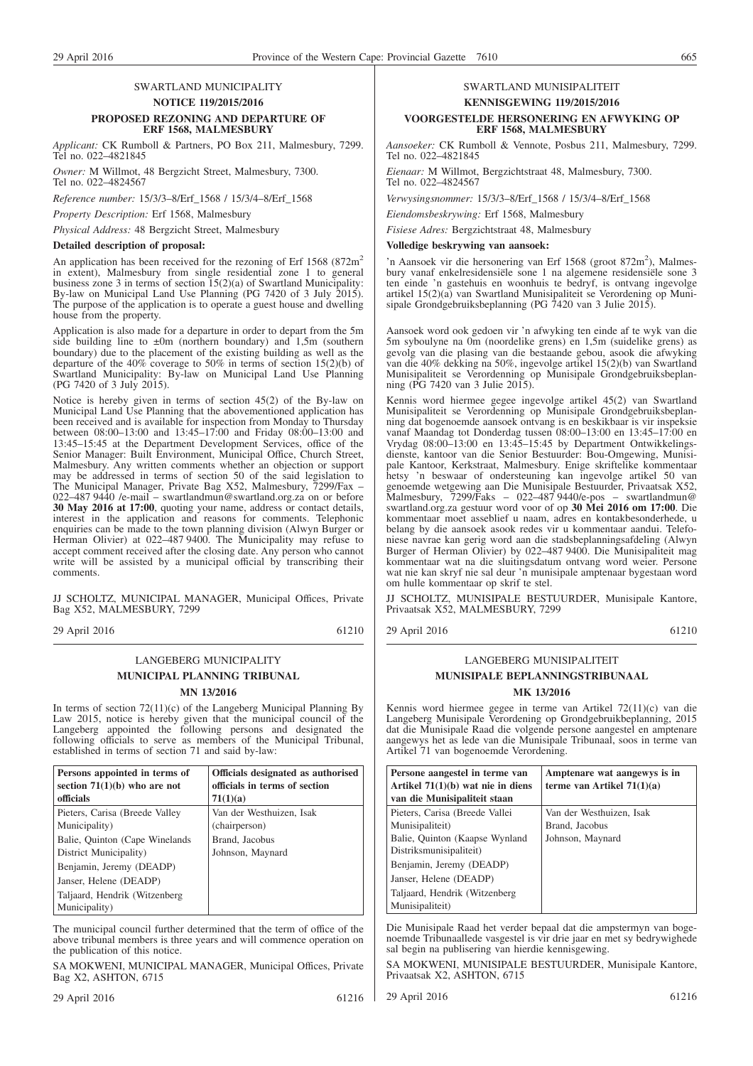## SWARTLAND MUNICIPALITY

### NOTICE 119/2015/2016

### PROPOSED REZONING AND DEPARTURE OF ERF 1568, MALMESBURY

*Applicant:* CK Rumboll & Partners, PO Box 211, Malmesbury, 7299. Tel no. 022–4821845

*Owner:* M Willmot, 48 Bergzicht Street, Malmesbury, 7300. Tel no. 022–4824567

*Reference number:* 15/3/3–8/Erf_1568 / 15/3/4–8/Erf_1568

*Property Description:* Erf 1568, Malmesbury

*Physical Address:* 48 Bergzicht Street, Malmesbury

**Detailed description of proposal:**

An application has been received for the rezoning of Erf 1568 (872m$^2$ in extent), Malmesbury from single residential zone 1 to general business zone 3 in terms of section 15(2)(a) of Swartland Municipality: By-law on Municipal Land Use Planning (PG 7420 of 3 July 2015). The purpose of the application is to operate a guest house and dwelling house from the property.

Application is also made for a departure in order to depart from the 5m side building line to ±0m (northern boundary) and 1,5m (southern boundary) due to the placement of the existing building as well as the departure of the 40% coverage to 50% in terms of section 15(2)(b) of Swartland Municipality: By-law on Municipal Land Use Planning (PG 7420 of 3 July 2015).

Notice is hereby given in terms of section 45(2) of the By-law on Municipal Land Use Planning that the abovementioned application has been received and is available for inspection from Monday to Thursday between 08:00–13:00 and 13:45–17:00 and Friday 08:00–13:00 and 13:45–15:45 at the Department Development Services, office of the Senior Manager: Built Environment, Municipal Office, Church Street, Malmesbury. Any written comments whether an objection or support may be addressed in terms of section 50 of the said legislation to The Municipal Manager, Private Bag X52, Malmesbury, 7299/Fax – 022–487 9440 /e-mail – swartlandmun@swartland.org.za on or before **30 May 2016 at 17:00**, quoting your name, address or contact details, interest in the application and reasons for comments. Telephonic enquiries can be made to the town planning division (Alwyn Burger or Herman Olivier) at 022–487 9400. The Municipality may refuse to accept comment received after the closing date. Any person who cannot write will be assisted by a municipal official by transcribing their comments.

JJ SCHOLTZ, MUNICIPAL MANAGER, Municipal Offices, Private Bag X52, MALMESBURY, 7299

29 April 2016 61210

## SWARTLAND MUNISIPALITEIT

### KENNISGEWING 119/2015/2016

### VOORGESTELDE HERSONERING EN AFWYKING OP ERF 1568, MALMESBURY

*Aansoeker:* CK Rumboll & Vennote, Posbus 211, Malmesbury, 7299. Tel no. 022–4821845

*Eienaar:* M Willmot, Bergzichtstraat 48, Malmesbury, 7300. Tel no. 022–4824567

*Verwysingsnommer:* 15/3/3–8/Erf_1568 / 15/3/4–8/Erf_1568

*Eiendomsbeskrywing:* Erf 1568, Malmesbury

*Fisiese Adres:* Bergzichtstraat 48, Malmesbury

**Volledige beskrywing van aansoek:**

'n Aansoek vir die hersonering van Erf 1568 (groot 872m$^2$), Malmesbury vanaf enkelresidensiële sone 1 na algemene residensiële sone 3 ten einde 'n gastehuis en woonhuis te bedryf, is ontvang ingevolge artikel 15(2)(a) van Swartland Munisipaliteit se Verordening op Munisipale Grondgebruiksbeplanning (PG 7420 van 3 Julie 2015).

Aansoek word ook gedoen vir 'n afwyking ten einde af te wyk van die 5m syboulyne na 0m (noordelike grens) en 1,5m (suidelike grens) as gevolg van die plasing van die bestaande gebou, asook die afwyking van die 40% dekking na 50%, ingevolge artikel 15(2)(b) van Swartland Munisipaliteit se Verordenning op Munisipale Grondgebruiksbeplanning (PG 7420 van 3 Julie 2015).

Kennis word hiermee gegee ingevolge artikel 45(2) van Swartland Munisipaliteit se Verordenning op Munisipale Grondgebruiksbeplanning dat bogenoemde aansoek ontvang is en beskikbaar is vir inspeksie vanaf Maandag tot Donderdag tussen 08:00–13:00 en 13:45–17:00 en Vrydag 08:00–13:00 en 13:45–15:45 by Department Ontwikkelingsdienste, kantoor van die Senior Bestuurder: Bou-Omgewing, Munisipale Kantoor, Kerkstraat, Malmesbury. Enige skriftelike kommentaar hetsy 'n beswaar of ondersteuning kan ingevolge artikel 50 van genoemde wetgewing aan Die Munisipale Bestuurder, Privaatsak X52, Malmesbury, 7299/Faks – 022–487 9440/e-pos – swartlandmun@swartland.org.za gestuur word voor of op **30 Mei 2016 om 17:00**. Die kommentaar moet asseblief u naam, adres en kontakbesonderhede, u belang by die aansoek asook redes vir u kommentaar aandui. Telefoniese navrae kan gerig word aan die stadsbeplanningsafdeling (Alwyn Burger of Herman Olivier) by 022–487 9400. Die Munisipaliteit mag kommentaar wat na die sluitingsdatum ontvang word weier. Persone wat nie kan skryf nie sal deur 'n munisipale amptenaar bygestaan word om hulle kommentaar op skrif te stel.

JJ SCHOLTZ, MUNISIPALE BESTUURDER, Munisipale Kantore, Privaatsak X52, MALMESBURY, 7299

29 April 2016 61210

## LANGEBERG MUNICIPALITY

### MUNICIPAL PLANNING TRIBUNAL

### MN 13/2016

In terms of section 72(11)(c) of the Langeberg Municipal Planning By Law 2015, notice is hereby given that the municipal council of the Langeberg appointed the following persons and designated the following officials to serve as members of the Municipal Tribunal, established in terms of section 71 and said by-law:

| Persons appointed in terms of section 71(1)(b) who are not officials | Officials designated as authorised officials in terms of section 71(1)(a) |
|---|---|
| Pieters, Carisa (Breede Valley Municipality) | Van der Westhuizen, Isak (chairperson) |
| Balie, Quinton (Cape Winelands District Municipality) | Brand, Jacobus |
| Benjamin, Jeremy (DEADP) | Johnson, Maynard |
| Janser, Helene (DEADP) | |
| Taljaard, Hendrik (Witzenberg Municipality) | |

The municipal council further determined that the term of office of the above tribunal members is three years and will commence operation on the publication of this notice.

SA MOKWENI, MUNICIPAL MANAGER, Municipal Offices, Private Bag X2, ASHTON, 6715

29 April 2016 61216

## LANGEBERG MUNISIPALITEIT

### MUNISIPALE BEPLANNINGSTRIBUNAAL

### MK 13/2016

Kennis word hiermee gegee in terme van Artikel 72(11)(c) van die Langeberg Munisipale Verordening op Grondgebruikbeplanning, 2015 dat die Munisipale Raad die volgende persone aangestel en amptenare aangewys het as lede van die Munisipale Tribunaal, soos in terme van Artikel 71 van bogenoemde Verordening.

| Persone aangestel in terme van Artikel 71(1)(b) wat nie in diens van die Munisipaliteit staan | Amptenare wat aangewys is in terme van Artikel 71(1)(a) |
|---|---|
| Pieters, Carisa (Breede Vallei Munisipaliteit) | Van der Westhuizen, Isak |
| Balie, Quinton (Kaapse Wynland Distriksmunisipaliteit) | Brand, Jacobus |
| Benjamin, Jeremy (DEADP) | Johnson, Maynard |
| Janser, Helene (DEADP) | |
| Taljaard, Hendrik (Witzenberg Munisipaliteit) | |

Die Munisipale Raad het verder bepaal dat die ampstermyn van bogenoemde Tribunaallede vasgestel is vir drie jaar en met sy bedrywighede sal begin na publisering van hierdie kennisgewing.

SA MOKWENI, MUNISIPALE BESTUURDER, Munisipale Kantore, Privaatsak X2, ASHTON, 6715

29 April 2016 61216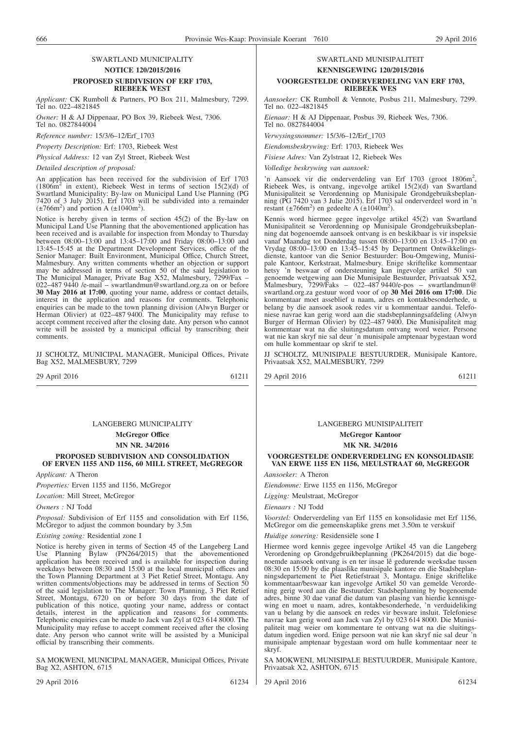## SWARTLAND MUNICIPALITY

### NOTICE 120/2015/2016

### PROPOSED SUBDIVISION OF ERF 1703, RIEBEEK WEST

*Applicant:* CK Rumboll & Partners, PO Box 211, Malmesbury, 7299. Tel no. 022–4821845

*Owner:* H & AJ Dippenaar, PO Box 39, Riebeek West, 7306. Tel no. 0827844004

*Reference number:* 15/3/6–12/Erf_1703

*Property Description:* Erf: 1703, Riebeek West

*Physical Address:* 12 van Zyl Street, Riebeek West

*Detailed description of proposal:*

An application has been received for the subdivision of Erf 1703 (1806m$^2$ in extent), Riebeek West in terms of section 15(2)(d) of Swartland Municipality: By-law on Municipal Land Use Planning (PG 7420 of 3 July 2015). Erf 1703 will be subdivided into a remainder (±766m$^2$) and portion A (±1040m$^2$).

Notice is hereby given in terms of section 45(2) of the By-law on Municipal Land Use Planning that the abovementioned application has been received and is available for inspection from Monday to Thursday between 08:00–13:00 and 13:45–17:00 and Friday 08:00–13:00 and 13:45–15:45 at the Department Development Services, office of the Senior Manager: Built Environment, Municipal Office, Church Street, Malmesbury. Any written comments whether an objection or support may be addressed in terms of section 50 of the said legislation to The Municipal Manager, Private Bag X52, Malmesbury, 7299/Fax – 022–487 9440 /e-mail – swartlandmun@swartland.org.za on or before **30 May 2016 at 17:00**, quoting your name, address or contact details, interest in the application and reasons for comments. Telephonic enquiries can be made to the town planning division (Alwyn Burger or Herman Olivier) at 022–487 9400. The Municipality may refuse to accept comment received after the closing date. Any person who cannot write will be assisted by a municipal official by transcribing their comments.

JJ SCHOLTZ, MUNICIPAL MANAGER, Municipal Offices, Private Bag X52, MALMESBURY, 7299

29 April 2016 61211

## SWARTLAND MUNISIPALITEIT

### KENNISGEWING 120/2015/2016

### VOORGESTELDE ONDERVERDELING VAN ERF 1703, RIEBEEK WES

*Aansoeker:* CK Rumboll & Vennote, Posbus 211, Malmesbury, 7299. Tel no. 022–4821845

*Eienaar:* H & AJ Dippenaar, Posbus 39, Riebeek Wes, 7306. Tel no. 0827844004

*Verwysingsnommer:* 15/3/6–12/Erf_1703

*Eiendomsbeskrywing:* Erf: 1703, Riebeek Wes

*Fisiese Adres:* Van Zylstraat 12, Riebeek Wes

*Volledige beskrywing van aansoek:*

'n Aansoek vir die onderverdeling van Erf 1703 (groot 1806m$^2$, Riebeek Wes, is ontvang, ingevolge artikel 15(2)(d) van Swartland Munisipaliteit se Verordenning op Munisipale Grondgebruiksbeplanning (PG 7420 van 3 Julie 2015). Erf 1703 sal onderverdeel word in 'n restant (±766m$^2$) en gedeelte A (±1040m$^2$).

Kennis word hiermee gegee ingevolge artikel 45(2) van Swartland Munisipaliteit se Verordenning op Munisipale Grondgebruiksbeplanning dat bogenoemde aansoek ontvang is en beskikbaar is vir inspeksie vanaf Maandag tot Donderdag tussen 08:00–13:00 en 13:45–17:00 en Vrydag 08:00–13:00 en 13:45–15:45 by Department Ontwikkelingsdienste, kantoor van die Senior Bestuurder: Bou-Omgewing, Munisipale Kantoor, Kerkstraat, Malmesbury. Enige skriftelike kommentaar hetsy 'n beswaar of ondersteuning kan ingevolge artikel 50 van genoemde wetgewing aan Die Munisipale Bestuurder, Privaatsak X52, Malmesbury, 7299/Faks – 022–487 9440/e-pos – swartlandmun@swartland.org.za gestuur word voor of op **30 Mei 2016 om 17:00**. Die kommentaar moet asseblief u naam, adres en kontakbesonderhede, u belang by die aansoek asook redes vir u kommentaar aandui. Telefoniese navrae kan gerig word aan die stadsbeplanningsafdeling (Alwyn Burger of Herman Olivier) by 022–487 9400. Die Munisipaliteit mag kommentaar wat na die sluitingsdatum ontvang word weier. Persone wat nie kan skryf nie sal deur 'n munisipale amptenaar bygestaan word om hulle kommentaar op skrif te stel.

JJ SCHOLTZ, MUNISIPALE BESTUURDER, Munisipale Kantore, Privaatsak X52, MALMESBURY, 7299

29 April 2016 61211

## LANGEBERG MUNICIPALITY

### McGregor Office

### MN NR. 34/2016

### PROPOSED SUBDIVISION AND CONSOLIDATION OF ERVEN 1155 AND 1156, 60 MILL STREET, McGREGOR

*Applicant:* A Theron

*Properties:* Erven 1155 and 1156, McGregor

*Location:* Mill Street, McGregor

*Owners :* NJ Todd

*Proposal:* Subdivision of Erf 1155 and consolidation with Erf 1156, McGregor to adjust the common boundary by 3.5m

*Existing zoning:* Residential zone I

Notice is hereby given in terms of Section 45 of the Langeberg Land Use Planning Bylaw (PN264/2015) that the abovementioned application has been received and is available for inspection during weekdays between 08:30 and 15:00 at the local municipal offices and the Town Planning Department at 3 Piet Retief Street, Montagu. Any written comments/objections may be addressed in terms of Section 50 of the said legislation to The Manager: Town Planning, 3 Piet Retief Street, Montagu, 6720 on or before 30 days from the date of publication of this notice, quoting your name, address or contact details, interest in the application and reasons for comments. Telephonic enquiries can be made to Jack van Zyl at 023 614 8000. The Municipality may refuse to accept comment received after the closing date. Any person who cannot write will be assisted by a Municipal official by transcribing their comments.

SA MOKWENI, MUNICIPAL MANAGER, Municipal Offices, Private Bag X2, ASHTON, 6715

29 April 2016 61234

## LANGEBERG MUNISIPALITEIT

### McGregor Kantoor

### MK NR. 34/2016

### VOORGESTELDE ONDERVERDELING EN KONSOLIDASIE VAN ERWE 1155 EN 1156, MEULSTRAAT 60, McGREGOR

*Aansoeker:* A Theron

*Eiendomme:* Erwe 1155 en 1156, McGregor

*Ligging:* Meulstraat, McGregor

*Eienaars :* NJ Todd

*Voorstel:* Onderverdeling van Erf 1155 en konsolidasie met Erf 1156, McGregor om die gemeenskaplike grens met 3.50m te verskuif

*Huidige sonering:* Residensiële sone I

Hiermee word kennis gegee ingevolge Artikel 45 van die Langeberg Verordening op Grondgebruikbeplanning (PK264/2015) dat die bogenoemde aansoek ontvang is en ter insae lê gedurende weeksdae tussen 08:30 en 15:00 by die plaaslike munisipale kantore en die Stadsbeplanningsdepartement te Piet Retiefstraat 3, Montagu. Enige skriftelike kommentaar/beswaar kan ingevolge Artikel 50 van gemelde Verordening gerig word aan die Bestuurder: Stadsbeplanning by bogenoemde adres, binne 30 dae vanaf die datum van plasing van hierdie kennisgewing en moet u naam, adres, kontakbesonderhede, 'n verduideliking van u belang by die aansoek en redes vir besware insluit. Telefoniese navrae kan gerig word aan Jack van Zyl by 023 614 8000. Die Munisipaliteit mag weier om kommentare te ontvang wat na die sluitingsdatum ingedien word. Enige persoon wat nie kan skryf nie sal deur 'n munisipale amptenaar bygestaan word om hulle kommentaar neer te skryf.

SA MOKWENI, MUNISIPALE BESTUURDER, Munisipale Kantore, Privaatsak X2, ASHTON, 6715

29 April 2016 61234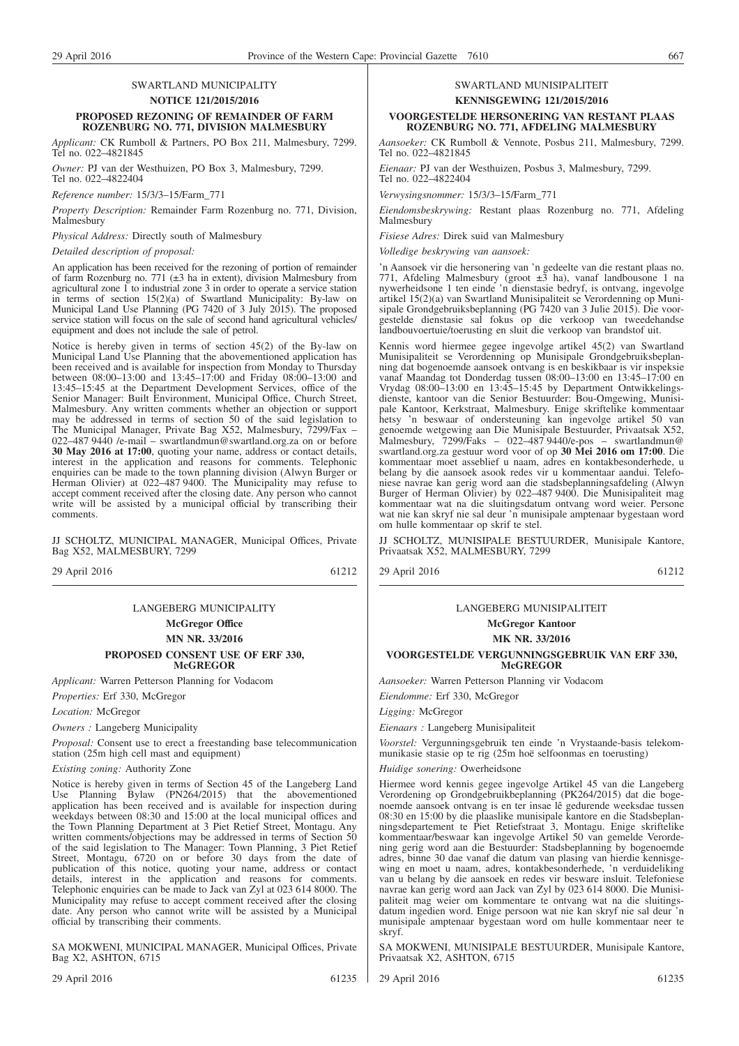## SWARTLAND MUNICIPALITY

**NOTICE 121/2015/2016**

**PROPOSED REZONING OF REMAINDER OF FARM ROZENBURG NO. 771, DIVISION MALMESBURY**

*Applicant:* CK Rumboll & Partners, PO Box 211, Malmesbury, 7299. Tel no. 022–4821845

*Owner:* PJ van der Westhuizen, PO Box 3, Malmesbury, 7299. Tel no. 022–4822404

*Reference number:* 15/3/3–15/Farm_771

*Property Description:* Remainder Farm Rozenburg no. 771, Division, Malmesbury

*Physical Address:* Directly south of Malmesbury

*Detailed description of proposal:*

An application has been received for the rezoning of portion of remainder of farm Rozenburg no. 771 (±3 ha in extent), division Malmesbury from agricultural zone 1 to industrial zone 3 in order to operate a service station in terms of section 15(2)(a) of Swartland Municipality: By-law on Municipal Land Use Planning (PG 7420 of 3 July 2015). The proposed service station will focus on the sale of second hand agricultural vehicles/ equipment and does not include the sale of petrol.

Notice is hereby given in terms of section 45(2) of the By-law on Municipal Land Use Planning that the abovementioned application has been received and is available for inspection from Monday to Thursday between 08:00–13:00 and 13:45–17:00 and Friday 08:00–13:00 and 13:45–15:45 at the Department Development Services, office of the Senior Manager: Built Environment, Municipal Office, Church Street, Malmesbury. Any written comments whether an objection or support may be addressed in terms of section 50 of the said legislation to The Municipal Manager, Private Bag X52, Malmesbury, 7299/Fax – 022–487 9440 /e-mail – swartlandmun@swartland.org.za on or before **30 May 2016 at 17:00**, quoting your name, address or contact details, interest in the application and reasons for comments. Telephonic enquiries can be made to the town planning division (Alwyn Burger or Herman Olivier) at 022–487 9400. The Municipality may refuse to accept comment received after the closing date. Any person who cannot write will be assisted by a municipal official by transcribing their comments.

JJ SCHOLTZ, MUNICIPAL MANAGER, Municipal Offices, Private Bag X52, MALMESBURY, 7299

29 April 2016 61212

## SWARTLAND MUNISIPALITEIT

**KENNISGEWING 121/2015/2016**

**VOORGESTELDE HERSONERING VAN RESTANT PLAAS ROZENBURG NO. 771, AFDELING MALMESBURY**

*Aansoeker:* CK Rumboll & Vennote, Posbus 211, Malmesbury, 7299. Tel no. 022–4821845

*Eienaar:* PJ van der Westhuizen, Posbus 3, Malmesbury, 7299. Tel no. 022–4822404

*Verwysingsnommer:* 15/3/3–15/Farm_771

*Eiendomsbeskrywing:* Restant plaas Rozenburg no. 771, Afdeling Malmesbury

*Fisiese Adres:* Direk suid van Malmesbury

*Volledige beskrywing van aansoek:*

'n Aansoek vir die hersonering van 'n gedeelte van die restant plaas no. 771, Afdeling Malmesbury (groot ±3 ha), vanaf landbousone 1 na nywerheidsone 1 ten einde 'n dienstasie bedryf, is ontvang, ingevolge artikel 15(2)(a) van Swartland Munisipaliteit se Verordenning op Munisipale Grondgebruiksbeplanning (PG 7420 van 3 Julie 2015). Die voorgestelde dienstasie sal fokus op die verkoop van tweedehandse landbouvoertuie/toerusting en sluit die verkoop van brandstof uit.

Kennis word hiermee gegee ingevolge artikel 45(2) van Swartland Munisipaliteit se Verordenning op Munisipale Grondgebruiksbeplanning dat bogenoemde aansoek ontvang is en beskikbaar is vir inspeksie vanaf Maandag tot Donderdag tussen 08:00–13:00 en 13:45–17:00 en Vrydag 08:00–13:00 en 13:45–15:45 by Department Ontwikkelingsdienste, kantoor van die Senior Bestuurder: Bou-Omgewing, Munisipale Kantoor, Kerkstraat, Malmesbury. Enige skriftelike kommentaar hetsy 'n beswaar of ondersteuning kan ingevolge artikel 50 van genoemde wetgewing aan Die Munisipale Bestuurder, Privaatsak X52, Malmesbury, 7299/Faks – 022–487 9440/e-pos – swartlandmun@swartland.org.za gestuur word voor of op **30 Mei 2016 om 17:00**. Die kommentaar moet asseblief u naam, adres en kontakbesonderhede, u belang by die aansoek asook redes vir u kommentaar aandui. Telefoniese navrae kan gerig word aan die stadsbeplanningsafdeling (Alwyn Burger of Herman Olivier) by 022–487 9400. Die Munisipaliteit mag kommentaar wat na die sluitingsdatum ontvang word weier. Persone wat nie kan skryf nie sal deur 'n munisipale amptenaar bygestaan word om hulle kommentaar op skrif te stel.

JJ SCHOLTZ, MUNISIPALE BESTUURDER, Munisipale Kantore, Privaatsak X52, MALMESBURY, 7299

29 April 2016 61212

## LANGEBERG MUNICIPALITY

**McGregor Office**

**MN NR. 33/2016**

**PROPOSED CONSENT USE OF ERF 330, McGREGOR**

*Applicant:* Warren Petterson Planning for Vodacom

*Properties:* Erf 330, McGregor

*Location:* McGregor

*Owners :* Langeberg Municipality

*Proposal:* Consent use to erect a freestanding base telecommunication station (25m high cell mast and equipment)

*Existing zoning:* Authority Zone

Notice is hereby given in terms of Section 45 of the Langeberg Land Use Planning Bylaw (PN264/2015) that the abovementioned application has been received and is available for inspection during weekdays between 08:30 and 15:00 at the local municipal offices and the Town Planning Department at 3 Piet Retief Street, Montagu. Any written comments/objections may be addressed in terms of Section 50 of the said legislation to The Manager: Town Planning, 3 Piet Retief Street, Montagu, 6720 on or before 30 days from the date of publication of this notice, quoting your name, address or contact details, interest in the application and reasons for comments. Telephonic enquiries can be made to Jack van Zyl at 023 614 8000. The Municipality may refuse to accept comment received after the closing date. Any person who cannot write will be assisted by a Municipal official by transcribing their comments.

SA MOKWENI, MUNICIPAL MANAGER, Municipal Offices, Private Bag X2, ASHTON, 6715

29 April 2016 61235

## LANGEBERG MUNISIPALITEIT

**McGregor Kantoor**

**MK NR. 33/2016**

**VOORGESTELDE VERGUNNINGSGEBRUIK VAN ERF 330, McGREGOR**

*Aansoeker:* Warren Petterson Planning vir Vodacom

*Eiendomme:* Erf 330, McGregor

*Ligging:* McGregor

*Eienaars :* Langeberg Munisipaliteit

*Voorstel:* Vergunningsgebruik ten einde 'n Vrystaande-basis telekommunikasie stasie op te rig (25m hoë selfoonmas en toerusting)

*Huidige sonering:* Owerheidsone

Hiermee word kennis gegee ingevolge Artikel 45 van die Langeberg Verordening op Grondgebruikbeplanning (PK264/2015) dat die bogenoemde aansoek ontvang is en ter insae lê gedurende weeksdae tussen 08:30 en 15:00 by die plaaslike munisipale kantore en die Stadsbeplanningsdepartement te Piet Retiefstraat 3, Montagu. Enige skriftelike kommentaar/beswaar kan ingevolge Artikel 50 van gemelde Verordening gerig word aan die Bestuurder: Stadsbeplanning by bogenoemde adres, binne 30 dae vanaf die datum van plasing van hierdie kennisgewing en moet u naam, adres, kontakbesonderhede, 'n verduideliking van u belang by die aansoek en redes vir besware insluit. Telefoniese navrae kan gerig word aan Jack van Zyl by 023 614 8000. Die Munisipaliteit mag weier om kommentare te ontvang wat na die sluitingsdatum ingedien word. Enige persoon wat nie kan skryf nie sal deur 'n munisipale amptenaar bygestaan word om hulle kommentaar neer te skryf.

SA MOKWENI, MUNISIPALE BESTUURDER, Munisipale Kantore, Privaatsak X2, ASHTON, 6715

29 April 2016 61235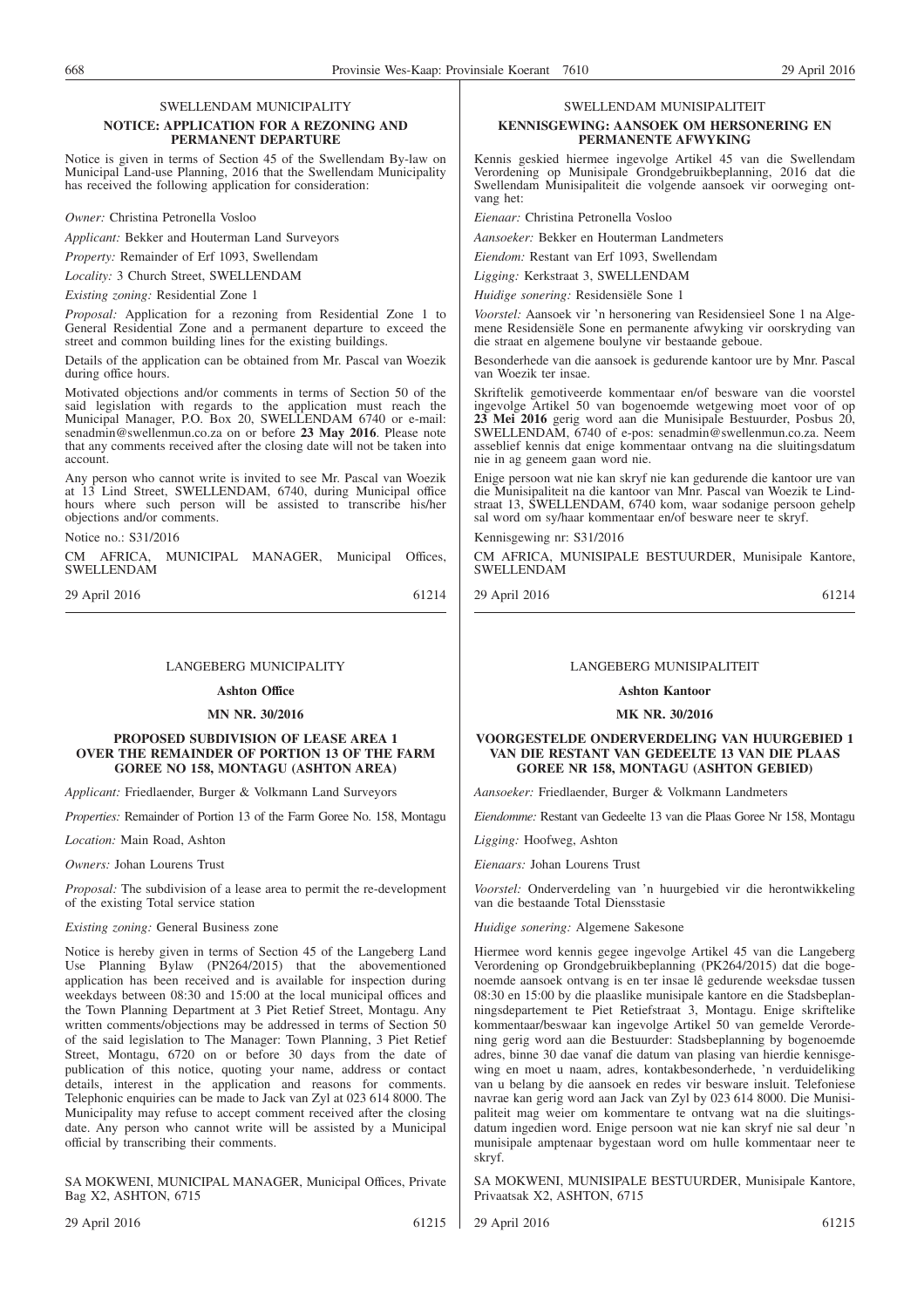SWELLENDAM MUNICIPALITY

**NOTICE: APPLICATION FOR A REZONING AND PERMANENT DEPARTURE**

Notice is given in terms of Section 45 of the Swellendam By-law on Municipal Land-use Planning, 2016 that the Swellendam Municipality has received the following application for consideration:

*Owner:* Christina Petronella Vosloo

*Applicant:* Bekker and Houterman Land Surveyors

*Property:* Remainder of Erf 1093, Swellendam

*Locality:* 3 Church Street, SWELLENDAM

*Existing zoning:* Residential Zone 1

*Proposal:* Application for a rezoning from Residential Zone 1 to General Residential Zone and a permanent departure to exceed the street and common building lines for the existing buildings.

Details of the application can be obtained from Mr. Pascal van Woezik during office hours.

Motivated objections and/or comments in terms of Section 50 of the said legislation with regards to the application must reach the Municipal Manager, P.O. Box 20, SWELLENDAM 6740 or e-mail: senadmin@swellenmun.co.za on or before **23 May 2016**. Please note that any comments received after the closing date will not be taken into account.

Any person who cannot write is invited to see Mr. Pascal van Woezik at 13 Lind Street, SWELLENDAM, 6740, during Municipal office hours where such person will be assisted to transcribe his/her objections and/or comments.

Notice no.: S31/2016

CM AFRICA, MUNICIPAL MANAGER, Municipal Offices, SWELLENDAM

29 April 2016 61214

---

SWELLENDAM MUNISIPALITEIT

**KENNISGEWING: AANSOEK OM HERSONERING EN PERMANENTE AFWYKING**

Kennis geskied hiermee ingevolge Artikel 45 van die Swellendam Verordening op Munisipale Grondgebruikbeplanning, 2016 dat die Swellendam Munisipaliteit die volgende aansoek vir oorweging ontvang het:

*Eienaar:* Christina Petronella Vosloo

*Aansoeker:* Bekker en Houterman Landmeters

*Eiendom:* Restant van Erf 1093, Swellendam

*Ligging:* Kerkstraat 3, SWELLENDAM

*Huidige sonering:* Residensiële Sone 1

*Voorstel:* Aansoek vir 'n hersonering van Residensieel Sone 1 na Algemene Residensiële Sone en permanente afwyking vir oorskryding van die straat en algemene boulyne vir bestaande geboue.

Besonderhede van die aansoek is gedurende kantoor ure by Mnr. Pascal van Woezik ter insae.

Skriftelik gemotiveerde kommentaar en/of besware van die voorstel ingevolge Artikel 50 van bogenoemde wetgewing moet voor of op **23 Mei 2016** gerig word aan die Munisipale Bestuurder, Posbus 20, SWELLENDAM, 6740 of e-pos: senadmin@swellenmun.co.za. Neem asseblief kennis dat enige kommentaar ontvang na die sluitingsdatum nie in ag geneem gaan word nie.

Enige persoon wat nie kan skryf nie kan gedurende die kantoor ure van die Munisipaliteit na die kantoor van Mnr. Pascal van Woezik te Lindstraat 13, SWELLENDAM, 6740 kom, waar sodanige persoon gehelp sal word om sy/haar kommentaar en/of besware neer te skryf.

Kennisgewing nr: S31/2016

CM AFRICA, MUNISIPALE BESTUURDER, Munisipale Kantore, SWELLENDAM

29 April 2016 61214

---

LANGEBERG MUNICIPALITY

**Ashton Office**

**MN NR. 30/2016**

**PROPOSED SUBDIVISION OF LEASE AREA 1 OVER THE REMAINDER OF PORTION 13 OF THE FARM GOREE NO 158, MONTAGU (ASHTON AREA)**

*Applicant:* Friedlaender, Burger & Volkmann Land Surveyors

*Properties:* Remainder of Portion 13 of the Farm Goree No. 158, Montagu

*Location:* Main Road, Ashton

*Owners:* Johan Lourens Trust

*Proposal:* The subdivision of a lease area to permit the re-development of the existing Total service station

*Existing zoning:* General Business zone

Notice is hereby given in terms of Section 45 of the Langeberg Land Use Planning Bylaw (PN264/2015) that the abovementioned application has been received and is available for inspection during weekdays between 08:30 and 15:00 at the local municipal offices and the Town Planning Department at 3 Piet Retief Street, Montagu. Any written comments/objections may be addressed in terms of Section 50 of the said legislation to The Manager: Town Planning, 3 Piet Retief Street, Montagu, 6720 on or before 30 days from the date of publication of this notice, quoting your name, address or contact details, interest in the application and reasons for comments. Telephonic enquiries can be made to Jack van Zyl at 023 614 8000. The Municipality may refuse to accept comment received after the closing date. Any person who cannot write will be assisted by a Municipal official by transcribing their comments.

SA MOKWENI, MUNICIPAL MANAGER, Municipal Offices, Private Bag X2, ASHTON, 6715

29 April 2016 61215

---

LANGEBERG MUNISIPALITEIT

**Ashton Kantoor**

**MK NR. 30/2016**

**VOORGESTELDE ONDERVERDELING VAN HUURGEBIED 1 VAN DIE RESTANT VAN GEDEELTE 13 VAN DIE PLAAS GOREE NR 158, MONTAGU (ASHTON GEBIED)**

*Aansoeker:* Friedlaender, Burger & Volkmann Landmeters

*Eiendomme:* Restant van Gedeelte 13 van die Plaas Goree Nr 158, Montagu

*Ligging:* Hoofweg, Ashton

*Eienaars:* Johan Lourens Trust

*Voorstel:* Onderverdeling van 'n huurgebied vir die herontwikkeling van die bestaande Total Diensstasie

*Huidige sonering:* Algemene Sakesone

Hiermee word kennis gegee ingevolge Artikel 45 van die Langeberg Verordening op Grondgebruikbeplanning (PK264/2015) dat die bogenoemde aansoek ontvang is en ter insae lê gedurende weeksdae tussen 08:30 en 15:00 by die plaaslike munisipale kantore en die Stadsbeplanningsdepartement te Piet Retiefstraat 3, Montagu. Enige skriftelike kommentaar/beswaar kan ingevolge Artikel 50 van gemelde Verordening gerig word aan die Bestuurder: Stadsbeplanning by bogenoemde adres, binne 30 dae vanaf die datum van plasing van hierdie kennisgewing en moet u naam, adres, kontakbesonderhede, 'n verduideliking van u belang by die aansoek en redes vir besware insluit. Telefoniese navrae kan gerig word aan Jack van Zyl by 023 614 8000. Die Munisipaliteit mag weier om kommentare te ontvang wat na die sluitingsdatum ingedien word. Enige persoon wat nie kan skryf nie sal deur 'n munisipale amptenaar bygestaan word om hulle kommentaar neer te skryf.

SA MOKWENI, MUNISIPALE BESTUURDER, Munisipale Kantore, Privaatsak X2, ASHTON, 6715

29 April 2016 61215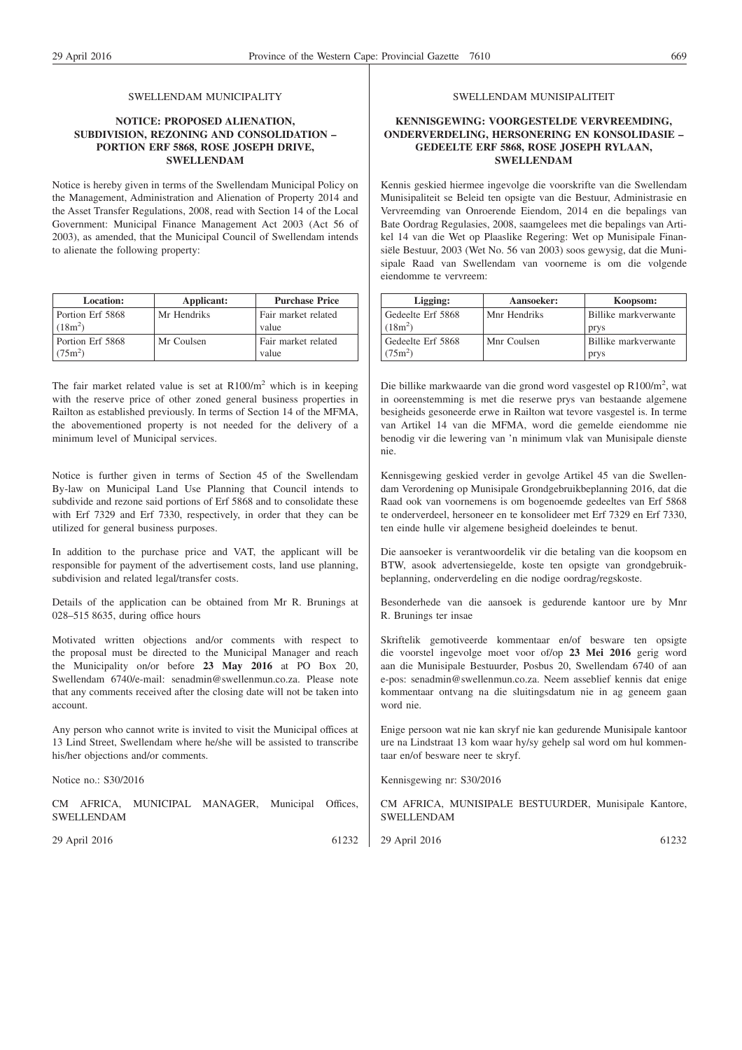SWELLENDAM MUNICIPALITY

## NOTICE: PROPOSED ALIENATION, SUBDIVISION, REZONING AND CONSOLIDATION – PORTION ERF 5868, ROSE JOSEPH DRIVE, SWELLENDAM

Notice is hereby given in terms of the Swellendam Municipal Policy on the Management, Administration and Alienation of Property 2014 and the Asset Transfer Regulations, 2008, read with Section 14 of the Local Government: Municipal Finance Management Act 2003 (Act 56 of 2003), as amended, that the Municipal Council of Swellendam intends to alienate the following property:

| Location: | Applicant: | Purchase Price |
|---|---|---|
| Portion Erf 5868 ($18m^2$) | Mr Hendriks | Fair market related value |
| Portion Erf 5868 ($75m^2$) | Mr Coulsen | Fair market related value |

The fair market related value is set at R100/$m^2$ which is in keeping with the reserve price of other zoned general business properties in Railton as established previously. In terms of Section 14 of the MFMA, the abovementioned property is not needed for the delivery of a minimum level of Municipal services.

Notice is further given in terms of Section 45 of the Swellendam By-law on Municipal Land Use Planning that Council intends to subdivide and rezone said portions of Erf 5868 and to consolidate these with Erf 7329 and Erf 7330, respectively, in order that they can be utilized for general business purposes.

In addition to the purchase price and VAT, the applicant will be responsible for payment of the advertisement costs, land use planning, subdivision and related legal/transfer costs.

Details of the application can be obtained from Mr R. Brunings at 028–515 8635, during office hours

Motivated written objections and/or comments with respect to the proposal must be directed to the Municipal Manager and reach the Municipality on or before **23 May 2016** at PO Box 20, Swellendam 6740/e-mail: senadmin@swellenmun.co.za. Please note that any comments received after the closing date will not be taken into account.

Any person who cannot write is invited to visit the Municipal offices at 13 Lind Street, Swellendam where he/she will be assisted to transcribe his/her objections and/or comments.

Notice no.: S30/2016

CM AFRICA, MUNICIPAL MANAGER, Municipal Offices, SWELLENDAM

29 April 2016 61232

SWELLENDAM MUNISIPALITEIT

## KENNISGEWING: VOORGESTELDE VERVREEMDING, ONDERVERDELING, HERSONERING EN KONSOLIDASIE – GEDEELTE ERF 5868, ROSE JOSEPH RYLAAN, SWELLENDAM

Kennis geskied hiermee ingevolge die voorskrifte van die Swellendam Munisipaliteit se Beleid ten opsigte van die Bestuur, Administrasie en Vervreemding van Onroerende Eiendom, 2014 en die bepalings van Bate Oordrag Regulasies, 2008, saamgelees met die bepalings van Artikel 14 van die Wet op Plaaslike Regering: Wet op Munisipale Finansiële Bestuur, 2003 (Wet No. 56 van 2003) soos gewysig, dat die Munisipale Raad van Swellendam van voorneme is om die volgende eiendomme te vervreem:

| Ligging: | Aansoeker: | Koopsom: |
|---|---|---|
| Gedeelte Erf 5868 ($18m^2$) | Mnr Hendriks | Billike markverwante prys |
| Gedeelte Erf 5868 ($75m^2$) | Mnr Coulsen | Billike markverwante prys |

Die billike markwaarde van die grond word vasgestel op R100/$m^2$, wat in ooreenstemming is met die reserwe prys van bestaande algemene besigheids gesoneerde erwe in Railton wat tevore vasgestel is. In terme van Artikel 14 van die MFMA, word die gemelde eiendomme nie benodig vir die lewering van 'n minimum vlak van Munisipale dienste nie.

Kennisgewing geskied verder in gevolge Artikel 45 van die Swellendam Verordening op Munisipale Grondgebruikbeplanning 2016, dat die Raad ook van voornemens is om bogenoemde gedeeltes van Erf 5868 te onderverdeel, hersoneer en te konsolideer met Erf 7329 en Erf 7330, ten einde hulle vir algemene besigheid doeleindes te benut.

Die aansoeker is verantwoordelik vir die betaling van die koopsom en BTW, asook advertensiegelde, koste ten opsigte van grondgebruikbeplanning, onderverdeling en die nodige oordrag/regskoste.

Besonderhede van die aansoek is gedurende kantoor ure by Mnr R. Brunings ter insae

Skriftelik gemotiveerde kommentaar en/of besware ten opsigte die voorstel ingevolge moet voor of/op **23 Mei 2016** gerig word aan die Munisipale Bestuurder, Posbus 20, Swellendam 6740 of aan e-pos: senadmin@swellenmun.co.za. Neem asseblief kennis dat enige kommentaar ontvang na die sluitingsdatum nie in ag geneem gaan word nie.

Enige persoon wat nie kan skryf nie kan gedurende Munisipale kantoor ure na Lindstraat 13 kom waar hy/sy gehelp sal word om hul kommentaar en/of besware neer te skryf.

Kennisgewing nr: S30/2016

CM AFRICA, MUNISIPALE BESTUURDER, Munisipale Kantore, SWELLENDAM

29 April 2016 61232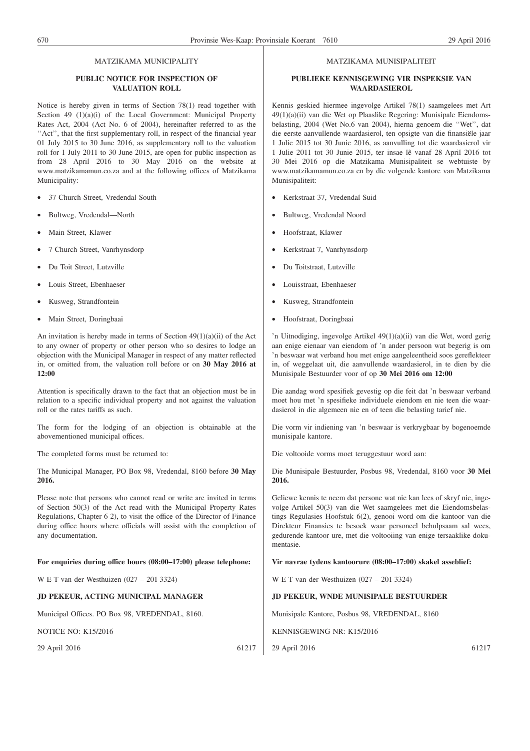MATZIKAMA MUNICIPALITY

## PUBLIC NOTICE FOR INSPECTION OF VALUATION ROLL

Notice is hereby given in terms of Section 78(1) read together with Section 49 (1)(a)(i) of the Local Government: Municipal Property Rates Act, 2004 (Act No. 6 of 2004), hereinafter referred to as the ''Act'', that the first supplementary roll, in respect of the financial year 01 July 2015 to 30 June 2016, as supplementary roll to the valuation roll for 1 July 2011 to 30 June 2015, are open for public inspection as from 28 April 2016 to 30 May 2016 on the website at www.matzikamamun.co.za and at the following offices of Matzikama Municipality:

- 37 Church Street, Vredendal South
- Bultweg, Vredendal—North
- Main Street, Klawer
- 7 Church Street, Vanrhynsdorp
- Du Toit Street, Lutzville
- Louis Street, Ebenhaeser
- Kusweg, Strandfontein
- Main Street, Doringbaai

An invitation is hereby made in terms of Section 49(1)(a)(ii) of the Act to any owner of property or other person who so desires to lodge an objection with the Municipal Manager in respect of any matter reflected in, or omitted from, the valuation roll before or on **30 May 2016 at 12:00**

Attention is specifically drawn to the fact that an objection must be in relation to a specific individual property and not against the valuation roll or the rates tariffs as such.

The form for the lodging of an objection is obtainable at the abovementioned municipal offices.

The completed forms must be returned to:

The Municipal Manager, PO Box 98, Vredendal, 8160 before **30 May 2016.**

Please note that persons who cannot read or write are invited in terms of Section 50(3) of the Act read with the Municipal Property Rates Regulations, Chapter 6 2), to visit the office of the Director of Finance during office hours where officials will assist with the completion of any documentation.

**For enquiries during office hours (08:00–17:00) please telephone:**

W E T van der Westhuizen (027 – 201 3324)

**JD PEKEUR, ACTING MUNICIPAL MANAGER**

Municipal Offices. PO Box 98, VREDENDAL, 8160.

NOTICE NO: K15/2016

29 April 2016 61217

MATZIKAMA MUNISIPALITEIT

## PUBLIEKE KENNISGEWING VIR INSPEKSIE VAN WAARDASIEROL

Kennis geskied hiermee ingevolge Artikel 78(1) saamgelees met Art 49(1)(a)(ii) van die Wet op Plaaslike Regering: Munisipale Eiendomsbelasting, 2004 (Wet No.6 van 2004), hierna genoem die ''Wet'', dat die eerste aanvullende waardasierol, ten opsigte van die finansiële jaar 1 Julie 2015 tot 30 Junie 2016, as aanvulling tot die waardasierol vir 1 Julie 2011 tot 30 Junie 2015, ter insae lê vanaf 28 April 2016 tot 30 Mei 2016 op die Matzikama Munisipaliteit se webtuiste by www.matzikamamun.co.za en by die volgende kantore van Matzikama Munisipaliteit:

- Kerkstraat 37, Vredendal Suid
- Bultweg, Vredendal Noord
- Hoofstraat, Klawer
- Kerkstraat 7, Vanrhynsdorp
- Du Toitstraat, Lutzville
- Louisstraat, Ebenhaeser
- Kusweg, Strandfontein
- Hoofstraat, Doringbaai

'n Uitnodiging, ingevolge Artikel 49(1)(a)(ii) van die Wet, word gerig aan enige eienaar van eiendom of 'n ander persoon wat begerig is om 'n beswaar wat verband hou met enige aangeleentheid soos gereflekteer in, of weggelaat uit, die aanvullende waardasierol, in te dien by die Munisipale Bestuurder voor of op **30 Mei 2016 om 12:00**

Die aandag word spesifiek gevestig op die feit dat 'n beswaar verband moet hou met 'n spesifieke individuele eiendom en nie teen die waardasierol in die algemeen nie en of teen die belasting tarief nie.

Die vorm vir indiening van 'n beswaar is verkrygbaar by bogenoemde munisipale kantore.

Die voltooide vorms moet teruggestuur word aan:

Die Munisipale Bestuurder, Posbus 98, Vredendal, 8160 voor **30 Mei 2016.**

Geliewe kennis te neem dat persone wat nie kan lees of skryf nie, ingevolge Artikel 50(3) van die Wet saamgelees met die Eiendomsbelastings Regulasies Hoofstuk 6(2), genooi word om die kantoor van die Direkteur Finansies te besoek waar personeel behulpsaam sal wees, gedurende kantoor ure, met die voltooiing van enige tersaaklike dokumentasie.

**Vir navrae tydens kantoorure (08:00–17:00) skakel asseblief:**

W E T van der Westhuizen (027 – 201 3324)

**JD PEKEUR, WNDE MUNISIPALE BESTUURDER**

Munisipale Kantore, Posbus 98, VREDENDAL, 8160

KENNISGEWING NR: K15/2016

29 April 2016 61217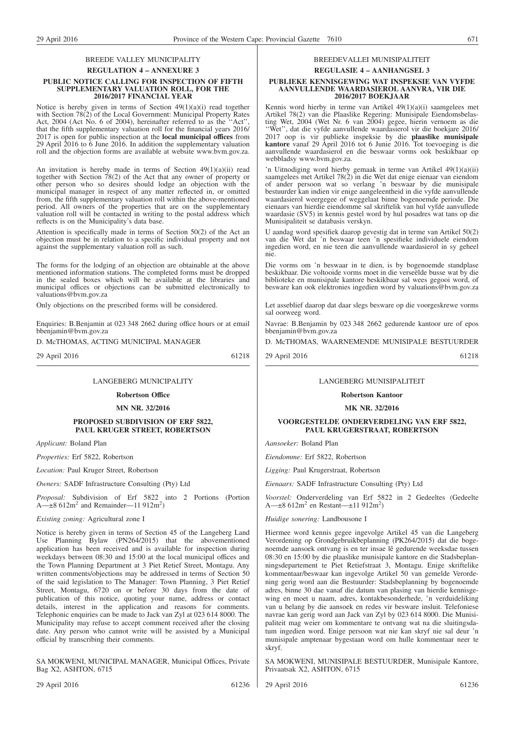BREEDE VALLEY MUNICIPALITY

**REGULATION 4 – ANNEXURE 3**

**PUBLIC NOTICE CALLING FOR INSPECTION OF FIFTH SUPPLEMENTARY VALUATION ROLL, FOR THE 2016/2017 FINANCIAL YEAR**

Notice is hereby given in terms of Section 49(1)(a)(i) read together with Section 78(2) of the Local Government: Municipal Property Rates Act, 2004 (Act No. 6 of 2004), hereinafter referred to as the ''Act'', that the fifth supplementary valuation roll for the financial years 2016/2017 is open for public inspection at the **local municipal offices** from 29 April 2016 to 6 June 2016. In addition the supplementary valuation roll and the objection forms are available at website www.bvm.gov.za.

An invitation is hereby made in terms of Section 49(1)(a)(ii) read together with Section 78(2) of the Act that any owner of property or other person who so desires should lodge an objection with the municipal manager in respect of any matter reflected in, or omitted from, the fifth supplementary valuation roll within the above-mentioned period. All owners of the properties that are on the supplementary valuation roll will be contacted in writing to the postal address which reflects is on the Municipality's data base.

Attention is specifically made in terms of Section 50(2) of the Act an objection must be in relation to a specific individual property and not against the supplementary valuation roll as such.

The forms for the lodging of an objection are obtainable at the above mentioned information stations. The completed forms must be dropped in the sealed boxes which will be available at the libraries and municipal offices or objections can be submitted electronically to valuations@bvm.gov.za

Only objections on the prescribed forms will be considered.

Enquiries: B.Benjamin at 023 348 2662 during office hours or at email bbenjamin@bvm.gov.za

D. McTHOMAS, ACTING MUNICIPAL MANAGER

29 April 2016 61218

---

BREEDEVALLEI MUNISIPALITEIT

**REGULASIE 4 – AANHANGSEL 3**

**PUBLIEKE KENNISGEWING WAT INSPEKSIE VAN VYFDE AANVULLENDE WAARDASIEROL AANVRA, VIR DIE 2016/2017 BOEKJAAR**

Kennis word hierby in terme van Artikel 49(1)(a)(i) saamgelees met Artikel 78(2) van die Plaaslike Regering: Munisipale Eiendomsbelasting Wet, 2004 (Wet Nr. 6 van 2004) gegee, hierin vernoem as die ''Wet'', dat die vyfde aanvullende waardasierol vir die boekjare 2016/2017 oop is vir publieke inspeksie by die **plaaslike munisipale kantore** vanaf 29 April 2016 tot 6 Junie 2016. Tot toevoeging is die aanvullende waardasierol en die beswaar vorms ook beskikbaar op webbladsy www.bvm.gov.za.

'n Uitnodiging word hierby gemaak in terme van Artikel 49(1)(a)(ii) saamgelees met Artikel 78(2) in die Wet dat enige eienaar van eiendom of ander persoon wat so verlang 'n beswaar by die munisipale bestuurder kan indien vir enige aangeleentheid in die vyfde aanvullende waardasierol weergegee of weggelaat binne bogenoemde periode. Die eienaars van hierdie eiendomme sal skriftelik van hul vyfde aanvullede waardasie (SV5) in kennis gestel word by hul posadres wat tans op die Munisipaliteit se databasis verskyn.

U aandag word spesifiek daarop gevestig dat in terme van Artikel 50(2) van die Wet dat 'n beswaar teen 'n spesifieke individuele eiendom ingedien word, en nie teen die aanvullende waardasierol in sy geheel nie.

Die vorms om 'n beswaar in te dien, is by bogenoemde standplase beskikbaar. Die voltooide vorms moet in die verseëlde busse wat by die biblioteke en munisipale kantore beskikbaar sal wees gegooi word, of besware kan ook elektronies ingedien word by valuations@bvm.gov.za

Let asseblief daarop dat daar slegs besware op die voorgeskrewe vorms sal oorweeg word.

Navrae: B.Benjamin by 023 348 2662 gedurende kantoor ure of epos bbenjamin@bvm.gov.za

D. McTHOMAS, WAARNEMENDE MUNISIPALE BESTUURDER

29 April 2016 61218

---

LANGEBERG MUNICIPALITY

**Robertson Office**

**MN NR. 32/2016**

**PROPOSED SUBDIVISION OF ERF 5822, PAUL KRUGER STREET, ROBERTSON**

*Applicant:* Boland Plan

*Properties:* Erf 5822, Robertson

*Location:* Paul Kruger Street, Robertson

*Owners:* SADF Infrastructure Consulting (Pty) Ltd

*Proposal:* Subdivision of Erf 5822 into 2 Portions (Portion A—±8 612m$^2$ and Remainder—11 912m$^2$)

*Existing zoning:* Agricultural zone I

Notice is hereby given in terms of Section 45 of the Langeberg Land Use Planning Bylaw (PN264/2015) that the abovementioned application has been received and is available for inspection during weekdays between 08:30 and 15:00 at the local municipal offices and the Town Planning Department at 3 Piet Retief Street, Montagu. Any written comments/objections may be addressed in terms of Section 50 of the said legislation to The Manager: Town Planning, 3 Piet Retief Street, Montagu, 6720 on or before 30 days from the date of publication of this notice, quoting your name, address or contact details, interest in the application and reasons for comments. Telephonic enquiries can be made to Jack van Zyl at 023 614 8000. The Municipality may refuse to accept comment received after the closing date. Any person who cannot write will be assisted by a Municipal official by transcribing their comments.

SA MOKWENI, MUNICIPAL MANAGER, Municipal Offices, Private Bag X2, ASHTON, 6715

29 April 2016 61236

---

LANGEBERG MUNISIPALITEIT

**Robertson Kantoor**

**MK NR. 32/2016**

**VOORGESTELDE ONDERVERDELING VAN ERF 5822, PAUL KRUGERSTRAAT, ROBERTSON**

*Aansoeker:* Boland Plan

*Eiendomme:* Erf 5822, Robertson

*Ligging:* Paul Krugerstraat, Robertson

*Eienaars:* SADF Infrastructure Consulting (Pty) Ltd

*Voorstel:* Onderverdeling van Erf 5822 in 2 Gedeeltes (Gedeelte A—±8 612m$^2$ en Restant—±11 912m$^2$)

*Huidige sonering:* Landbousone I

Hiermee word kennis gegee ingevolge Artikel 45 van die Langeberg Verordening op Grondgebruikbeplanning (PK264/2015) dat die bogenoemde aansoek ontvang is en ter insae lê gedurende weeksdae tussen 08:30 en 15:00 by die plaaslike munisipale kantore en die Stadsbeplanningsdepartement te Piet Retiefstraat 3, Montagu. Enige skriftelike kommentaar/beswaar kan ingevolge Artikel 50 van gemelde Verordening gerig word aan die Bestuurder: Stadsbeplanning by bogenoemde adres, binne 30 dae vanaf die datum van plasing van hierdie kennisgewing en moet u naam, adres, kontakbesonderhede, 'n verduideliking van u belang by die aansoek en redes vir besware insluit. Telefoniese navrae kan gerig word aan Jack van Zyl by 023 614 8000. Die Munisipaliteit mag weier om kommentare te ontvang wat na die sluitingsdatum ingedien word. Enige persoon wat nie kan skryf nie sal deur 'n munisipale amptenaar bygestaan word om hulle kommentaar neer te skryf.

SA MOKWENI, MUNISIPALE BESTUURDER, Munisipale Kantore, Privaatsak X2, ASHTON, 6715

29 April 2016 61236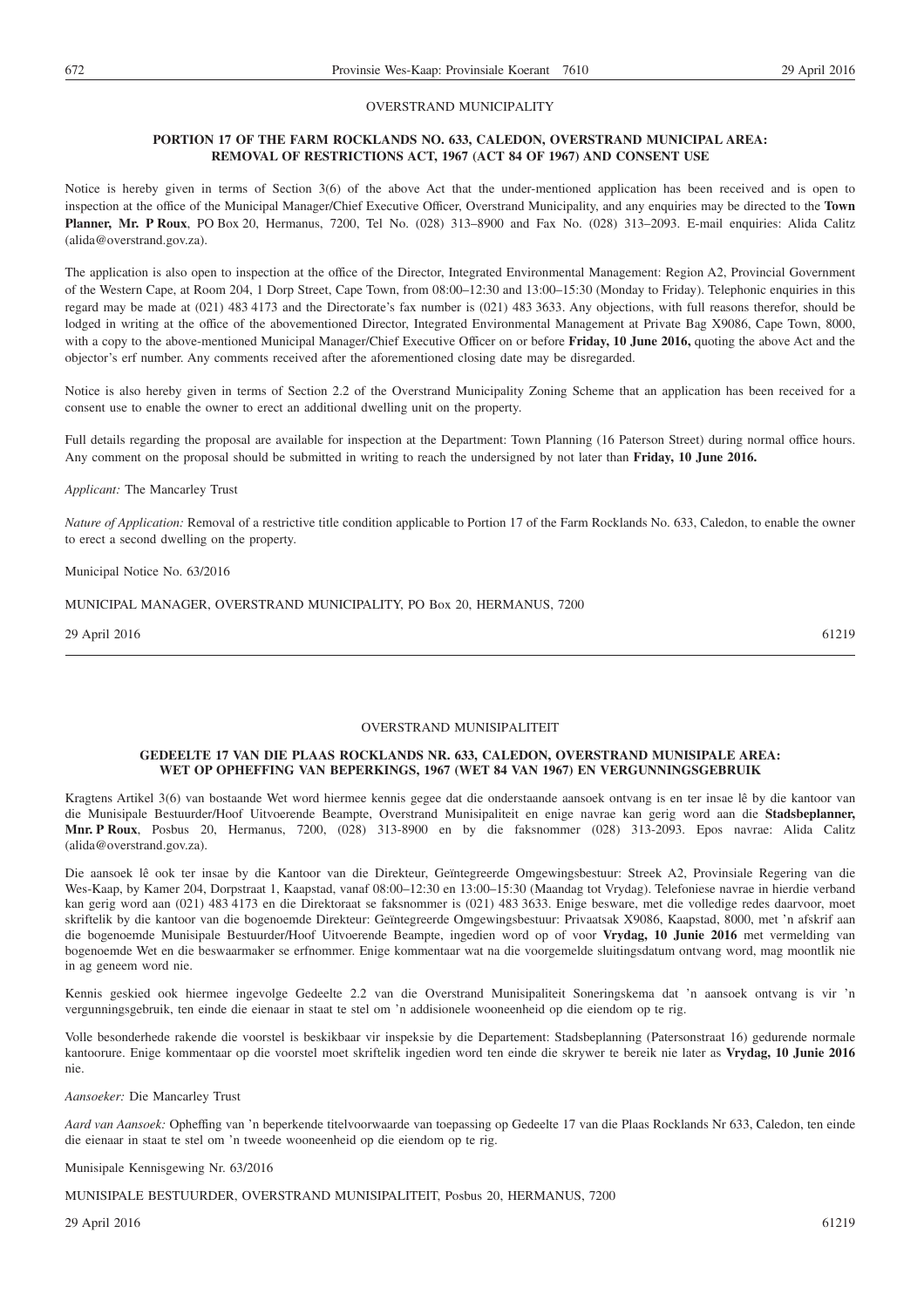OVERSTRAND MUNICIPALITY

**PORTION 17 OF THE FARM ROCKLANDS NO. 633, CALEDON, OVERSTRAND MUNICIPAL AREA: REMOVAL OF RESTRICTIONS ACT, 1967 (ACT 84 OF 1967) AND CONSENT USE**

Notice is hereby given in terms of Section 3(6) of the above Act that the under-mentioned application has been received and is open to inspection at the office of the Municipal Manager/Chief Executive Officer, Overstrand Municipality, and any enquiries may be directed to the **Town Planner, Mr. P Roux**, PO Box 20, Hermanus, 7200, Tel No. (028) 313–8900 and Fax No. (028) 313–2093. E-mail enquiries: Alida Calitz (alida@overstrand.gov.za).

The application is also open to inspection at the office of the Director, Integrated Environmental Management: Region A2, Provincial Government of the Western Cape, at Room 204, 1 Dorp Street, Cape Town, from 08:00–12:30 and 13:00–15:30 (Monday to Friday). Telephonic enquiries in this regard may be made at (021) 483 4173 and the Directorate's fax number is (021) 483 3633. Any objections, with full reasons therefor, should be lodged in writing at the office of the abovementioned Director, Integrated Environmental Management at Private Bag X9086, Cape Town, 8000, with a copy to the above-mentioned Municipal Manager/Chief Executive Officer on or before **Friday, 10 June 2016,** quoting the above Act and the objector's erf number. Any comments received after the aforementioned closing date may be disregarded.

Notice is also hereby given in terms of Section 2.2 of the Overstrand Municipality Zoning Scheme that an application has been received for a consent use to enable the owner to erect an additional dwelling unit on the property.

Full details regarding the proposal are available for inspection at the Department: Town Planning (16 Paterson Street) during normal office hours. Any comment on the proposal should be submitted in writing to reach the undersigned by not later than **Friday, 10 June 2016.**

*Applicant:* The Mancarley Trust

*Nature of Application:* Removal of a restrictive title condition applicable to Portion 17 of the Farm Rocklands No. 633, Caledon, to enable the owner to erect a second dwelling on the property.

Municipal Notice No. 63/2016

MUNICIPAL MANAGER, OVERSTRAND MUNICIPALITY, PO Box 20, HERMANUS, 7200

29 April 2016 61219

---

OVERSTRAND MUNISIPALITEIT

**GEDEELTE 17 VAN DIE PLAAS ROCKLANDS NR. 633, CALEDON, OVERSTRAND MUNISIPALE AREA: WET OP OPHEFFING VAN BEPERKINGS, 1967 (WET 84 VAN 1967) EN VERGUNNINGSGEBRUIK**

Kragtens Artikel 3(6) van bostaande Wet word hiermee kennis gegee dat die onderstaande aansoek ontvang is en ter insae lê by die kantoor van die Munisipale Bestuurder/Hoof Uitvoerende Beampte, Overstrand Munisipaliteit en enige navrae kan gerig word aan die **Stadsbeplanner, Mnr. P Roux**, Posbus 20, Hermanus, 7200, (028) 313-8900 en by die faksnommer (028) 313-2093. Epos navrae: Alida Calitz (alida@overstrand.gov.za).

Die aansoek lê ook ter insae by die Kantoor van die Direkteur, Geïntegreerde Omgewingsbestuur: Streek A2, Provinsiale Regering van die Wes-Kaap, by Kamer 204, Dorpstraat 1, Kaapstad, vanaf 08:00–12:30 en 13:00–15:30 (Maandag tot Vrydag). Telefoniese navrae in hierdie verband kan gerig word aan (021) 483 4173 en die Direktoraat se faksnommer is (021) 483 3633. Enige besware, met die volledige redes daarvoor, moet skriftelik by die kantoor van die bogenoemde Direkteur: Geïntegreerde Omgewingsbestuur: Privaatsak X9086, Kaapstad, 8000, met 'n afskrif aan die bogenoemde Munisipale Bestuurder/Hoof Uitvoerende Beampte, ingedien word op of voor **Vrydag, 10 Junie 2016** met vermelding van bogenoemde Wet en die beswaarmaker se erfnommer. Enige kommentaar wat na die voorgemelde sluitingsdatum ontvang word, mag moontlik nie in ag geneem word nie.

Kennis geskied ook hiermee ingevolge Gedeelte 2.2 van die Overstrand Munisipaliteit Soneringskema dat 'n aansoek ontvang is vir 'n vergunningsgebruik, ten einde die eienaar in staat te stel om 'n addisionele wooneenheid op die eiendom op te rig.

Volle besonderhede rakende die voorstel is beskikbaar vir inspeksie by die Departement: Stadsbeplanning (Patersonstraat 16) gedurende normale kantoorure. Enige kommentaar op die voorstel moet skriftelik ingedien word ten einde die skrywer te bereik nie later as **Vrydag, 10 Junie 2016** nie.

*Aansoeker:* Die Mancarley Trust

*Aard van Aansoek:* Opheffing van 'n beperkende titelvoorwaarde van toepassing op Gedeelte 17 van die Plaas Rocklands Nr 633, Caledon, ten einde die eienaar in staat te stel om 'n tweede wooneenheid op die eiendom op te rig.

Munisipale Kennisgewing Nr. 63/2016

MUNISIPALE BESTUURDER, OVERSTRAND MUNISIPALITEIT, Posbus 20, HERMANUS, 7200

29 April 2016 61219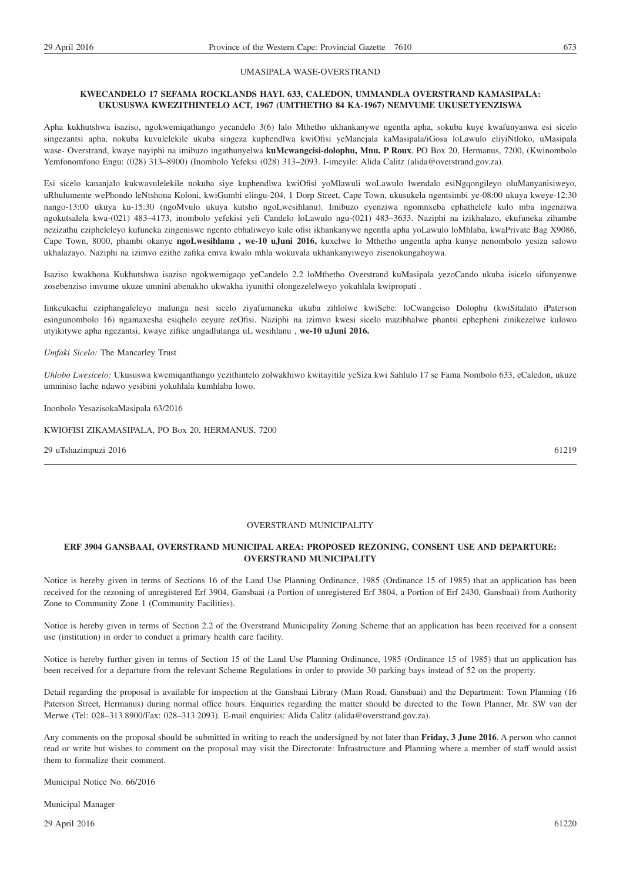UMASIPALA WASE-OVERSTRAND

**KWECANDELO 17 SEFAMA ROCKLANDS HAYI. 633, CALEDON, UMMANDLA OVERSTRAND KAMASIPALA: UKUSUSWA KWEZITHINTELO ACT, 1967 (UMTHETHO 84 KA-1967) NEMVUME UKUSETYENZISWA**

Apha kukhutshwa isaziso, ngokwemiqathango yecandelo 3(6) lalo Mthetho ukhankanywe ngentla apha, sokuba kuye kwafunyanwa esi sicelo singezantsi apha, nokuba kuvulelekile ukuba singeza kuphendlwa kwiOfisi yeManejala kaMasipala/iGosa loLawulo eliyiNtloko, uMasipala wase- Overstrand, kwaye nayiphi na imibuzo ingathunyelwa **kuMcwangcisi-dolophu, Mnu. P Roux**, PO Box 20, Hermanus, 7200, (Kwinombolo Yemfonomfono Engu: (028) 313–8900) (Inombolo Yefeksi (028) 313–2093. I-imeyile: Alida Calitz (alida@overstrand.gov.za).

Esi sicelo kananjalo kukwavulelekile nokuba siye kuphendlwa kwiOfisi yoMlawuli woLawulo lwendalo esiNgqongileyo oluManyanisiweyo, uRhulumente wePhondo leNtshona Koloni, kwiGumbi elingu-204, 1 Dorp Street, Cape Town, ukusukela ngentsimbi ye-08:00 ukuya kweye-12:30 nango-13:00 ukuya ku-15:30 (ngoMvulo ukuya kutsho ngoLwesihlanu). Imibuzo eyenziwa ngomnxeba ephathelele kulo mba ingenziwa ngokutsalela kwa-(021) 483–4173, inombolo yefekisi yeli Candelo loLawulo ngu-(021) 483–3633. Naziphi na izikhalazo, ekufuneka zihambe nezizathu ezipheleleyo kufuneka zingeniswe ngento ebhaliweyo kule ofisi ikhankanywe ngentla apha yoLawulo loMhlaba, kwaPrivate Bag X9086, Cape Town, 8000, phambi okanye **ngoLwesihlanu , we-10 uJuni 2016,** kuxelwe lo Mthetho ungentla apha kunye nenombolo yesiza salowo ukhalazayo. Naziphi na izimvo ezithe zafika emva kwalo mhla wokuvala ukhankanyiweyo zisenokungahoywa.

Isaziso kwakhona Kukhutshwa isaziso ngokwemigaqo yeCandelo 2.2 loMthetho Overstrand kuMasipala yezoCando ukuba isicelo sifunyenwe zosebenziso imvume ukuze umnini abenakho ukwakha iyunithi olongezelelweyo yokuhlala kwipropati .

Iinkcukacha eziphangaleleyo malunga nesi sicelo ziyafumaneka ukuba zihlolwe kwiSebe: loCwangciso Dolophu (kwiSitalato iPaterson esingunombolo 16) ngamaxesha esiqhelo eeyure zeOfisi. Naziphi na izimvo kwesi sicelo mazibhalwe phantsi ephepheni zinikezelwe kulowo utyikitywe apha ngezantsi, kwaye zifike ungadlulanga uL wesihlanu , **we-10 uJuni 2016.**

*Umfaki Sicelo:* The Mancarley Trust

*Uhlobo Lwesicelo:* Ukususwa kwemiqanthango yezithintelo zolwakhiwo kwitayitile yeSiza kwi Sahlulo 17 se Fama Nombolo 633, eCaledon, ukuze umnniniso lache ndawo yesibini yokuhlala kumhlaba lowo.

Inonbolo YesazisokaMasipala 63/2016

KWIOFISI ZIKAMASIPALA, PO Box 20, HERMANUS, 7200

29 uTshazimpuzi 2016 61219

---

OVERSTRAND MUNICIPALITY

**ERF 3904 GANSBAAI, OVERSTRAND MUNICIPAL AREA: PROPOSED REZONING, CONSENT USE AND DEPARTURE: OVERSTRAND MUNICIPALITY**

Notice is hereby given in terms of Sections 16 of the Land Use Planning Ordinance, 1985 (Ordinance 15 of 1985) that an application has been received for the rezoning of unregistered Erf 3904, Gansbaai (a Portion of unregistered Erf 3804, a Portion of Erf 2430, Gansbaai) from Authority Zone to Community Zone 1 (Community Facilities).

Notice is hereby given in terms of Section 2.2 of the Overstrand Municipality Zoning Scheme that an application has been received for a consent use (institution) in order to conduct a primary health care facility.

Notice is hereby further given in terms of Section 15 of the Land Use Planning Ordinance, 1985 (Ordinance 15 of 1985) that an application has been received for a departure from the relevant Scheme Regulations in order to provide 30 parking bays instead of 52 on the property.

Detail regarding the proposal is available for inspection at the Gansbaai Library (Main Road, Gansbaai) and the Department: Town Planning (16 Paterson Street, Hermanus) during normal office hours. Enquiries regarding the matter should be directed to the Town Planner, Mr. SW van der Merwe (Tel: 028–313 8900/Fax: 028–313 2093). E-mail enquiries: Alida Calitz (alida@overstrand.gov.za).

Any comments on the proposal should be submitted in writing to reach the undersigned by not later than **Friday, 3 June 2016**. A person who cannot read or write but wishes to comment on the proposal may visit the Directorate: Infrastructure and Planning where a member of staff would assist them to formalize their comment.

Municipal Notice No. 66/2016

Municipal Manager

29 April 2016 61220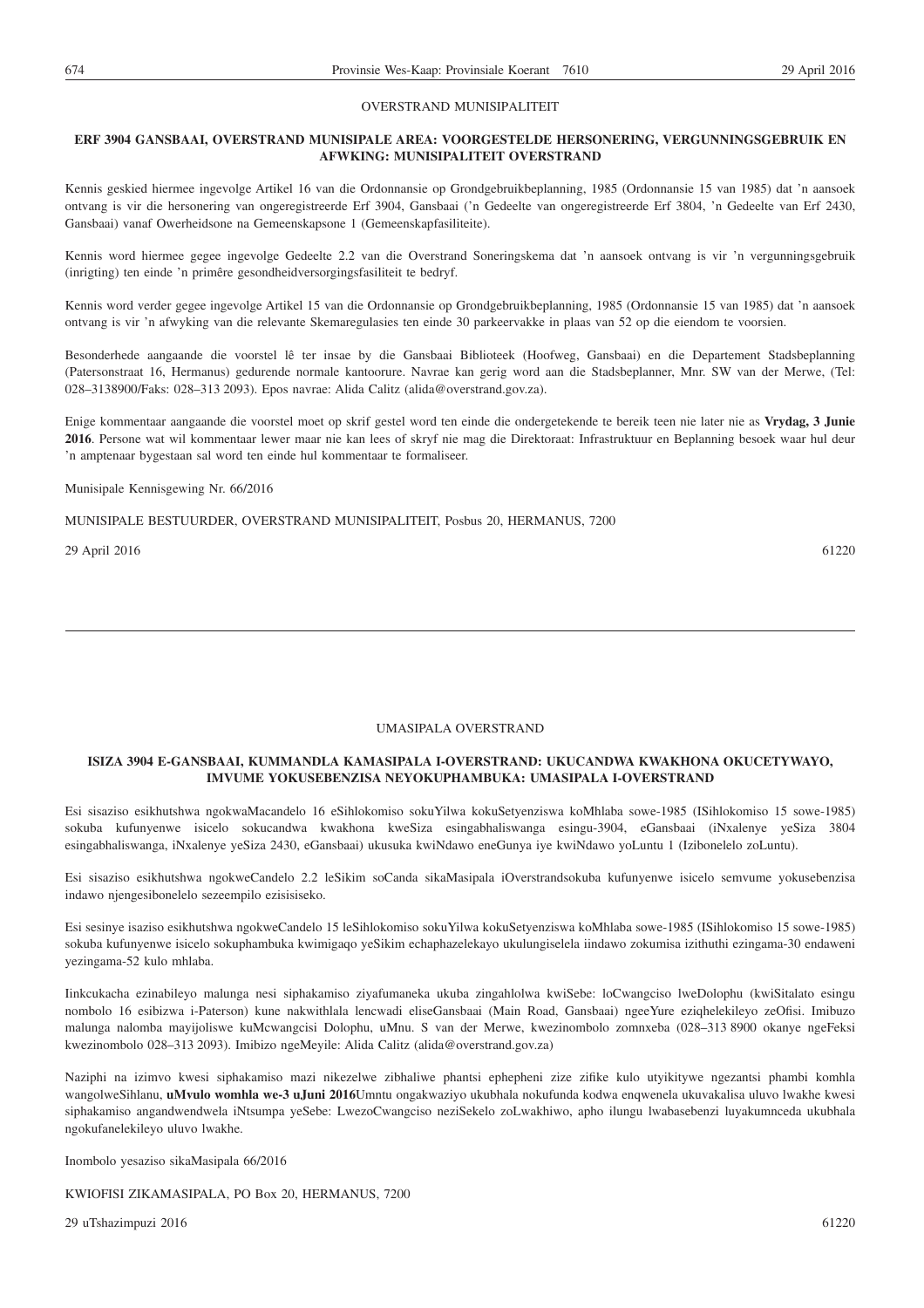OVERSTRAND MUNISIPALITEIT

**ERF 3904 GANSBAAI, OVERSTRAND MUNISIPALE AREA: VOORGESTELDE HERSONERING, VERGUNNINGSGEBRUIK EN AFWKING: MUNISIPALITEIT OVERSTRAND**

Kennis geskied hiermee ingevolge Artikel 16 van die Ordonnansie op Grondgebruikbeplanning, 1985 (Ordonnansie 15 van 1985) dat 'n aansoek ontvang is vir die hersonering van ongeregistreerde Erf 3904, Gansbaai ('n Gedeelte van ongeregistreerde Erf 3804, 'n Gedeelte van Erf 2430, Gansbaai) vanaf Owerheidsone na Gemeenskapsone 1 (Gemeenskapfasiliteite).

Kennis word hiermee gegee ingevolge Gedeelte 2.2 van die Overstrand Soneringskema dat 'n aansoek ontvang is vir 'n vergunningsgebruik (inrigting) ten einde 'n primêre gesondheidversorgingsfasiliteit te bedryf.

Kennis word verder gegee ingevolge Artikel 15 van die Ordonnansie op Grondgebruikbeplanning, 1985 (Ordonnansie 15 van 1985) dat 'n aansoek ontvang is vir 'n afwyking van die relevante Skemaregulasies ten einde 30 parkeervakke in plaas van 52 op die eiendom te voorsien.

Besonderhede aangaande die voorstel lê ter insae by die Gansbaai Biblioteek (Hoofweg, Gansbaai) en die Departement Stadsbeplanning (Patersonstraat 16, Hermanus) gedurende normale kantoorure. Navrae kan gerig word aan die Stadsbeplanner, Mnr. SW van der Merwe, (Tel: 028–3138900/Faks: 028–313 2093). Epos navrae: Alida Calitz (alida@overstrand.gov.za).

Enige kommentaar aangaande die voorstel moet op skrif gestel word ten einde die ondergetekende te bereik teen nie later nie as **Vrydag, 3 Junie 2016**. Persone wat wil kommentaar lewer maar nie kan lees of skryf nie mag die Direktoraat: Infrastruktuur en Beplanning besoek waar hul deur 'n amptenaar bygestaan sal word ten einde hul kommentaar te formaliseer.

Munisipale Kennisgewing Nr. 66/2016

MUNISIPALE BESTUURDER, OVERSTRAND MUNISIPALITEIT, Posbus 20, HERMANUS, 7200

29 April 2016 61220

---

UMASIPALA OVERSTRAND

**ISIZA 3904 E-GANSBAAI, KUMMANDLA KAMASIPALA I-OVERSTRAND: UKUCANDWA KWAKHONA OKUCETYWAYO, IMVUME YOKUSEBENZISA NEYOKUPHAMBUKA: UMASIPALA I-OVERSTRAND**

Esi sisaziso esikhutshwa ngokwaMacandelo 16 eSihlokomiso sokuYilwa kokuSetyenziswa koMhlaba sowe-1985 (ISihlokomiso 15 sowe-1985) sokuba kufunyenwe isicelo sokucandwa kwakhona kweSiza esingabhaliswanga esingu-3904, eGansbaai (iNxalenye yeSiza 3804 esingabhaliswanga, iNxalenye yeSiza 2430, eGansbaai) ukusuka kwiNdawo eneGunya iye kwiNdawo yoLuntu 1 (Izibonelelo zoLuntu).

Esi sisaziso esikhutshwa ngokweCandelo 2.2 leSikim soCanda sikaMasipala iOverstrandsokuba kufunyenwe isicelo semvume yokusebenzisa indawo njengesibonelelo sezeempilo ezisisiseko.

Esi sesinye isaziso esikhutshwa ngokweCandelo 15 leSihlokomiso sokuYilwa kokuSetyenziswa koMhlaba sowe-1985 (ISihlokomiso 15 sowe-1985) sokuba kufunyenwe isicelo sokuphambuka kwimigaqo yeSikim echaphazelekayo ukulungiselela iindawo zokumisa izithuthi ezingama-30 endaweni yezingama-52 kulo mhlaba.

Iinkcukacha ezinabileyo malunga nesi siphakamiso ziyafumaneka ukuba zingahlolwa kwiSebe: loCwangciso lweDolophu (kwiSitalato esingu nombolo 16 esibizwa i-Paterson) kune nakwithlala lencwadi eliseGansbaai (Main Road, Gansbaai) ngeeYure eziqhelekileyo zeOfisi. Imibuzo malunga nalomba mayijoliswe kuMcwangcisi Dolophu, uMnu. S van der Merwe, kwezinombolo zomnxeba (028–313 8900 okanye ngeFeksi kwezinombolo 028–313 2093). Imibizo ngeMeyile: Alida Calitz (alida@overstrand.gov.za)

Naziphi na izimvo kwesi siphakamiso mazi nikezelwe zibhaliwe phantsi ephepheni zize zifike kulo utyikitywe ngezantsi phambi komhla wangolweSihlanu, **uMvulo womhla we-3 uJuni 2016**Umntu ongakwaziyo ukubhala nokufunda kodwa enqwenela ukuvakalisa uluvo lwakhe kwesi siphakamiso angandwendwela iNtsumpa yeSebe: LwezoCwangciso neziSekelo zoLwakhiwo, apho ilungu lwabasebenzi luyakumnceda ukubhala ngokufanelekileyo uluvo lwakhe.

Inombolo yesaziso sikaMasipala 66/2016

KWIOFISI ZIKAMASIPALA, PO Box 20, HERMANUS, 7200

29 uTshazimpuzi 2016 61220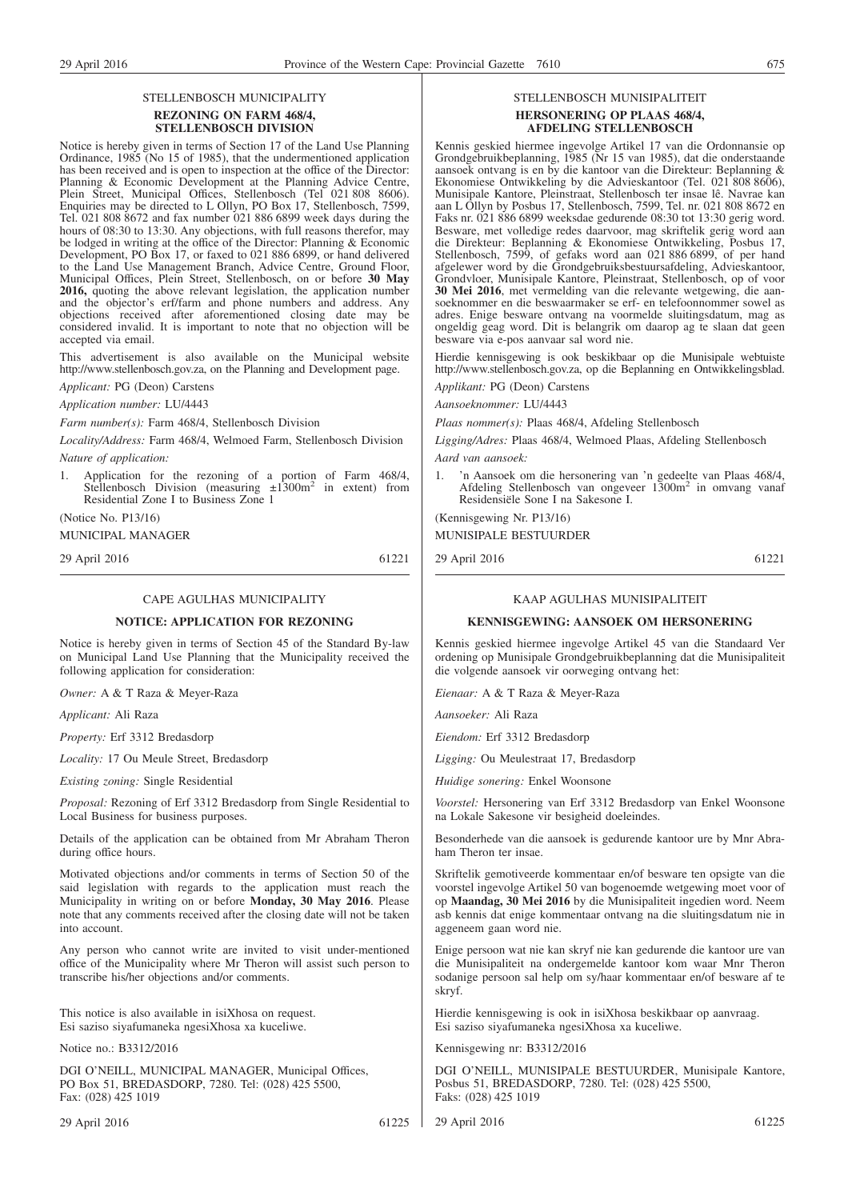## STELLENBOSCH MUNICIPALITY

### REZONING ON FARM 468/4, STELLENBOSCH DIVISION

Notice is hereby given in terms of Section 17 of the Land Use Planning Ordinance, 1985 (No 15 of 1985), that the undermentioned application has been received and is open to inspection at the office of the Director: Planning & Economic Development at the Planning Advice Centre, Plein Street, Municipal Offices, Stellenbosch (Tel 021 808 8606). Enquiries may be directed to L Ollyn, PO Box 17, Stellenbosch, 7599, Tel. 021 808 8672 and fax number 021 886 6899 week days during the hours of 08:30 to 13:30. Any objections, with full reasons therefor, may be lodged in writing at the office of the Director: Planning & Economic Development, PO Box 17, or faxed to 021 886 6899, or hand delivered to the Land Use Management Branch, Advice Centre, Ground Floor, Municipal Offices, Plein Street, Stellenbosch, on or before **30 May 2016,** quoting the above relevant legislation, the application number and the objector's erf/farm and phone numbers and address. Any objections received after aforementioned closing date may be considered invalid. It is important to note that no objection will be accepted via email.

This advertisement is also available on the Municipal website http://www.stellenbosch.gov.za, on the Planning and Development page.

*Applicant:* PG (Deon) Carstens

*Application number:* LU/4443

*Farm number(s):* Farm 468/4, Stellenbosch Division

*Locality/Address:* Farm 468/4, Welmoed Farm, Stellenbosch Division

*Nature of application:*

1. Application for the rezoning of a portion of Farm 468/4, Stellenbosch Division (measuring ±1300m$^2$ in extent) from Residential Zone I to Business Zone 1

(Notice No. P13/16)

MUNICIPAL MANAGER

29 April 2016 61221

## STELLENBOSCH MUNISIPALITEIT

### HERSONERING OP PLAAS 468/4, AFDELING STELLENBOSCH

Kennis geskied hiermee ingevolge Artikel 17 van die Ordonnansie op Grondgebruikbeplanning, 1985 (Nr 15 van 1985), dat die onderstaande aansoek ontvang is en by die kantoor van die Direkteur: Beplanning & Ekonomiese Ontwikkeling by die Advieskantoor (Tel. 021 808 8606), Munisipale Kantore, Pleinstraat, Stellenbosch ter insae lê. Navrae kan aan L Ollyn by Posbus 17, Stellenbosch, 7599, Tel. nr. 021 808 8672 en Faks nr. 021 886 6899 weeksdae gedurende 08:30 tot 13:30 gerig word. Besware, met volledige redes daarvoor, mag skriftelik gerig word aan die Direkteur: Beplanning & Ekonomiese Ontwikkeling, Posbus 17, Stellenbosch, 7599, of gefaks word aan 021 886 6899, of per hand afgelewer word by die Grondgebruiksbestuursafdeling, Advieskantoor, Grondvloer, Munisipale Kantore, Pleinstraat, Stellenbosch, op of voor **30 Mei 2016**, met vermelding van die relevante wetgewing, die aansoeknommer en die beswaarmaker se erf- en telefoonnommer sowel as adres. Enige besware ontvang na voormelde sluitingsdatum, mag as ongeldig geag word. Dit is belangrik om daarop ag te slaan dat geen besware via e-pos aanvaar sal word nie.

Hierdie kennisgewing is ook beskikbaar op die Munisipale webtuiste http://www.stellenbosch.gov.za, op die Beplanning en Ontwikkelingsblad.

*Applikant:* PG (Deon) Carstens

*Aansoeknommer:* LU/4443

*Plaas nommer(s):* Plaas 468/4, Afdeling Stellenbosch

*Ligging/Adres:* Plaas 468/4, Welmoed Plaas, Afdeling Stellenbosch

*Aard van aansoek:*

1. 'n Aansoek om die hersonering van 'n gedeelte van Plaas 468/4, Afdeling Stellenbosch van ongeveer 1300m$^2$ in omvang vanaf Residensiële Sone I na Sakesone I.

(Kennisgewing Nr. P13/16)

MUNISIPALE BESTUURDER

29 April 2016 61221

## CAPE AGULHAS MUNICIPALITY

### NOTICE: APPLICATION FOR REZONING

Notice is hereby given in terms of Section 45 of the Standard By-law on Municipal Land Use Planning that the Municipality received the following application for consideration:

*Owner:* A & T Raza & Meyer-Raza

*Applicant:* Ali Raza

*Property:* Erf 3312 Bredasdorp

*Locality:* 17 Ou Meule Street, Bredasdorp

*Existing zoning:* Single Residential

*Proposal:* Rezoning of Erf 3312 Bredasdorp from Single Residential to Local Business for business purposes.

Details of the application can be obtained from Mr Abraham Theron during office hours.

Motivated objections and/or comments in terms of Section 50 of the said legislation with regards to the application must reach the Municipality in writing on or before **Monday, 30 May 2016**. Please note that any comments received after the closing date will not be taken into account.

Any person who cannot write are invited to visit under-mentioned office of the Municipality where Mr Theron will assist such person to transcribe his/her objections and/or comments.

This notice is also available in isiXhosa on request.
Esi saziso siyafumaneka ngesiXhosa xa kuceliwe.

Notice no.: B3312/2016

DGI O'NEILL, MUNICIPAL MANAGER, Municipal Offices, PO Box 51, BREDASDORP, 7280. Tel: (028) 425 5500, Fax: (028) 425 1019

29 April 2016 61225

## KAAP AGULHAS MUNISIPALITEIT

### KENNISGEWING: AANSOEK OM HERSONERING

Kennis geskied hiermee ingevolge Artikel 45 van die Standaard Verordening op Munisipale Grondgebruikbeplanning dat die Munisipaliteit die volgende aansoek vir oorweging ontvang het:

*Eienaar:* A & T Raza & Meyer-Raza

*Aansoeker:* Ali Raza

*Eiendom:* Erf 3312 Bredasdorp

*Ligging:* Ou Meulestraat 17, Bredasdorp

*Huidige sonering:* Enkel Woonsone

*Voorstel:* Hersonering van Erf 3312 Bredasdorp van Enkel Woonsone na Lokale Sakesone vir besigheid doeleindes.

Besonderhede van die aansoek is gedurende kantoor ure by Mnr Abraham Theron ter insae.

Skriftelik gemotiveerde kommentaar en/of besware ten opsigte van die voorstel ingevolge Artikel 50 van bogenoemde wetgewing moet voor of op **Maandag, 30 Mei 2016** by die Munisipaliteit ingedien word. Neem asb kennis dat enige kommentaar ontvang na die sluitingsdatum nie in aggeneem gaan word nie.

Enige persoon wat nie kan skryf nie kan gedurende die kantoor ure van die Munisipaliteit na ondergemelde kantoor kom waar Mnr Theron sodanige persoon sal help om sy/haar kommentaar en/of besware af te skryf.

Hierdie kennisgewing is ook in isiXhosa beskikbaar op aanvraag.
Esi saziso siyafumaneka ngesiXhosa xa kuceliwe.

Kennisgewing nr: B3312/2016

DGI O'NEILL, MUNISIPALE BESTUURDER, Munisipale Kantore, Posbus 51, BREDASDORP, 7280. Tel: (028) 425 5500, Faks: (028) 425 1019

29 April 2016 61225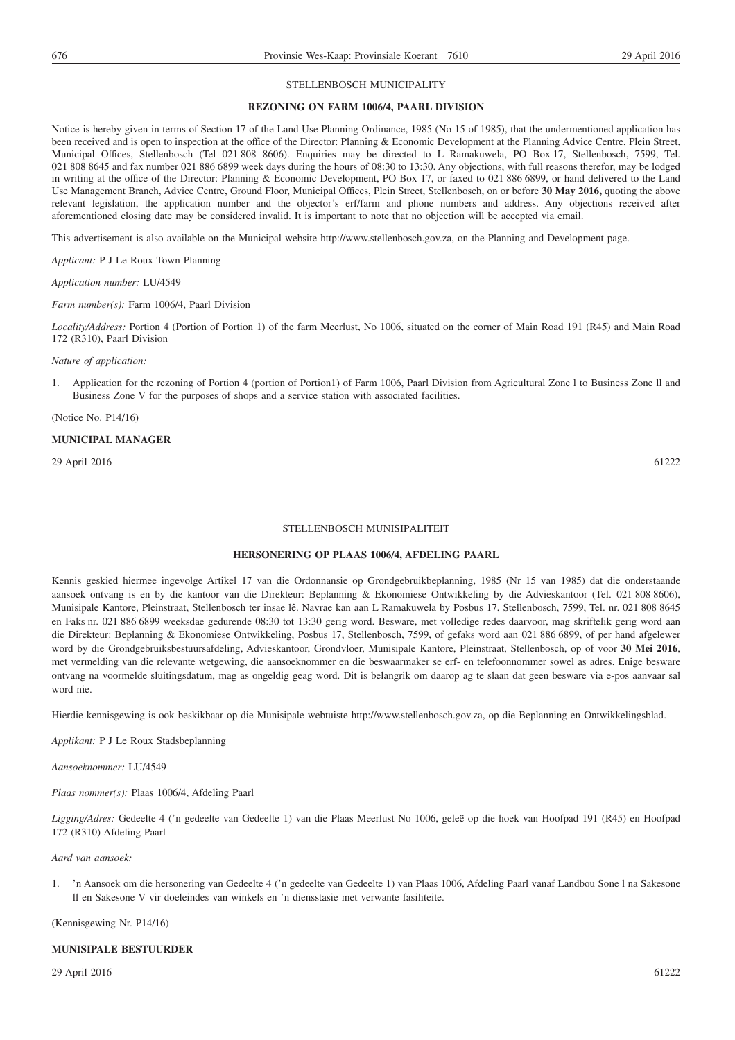STELLENBOSCH MUNICIPALITY

**REZONING ON FARM 1006/4, PAARL DIVISION**

Notice is hereby given in terms of Section 17 of the Land Use Planning Ordinance, 1985 (No 15 of 1985), that the undermentioned application has been received and is open to inspection at the office of the Director: Planning & Economic Development at the Planning Advice Centre, Plein Street, Municipal Offices, Stellenbosch (Tel 021 808 8606). Enquiries may be directed to L Ramakuwela, PO Box 17, Stellenbosch, 7599, Tel. 021 808 8645 and fax number 021 886 6899 week days during the hours of 08:30 to 13:30. Any objections, with full reasons therefor, may be lodged in writing at the office of the Director: Planning & Economic Development, PO Box 17, or faxed to 021 886 6899, or hand delivered to the Land Use Management Branch, Advice Centre, Ground Floor, Municipal Offices, Plein Street, Stellenbosch, on or before **30 May 2016,** quoting the above relevant legislation, the application number and the objector's erf/farm and phone numbers and address. Any objections received after aforementioned closing date may be considered invalid. It is important to note that no objection will be accepted via email.

This advertisement is also available on the Municipal website http://www.stellenbosch.gov.za, on the Planning and Development page.

*Applicant:* P J Le Roux Town Planning

*Application number:* LU/4549

*Farm number(s):* Farm 1006/4, Paarl Division

*Locality/Address:* Portion 4 (Portion of Portion 1) of the farm Meerlust, No 1006, situated on the corner of Main Road 191 (R45) and Main Road 172 (R310), Paarl Division

*Nature of application:*

1. Application for the rezoning of Portion 4 (portion of Portion1) of Farm 1006, Paarl Division from Agricultural Zone l to Business Zone ll and Business Zone V for the purposes of shops and a service station with associated facilities.

(Notice No. P14/16)

**MUNICIPAL MANAGER**

29 April 2016 61222

---

STELLENBOSCH MUNISIPALITEIT

**HERSONERING OP PLAAS 1006/4, AFDELING PAARL**

Kennis geskied hiermee ingevolge Artikel 17 van die Ordonnansie op Grondgebruikbeplanning, 1985 (Nr 15 van 1985) dat die onderstaande aansoek ontvang is en by die kantoor van die Direkteur: Beplanning & Ekonomiese Ontwikkeling by die Advieskantoor (Tel. 021 808 8606), Munisipale Kantore, Pleinstraat, Stellenbosch ter insae lê. Navrae kan aan L Ramakuwela by Posbus 17, Stellenbosch, 7599, Tel. nr. 021 808 8645 en Faks nr. 021 886 6899 weeksdae gedurende 08:30 tot 13:30 gerig word. Besware, met volledige redes daarvoor, mag skriftelik gerig word aan die Direkteur: Beplanning & Ekonomiese Ontwikkeling, Posbus 17, Stellenbosch, 7599, of gefaks word aan 021 886 6899, of per hand afgelewer word by die Grondgebruiksbestuursafdeling, Advieskantoor, Grondvloer, Munisipale Kantore, Pleinstraat, Stellenbosch, op of voor **30 Mei 2016**, met vermelding van die relevante wetgewing, die aansoeknommer en die beswaarmaker se erf- en telefoonnommer sowel as adres. Enige besware ontvang na voormelde sluitingsdatum, mag as ongeldig geag word. Dit is belangrik om daarop ag te slaan dat geen besware via e-pos aanvaar sal word nie.

Hierdie kennisgewing is ook beskikbaar op die Munisipale webtuiste http://www.stellenbosch.gov.za, op die Beplanning en Ontwikkelingsblad.

*Applikant:* P J Le Roux Stadsbeplanning

*Aansoeknommer:* LU/4549

*Plaas nommer(s):* Plaas 1006/4, Afdeling Paarl

*Ligging/Adres:* Gedeelte 4 ('n gedeelte van Gedeelte 1) van die Plaas Meerlust No 1006, geleë op die hoek van Hoofpad 191 (R45) en Hoofpad 172 (R310) Afdeling Paarl

*Aard van aansoek:*

1. 'n Aansoek om die hersonering van Gedeelte 4 ('n gedeelte van Gedeelte 1) van Plaas 1006, Afdeling Paarl vanaf Landbou Sone l na Sakesone ll en Sakesone V vir doeleindes van winkels en 'n diensstasie met verwante fasiliteite.

(Kennisgewing Nr. P14/16)

**MUNISIPALE BESTUURDER**

29 April 2016 61222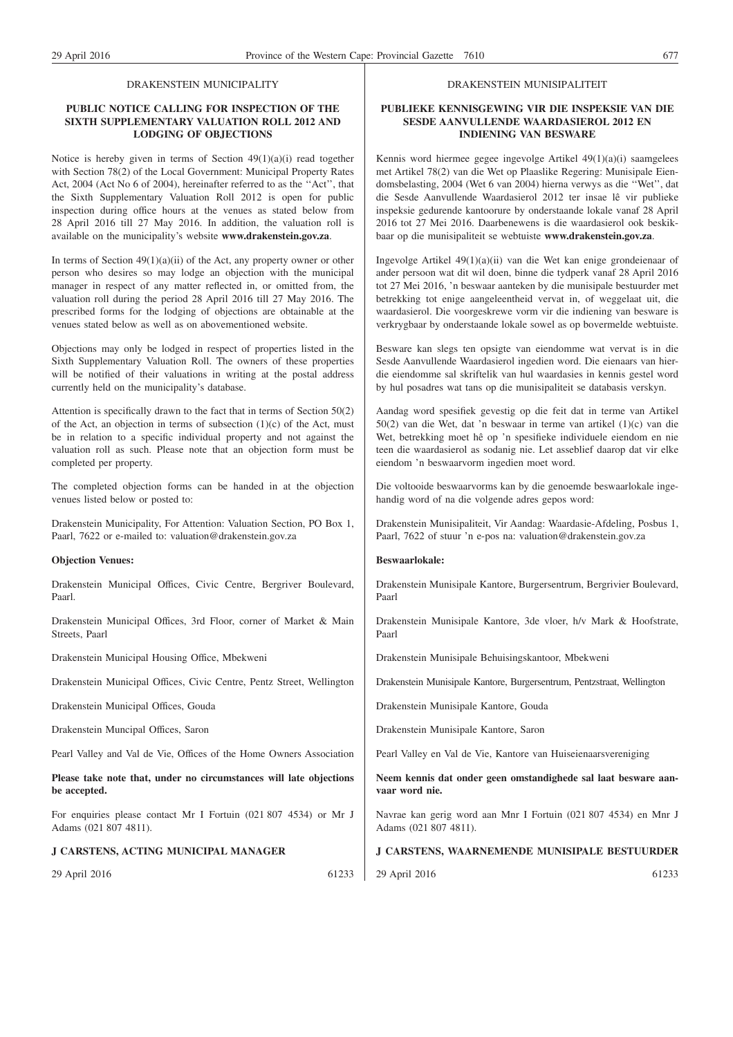DRAKENSTEIN MUNICIPALITY

**PUBLIC NOTICE CALLING FOR INSPECTION OF THE SIXTH SUPPLEMENTARY VALUATION ROLL 2012 AND LODGING OF OBJECTIONS**

Notice is hereby given in terms of Section 49(1)(a)(i) read together with Section 78(2) of the Local Government: Municipal Property Rates Act, 2004 (Act No 6 of 2004), hereinafter referred to as the ''Act'', that the Sixth Supplementary Valuation Roll 2012 is open for public inspection during office hours at the venues as stated below from 28 April 2016 till 27 May 2016. In addition, the valuation roll is available on the municipality's website **www.drakenstein.gov.za**.

In terms of Section 49(1)(a)(ii) of the Act, any property owner or other person who desires so may lodge an objection with the municipal manager in respect of any matter reflected in, or omitted from, the valuation roll during the period 28 April 2016 till 27 May 2016. The prescribed forms for the lodging of objections are obtainable at the venues stated below as well as on abovementioned website.

Objections may only be lodged in respect of properties listed in the Sixth Supplementary Valuation Roll. The owners of these properties will be notified of their valuations in writing at the postal address currently held on the municipality's database.

Attention is specifically drawn to the fact that in terms of Section 50(2) of the Act, an objection in terms of subsection (1)(c) of the Act, must be in relation to a specific individual property and not against the valuation roll as such. Please note that an objection form must be completed per property.

The completed objection forms can be handed in at the objection venues listed below or posted to:

Drakenstein Municipality, For Attention: Valuation Section, PO Box 1, Paarl, 7622 or e-mailed to: valuation@drakenstein.gov.za

**Objection Venues:**

Drakenstein Municipal Offices, Civic Centre, Bergriver Boulevard, Paarl.

Drakenstein Municipal Offices, 3rd Floor, corner of Market & Main Streets, Paarl

Drakenstein Municipal Housing Office, Mbekweni

Drakenstein Municipal Offices, Civic Centre, Pentz Street, Wellington

Drakenstein Municipal Offices, Gouda

Drakenstein Muncipal Offices, Saron

Pearl Valley and Val de Vie, Offices of the Home Owners Association

**Please take note that, under no circumstances will late objections be accepted.**

For enquiries please contact Mr I Fortuin (021 807 4534) or Mr J Adams (021 807 4811).

**J CARSTENS, ACTING MUNICIPAL MANAGER**

29 April 2016 61233

DRAKENSTEIN MUNISIPALITEIT

**PUBLIEKE KENNISGEWING VIR DIE INSPEKSIE VAN DIE SESDE AANVULLENDE WAARDASIEROL 2012 EN INDIENING VAN BESWARE**

Kennis word hiermee gegee ingevolge Artikel 49(1)(a)(i) saamgelees met Artikel 78(2) van die Wet op Plaaslike Regering: Munisipale Eiendomsbelasting, 2004 (Wet 6 van 2004) hierna verwys as die ''Wet'', dat die Sesde Aanvullende Waardasierol 2012 ter insae lê vir publieke inspeksie gedurende kantoorure by onderstaande lokale vanaf 28 April 2016 tot 27 Mei 2016. Daarbenewens is die waardasierol ook beskikbaar op die munisipaliteit se webtuiste **www.drakenstein.gov.za**.

Ingevolge Artikel 49(1)(a)(ii) van die Wet kan enige grondeienaar of ander persoon wat dit wil doen, binne die tydperk vanaf 28 April 2016 tot 27 Mei 2016, 'n beswaar aanteken by die munisipale bestuurder met betrekking tot enige aangeleentheid vervat in, of weggelaat uit, die waardasierol. Die voorgeskrewe vorm vir die indiening van besware is verkrygbaar by onderstaande lokale sowel as op bovermelde webtuiste.

Besware kan slegs ten opsigte van eiendomme wat vervat is in die Sesde Aanvullende Waardasierol ingedien word. Die eienaars van hierdie eiendomme sal skriftelik van hul waardasies in kennis gestel word by hul posadres wat tans op die munisipaliteit se databasis verskyn.

Aandag word spesifiek gevestig op die feit dat in terme van Artikel 50(2) van die Wet, dat 'n beswaar in terme van artikel (1)(c) van die Wet, betrekking moet hê op 'n spesifieke individuele eiendom en nie teen die waardasierol as sodanig nie. Let asseblief daarop dat vir elke eiendom 'n beswaarvorm ingedien moet word.

Die voltooide beswaarvorms kan by die genoemde beswaarlokale ingehandig word of na die volgende adres gepos word:

Drakenstein Munisipaliteit, Vir Aandag: Waardasie-Afdeling, Posbus 1, Paarl, 7622 of stuur 'n e-pos na: valuation@drakenstein.gov.za

**Beswaarlokale:**

Drakenstein Munisipale Kantore, Burgersentrum, Bergrivier Boulevard, Paarl

Drakenstein Munisipale Kantore, 3de vloer, h/v Mark & Hoofstrate, Paarl

Drakenstein Munisipale Behuisingskantoor, Mbekweni

Drakenstein Munisipale Kantore, Burgersentrum, Pentzstraat, Wellington

Drakenstein Munisipale Kantore, Gouda

Drakenstein Munisipale Kantore, Saron

Pearl Valley en Val de Vie, Kantore van Huiseienaarsvereniging

**Neem kennis dat onder geen omstandighede sal laat besware aanvaar word nie.**

Navrae kan gerig word aan Mnr I Fortuin (021 807 4534) en Mnr J Adams (021 807 4811).

**J CARSTENS, WAARNEMENDE MUNISIPALE BESTUURDER**

29 April 2016 61233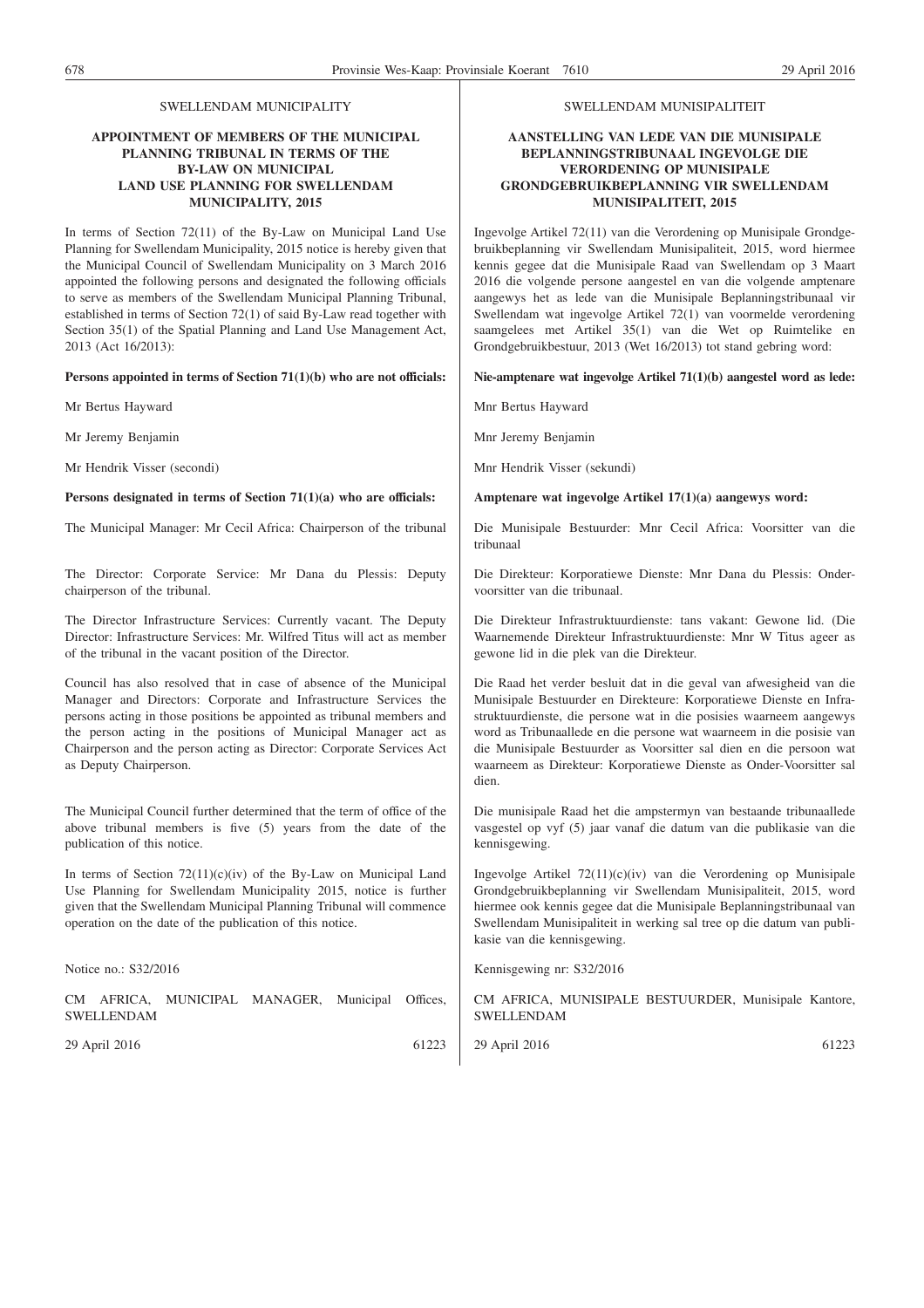SWELLENDAM MUNICIPALITY

**APPOINTMENT OF MEMBERS OF THE MUNICIPAL PLANNING TRIBUNAL IN TERMS OF THE BY-LAW ON MUNICIPAL LAND USE PLANNING FOR SWELLENDAM MUNICIPALITY, 2015**

In terms of Section 72(11) of the By-Law on Municipal Land Use Planning for Swellendam Municipality, 2015 notice is hereby given that the Municipal Council of Swellendam Municipality on 3 March 2016 appointed the following persons and designated the following officials to serve as members of the Swellendam Municipal Planning Tribunal, established in terms of Section 72(1) of said By-Law read together with Section 35(1) of the Spatial Planning and Land Use Management Act, 2013 (Act 16/2013):

**Persons appointed in terms of Section 71(1)(b) who are not officials:**

Mr Bertus Hayward

Mr Jeremy Benjamin

Mr Hendrik Visser (secondi)

**Persons designated in terms of Section 71(1)(a) who are officials:**

The Municipal Manager: Mr Cecil Africa: Chairperson of the tribunal

The Director: Corporate Service: Mr Dana du Plessis: Deputy chairperson of the tribunal.

The Director Infrastructure Services: Currently vacant. The Deputy Director: Infrastructure Services: Mr. Wilfred Titus will act as member of the tribunal in the vacant position of the Director.

Council has also resolved that in case of absence of the Municipal Manager and Directors: Corporate and Infrastructure Services the persons acting in those positions be appointed as tribunal members and the person acting in the positions of Municipal Manager act as Chairperson and the person acting as Director: Corporate Services Act as Deputy Chairperson.

The Municipal Council further determined that the term of office of the above tribunal members is five (5) years from the date of the publication of this notice.

In terms of Section 72(11)(c)(iv) of the By-Law on Municipal Land Use Planning for Swellendam Municipality 2015, notice is further given that the Swellendam Municipal Planning Tribunal will commence operation on the date of the publication of this notice.

Notice no.: S32/2016

CM AFRICA, MUNICIPAL MANAGER, Municipal Offices, SWELLENDAM

29 April 2016 61223

SWELLENDAM MUNISIPALITEIT

**AANSTELLING VAN LEDE VAN DIE MUNISIPALE BEPLANNINGSTRIBUNAAL INGEVOLGE DIE VERORDENING OP MUNISIPALE GRONDGEBRUIKBEPLANNING VIR SWELLENDAM MUNISIPALITEIT, 2015**

Ingevolge Artikel 72(11) van die Verordening op Munisipale Grondgebruikbeplanning vir Swellendam Munisipaliteit, 2015, word hiermee kennis gegee dat die Munisipale Raad van Swellendam op 3 Maart 2016 die volgende persone aangestel en van die volgende amptenare aangewys het as lede van die Munisipale Beplanningstribunaal vir Swellendam wat ingevolge Artikel 72(1) van voormelde verordening saamgelees met Artikel 35(1) van die Wet op Ruimtelike en Grondgebruikbestuur, 2013 (Wet 16/2013) tot stand gebring word:

**Nie-amptenare wat ingevolge Artikel 71(1)(b) aangestel word as lede:**

Mnr Bertus Hayward

Mnr Jeremy Benjamin

Mnr Hendrik Visser (sekundi)

**Amptenare wat ingevolge Artikel 17(1)(a) aangewys word:**

Die Munisipale Bestuurder: Mnr Cecil Africa: Voorsitter van die tribunaal

Die Direkteur: Korporatiewe Dienste: Mnr Dana du Plessis: Ondervoorsitter van die tribunaal.

Die Direkteur Infrastruktuurdienste: tans vakant: Gewone lid. (Die Waarnemende Direkteur Infrastruktuurdienste: Mnr W Titus ageer as gewone lid in die plek van die Direkteur.

Die Raad het verder besluit dat in die geval van afwesigheid van die Munisipale Bestuurder en Direkteure: Korporatiewe Dienste en Infrastruktuurdienste, die persone wat in die posisies waarneem aangewys word as Tribunaallede en die persone wat waarneem in die posisie van die Munisipale Bestuurder as Voorsitter sal dien en die persoon wat waarneem as Direkteur: Korporatiewe Dienste as Onder-Voorsitter sal dien.

Die munisipale Raad het die ampstermyn van bestaande tribunaallede vasgestel op vyf (5) jaar vanaf die datum van die publikasie van die kennisgewing.

Ingevolge Artikel 72(11)(c)(iv) van die Verordening op Munisipale Grondgebruikbeplanning vir Swellendam Munisipaliteit, 2015, word hiermee ook kennis gegee dat die Munisipale Beplanningstribunaal van Swellendam Munisipaliteit in werking sal tree op die datum van publikasie van die kennisgewing.

Kennisgewing nr: S32/2016

CM AFRICA, MUNISIPALE BESTUURDER, Munisipale Kantore, SWELLENDAM

29 April 2016 61223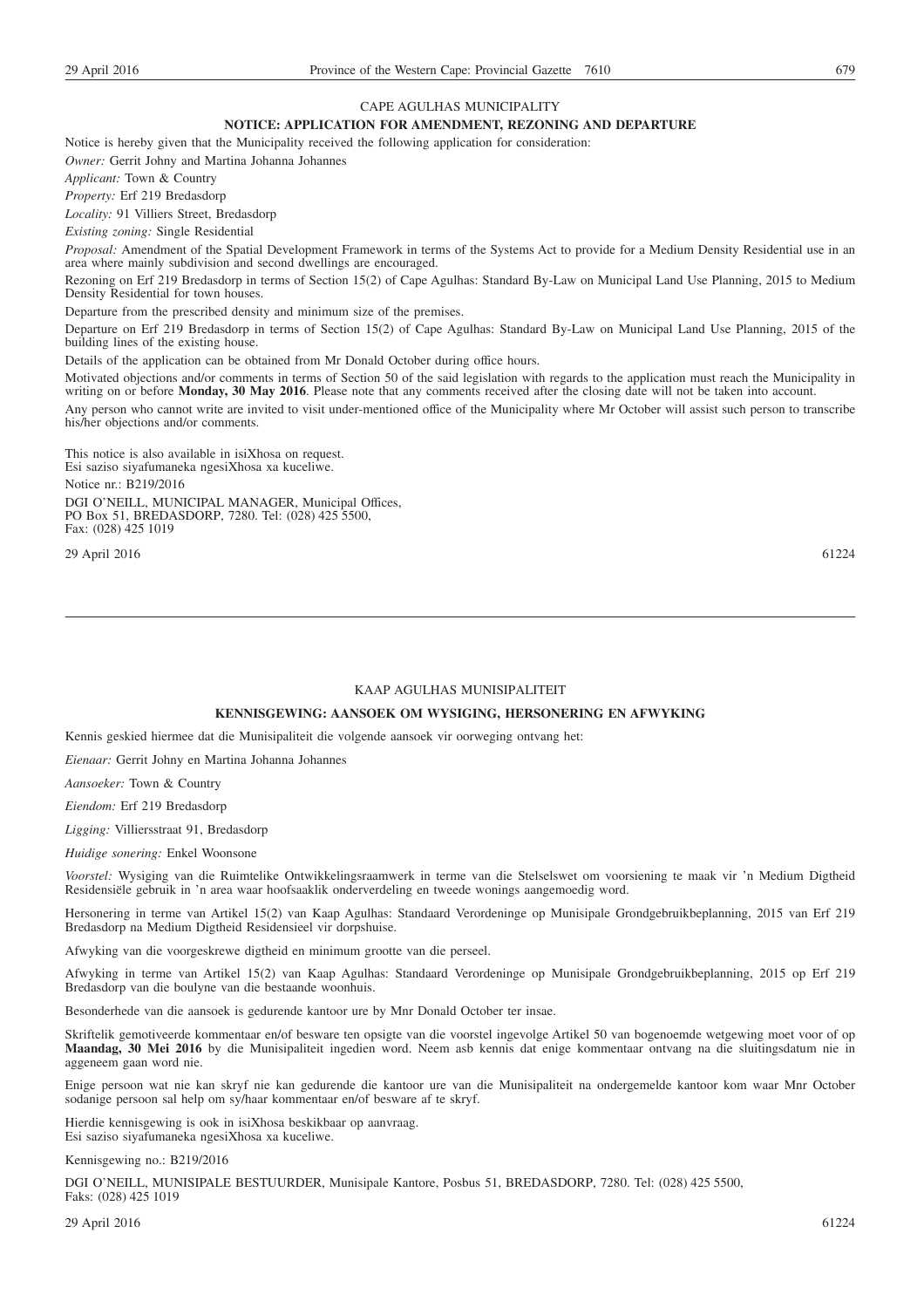CAPE AGULHAS MUNICIPALITY

**NOTICE: APPLICATION FOR AMENDMENT, REZONING AND DEPARTURE**

Notice is hereby given that the Municipality received the following application for consideration:

*Owner:* Gerrit Johny and Martina Johanna Johannes

*Applicant:* Town & Country

*Property:* Erf 219 Bredasdorp

*Locality:* 91 Villiers Street, Bredasdorp

*Existing zoning:* Single Residential

*Proposal:* Amendment of the Spatial Development Framework in terms of the Systems Act to provide for a Medium Density Residential use in an area where mainly subdivision and second dwellings are encouraged.

Rezoning on Erf 219 Bredasdorp in terms of Section 15(2) of Cape Agulhas: Standard By-Law on Municipal Land Use Planning, 2015 to Medium Density Residential for town houses.

Departure from the prescribed density and minimum size of the premises.

Departure on Erf 219 Bredasdorp in terms of Section 15(2) of Cape Agulhas: Standard By-Law on Municipal Land Use Planning, 2015 of the building lines of the existing house.

Details of the application can be obtained from Mr Donald October during office hours.

Motivated objections and/or comments in terms of Section 50 of the said legislation with regards to the application must reach the Municipality in writing on or before **Monday, 30 May 2016**. Please note that any comments received after the closing date will not be taken into account.

Any person who cannot write are invited to visit under-mentioned office of the Municipality where Mr October will assist such person to transcribe his/her objections and/or comments.

This notice is also available in isiXhosa on request.
Esi saziso siyafumaneka ngesiXhosa xa kuceliwe.

Notice nr.: B219/2016

DGI O'NEILL, MUNICIPAL MANAGER, Municipal Offices, PO Box 51, BREDASDORP, 7280. Tel: (028) 425 5500, Fax: (028) 425 1019

29 April 2016 61224

---

KAAP AGULHAS MUNISIPALITEIT

**KENNISGEWING: AANSOEK OM WYSIGING, HERSONERING EN AFWYKING**

Kennis geskied hiermee dat die Munisipaliteit die volgende aansoek vir oorweging ontvang het:

*Eienaar:* Gerrit Johny en Martina Johanna Johannes

*Aansoeker:* Town & Country

*Eiendom:* Erf 219 Bredasdorp

*Ligging:* Villiersstraat 91, Bredasdorp

*Huidige sonering:* Enkel Woonsone

*Voorstel:* Wysiging van die Ruimtelike Ontwikkelingsraamwerk in terme van die Stelselswet om voorsiening te maak vir 'n Medium Digtheid Residensiële gebruik in 'n area waar hoofsaaklik onderverdeling en tweede wonings aangemoedig word.

Hersonering in terme van Artikel 15(2) van Kaap Agulhas: Standaard Verordeninge op Munisipale Grondgebruikbeplanning, 2015 van Erf 219 Bredasdorp na Medium Digtheid Residensieel vir dorpshuise.

Afwyking van die voorgeskrewe digtheid en minimum grootte van die perseel.

Afwyking in terme van Artikel 15(2) van Kaap Agulhas: Standaard Verordeninge op Munisipale Grondgebruikbeplanning, 2015 op Erf 219 Bredasdorp van die boulyne van die bestaande woonhuis.

Besonderhede van die aansoek is gedurende kantoor ure by Mnr Donald October ter insae.

Skriftelik gemotiveerde kommentaar en/of besware ten opsigte van die voorstel ingevolge Artikel 50 van bogenoemde wetgewing moet voor of op **Maandag, 30 Mei 2016** by die Munisipaliteit ingedien word. Neem asb kennis dat enige kommentaar ontvang na die sluitingsdatum nie in aggeneem gaan word nie.

Enige persoon wat nie kan skryf nie kan gedurende die kantoor ure van die Munisipaliteit na ondergemelde kantoor kom waar Mnr October sodanige persoon sal help om sy/haar kommentaar en/of besware af te skryf.

Hierdie kennisgewing is ook in isiXhosa beskikbaar op aanvraag.
Esi saziso siyafumaneka ngesiXhosa xa kuceliwe.

Kennisgewing no.: B219/2016

DGI O'NEILL, MUNISIPALE BESTUURDER, Munisipale Kantore, Posbus 51, BREDASDORP, 7280. Tel: (028) 425 5500, Faks: (028) 425 1019

29 April 2016 61224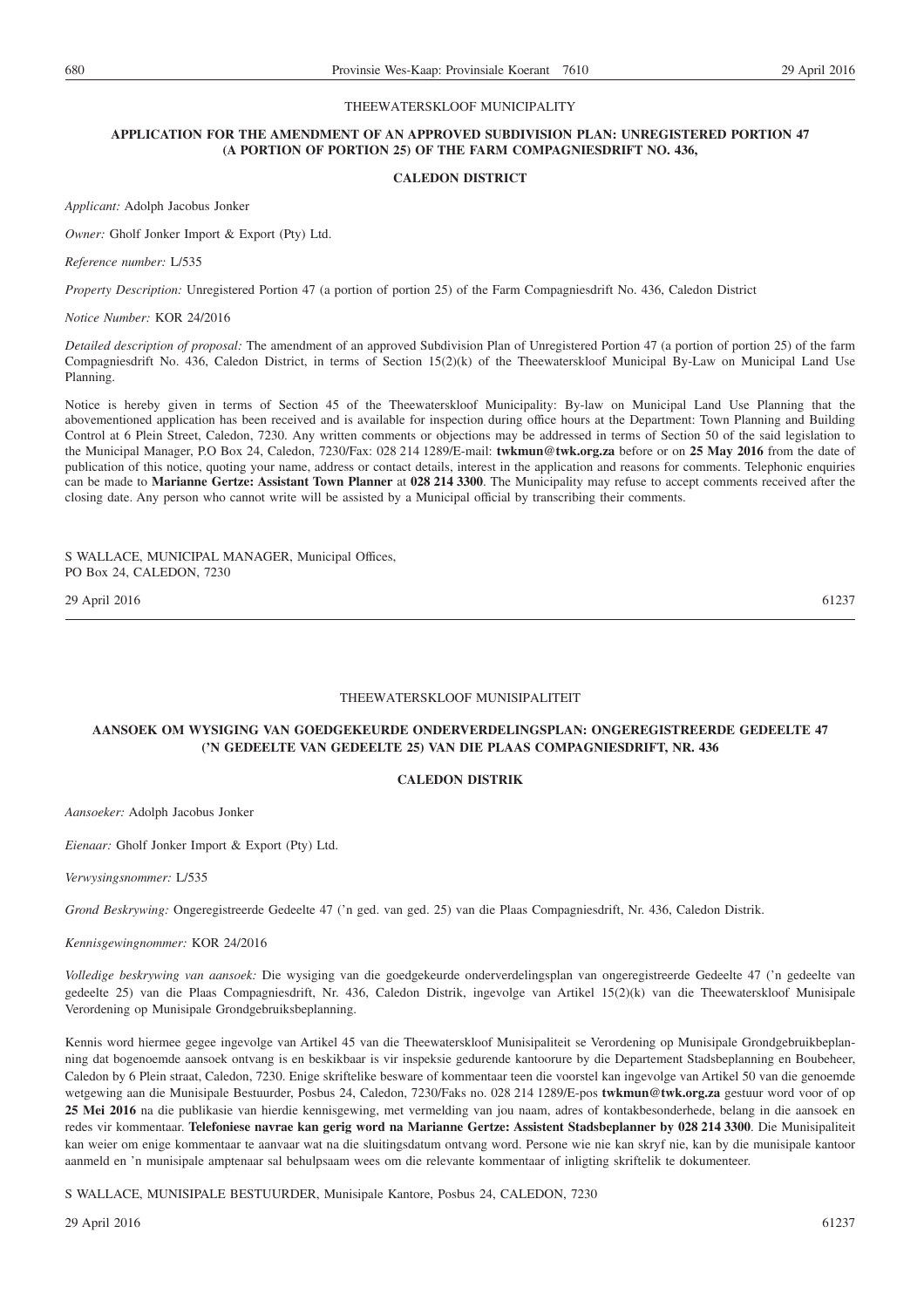THEEWATERSKLOOF MUNICIPALITY

**APPLICATION FOR THE AMENDMENT OF AN APPROVED SUBDIVISION PLAN: UNREGISTERED PORTION 47 (A PORTION OF PORTION 25) OF THE FARM COMPAGNIESDRIFT NO. 436,**

**CALEDON DISTRICT**

*Applicant:* Adolph Jacobus Jonker

*Owner:* Gholf Jonker Import & Export (Pty) Ltd.

*Reference number:* L/535

*Property Description:* Unregistered Portion 47 (a portion of portion 25) of the Farm Compagniesdrift No. 436, Caledon District

*Notice Number:* KOR 24/2016

*Detailed description of proposal:* The amendment of an approved Subdivision Plan of Unregistered Portion 47 (a portion of portion 25) of the farm Compagniesdrift No. 436, Caledon District, in terms of Section 15(2)(k) of the Theewaterskloof Municipal By-Law on Municipal Land Use Planning.

Notice is hereby given in terms of Section 45 of the Theewaterskloof Municipality: By-law on Municipal Land Use Planning that the abovementioned application has been received and is available for inspection during office hours at the Department: Town Planning and Building Control at 6 Plein Street, Caledon, 7230. Any written comments or objections may be addressed in terms of Section 50 of the said legislation to the Municipal Manager, P.O Box 24, Caledon, 7230/Fax: 028 214 1289/E-mail: **twkmun@twk.org.za** before or on **25 May 2016** from the date of publication of this notice, quoting your name, address or contact details, interest in the application and reasons for comments. Telephonic enquiries can be made to **Marianne Gertze: Assistant Town Planner** at **028 214 3300**. The Municipality may refuse to accept comments received after the closing date. Any person who cannot write will be assisted by a Municipal official by transcribing their comments.

S WALLACE, MUNICIPAL MANAGER, Municipal Offices, PO Box 24, CALEDON, 7230

29 April 2016 61237

---

THEEWATERSKLOOF MUNISIPALITEIT

**AANSOEK OM WYSIGING VAN GOEDGEKEURDE ONDERVERDELINGSPLAN: ONGEREGISTREERDE GEDEELTE 47 ('N GEDEELTE VAN GEDEELTE 25) VAN DIE PLAAS COMPAGNIESDRIFT, NR. 436**

**CALEDON DISTRIK**

*Aansoeker:* Adolph Jacobus Jonker

*Eienaar:* Gholf Jonker Import & Export (Pty) Ltd.

*Verwysingsnommer:* L/535

*Grond Beskrywing:* Ongeregistreerde Gedeelte 47 ('n ged. van ged. 25) van die Plaas Compagniesdrift, Nr. 436, Caledon Distrik.

*Kennisgewingnommer:* KOR 24/2016

*Volledige beskrywing van aansoek:* Die wysiging van die goedgekeurde onderverdelingsplan van ongeregistreerde Gedeelte 47 ('n gedeelte van gedeelte 25) van die Plaas Compagniesdrift, Nr. 436, Caledon Distrik, ingevolge van Artikel 15(2)(k) van die Theewaterskloof Munisipale Verordening op Munisipale Grondgebruiksbeplanning.

Kennis word hiermee gegee ingevolge van Artikel 45 van die Theewaterskloof Munisipaliteit se Verordening op Munisipale Grondgebruikbeplanning dat bogenoemde aansoek ontvang is en beskikbaar is vir inspeksie gedurende kantoorure by die Departement Stadsbeplanning en Boubeheer, Caledon by 6 Plein straat, Caledon, 7230. Enige skriftelike besware of kommentaar teen die voorstel kan ingevolge van Artikel 50 van die genoemde wetgewing aan die Munisipale Bestuurder, Posbus 24, Caledon, 7230/Faks no. 028 214 1289/E-pos **twkmun@twk.org.za** gestuur word voor of op **25 Mei 2016** na die publikasie van hierdie kennisgewing, met vermelding van jou naam, adres of kontakbesonderhede, belang in die aansoek en redes vir kommentaar. **Telefoniese navrae kan gerig word na Marianne Gertze: Assistent Stadsbeplanner by 028 214 3300**. Die Munisipaliteit kan weier om enige kommentaar te aanvaar wat na die sluitingsdatum ontvang word. Persone wie nie kan skryf nie, kan by die munisipale kantoor aanmeld en 'n munisipale amptenaar sal behulpsaam wees om die relevante kommentaar of inligting skriftelik te dokumenteer.

S WALLACE, MUNISIPALE BESTUURDER, Munisipale Kantore, Posbus 24, CALEDON, 7230

29 April 2016 61237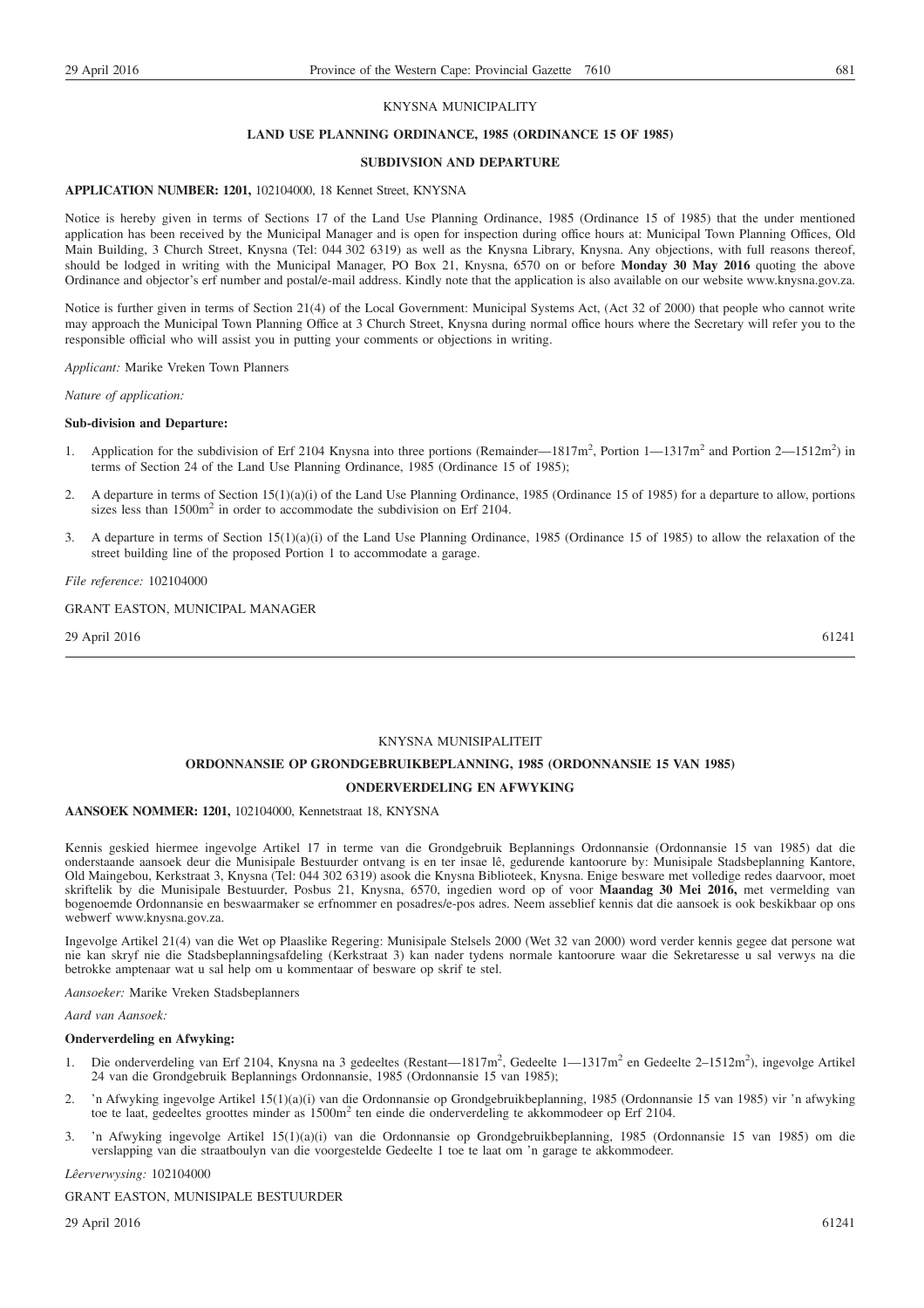KNYSNA MUNICIPALITY

**LAND USE PLANNING ORDINANCE, 1985 (ORDINANCE 15 OF 1985)**

**SUBDIVSION AND DEPARTURE**

**APPLICATION NUMBER: 1201,** 102104000, 18 Kennet Street, KNYSNA

Notice is hereby given in terms of Sections 17 of the Land Use Planning Ordinance, 1985 (Ordinance 15 of 1985) that the under mentioned application has been received by the Municipal Manager and is open for inspection during office hours at: Municipal Town Planning Offices, Old Main Building, 3 Church Street, Knysna (Tel: 044 302 6319) as well as the Knysna Library, Knysna. Any objections, with full reasons thereof, should be lodged in writing with the Municipal Manager, PO Box 21, Knysna, 6570 on or before **Monday 30 May 2016** quoting the above Ordinance and objector's erf number and postal/e-mail address. Kindly note that the application is also available on our website www.knysna.gov.za.

Notice is further given in terms of Section 21(4) of the Local Government: Municipal Systems Act, (Act 32 of 2000) that people who cannot write may approach the Municipal Town Planning Office at 3 Church Street, Knysna during normal office hours where the Secretary will refer you to the responsible official who will assist you in putting your comments or objections in writing.

*Applicant:* Marike Vreken Town Planners

*Nature of application:*

**Sub-division and Departure:**

1. Application for the subdivision of Erf 2104 Knysna into three portions (Remainder—1817m$^2$, Portion 1—1317m$^2$ and Portion 2—1512m$^2$) in terms of Section 24 of the Land Use Planning Ordinance, 1985 (Ordinance 15 of 1985);
2. A departure in terms of Section 15(1)(a)(i) of the Land Use Planning Ordinance, 1985 (Ordinance 15 of 1985) for a departure to allow, portions sizes less than 1500m$^2$ in order to accommodate the subdivision on Erf 2104.
3. A departure in terms of Section 15(1)(a)(i) of the Land Use Planning Ordinance, 1985 (Ordinance 15 of 1985) to allow the relaxation of the street building line of the proposed Portion 1 to accommodate a garage.

*File reference:* 102104000

GRANT EASTON, MUNICIPAL MANAGER

29 April 2016 61241

---

KNYSNA MUNISIPALITEIT

**ORDONNANSIE OP GRONDGEBRUIKBEPLANNING, 1985 (ORDONNANSIE 15 VAN 1985)**

**ONDERVERDELING EN AFWYKING**

**AANSOEK NOMMER: 1201,** 102104000, Kennetstraat 18, KNYSNA

Kennis geskied hiermee ingevolge Artikel 17 in terme van die Grondgebruik Beplannings Ordonnansie (Ordonnansie 15 van 1985) dat die onderstaande aansoek deur die Munisipale Bestuurder ontvang is en ter insae lê, gedurende kantoorure by: Munisipale Stadsbeplanning Kantore, Old Maingebou, Kerkstraat 3, Knysna (Tel: 044 302 6319) asook die Knysna Biblioteek, Knysna. Enige besware met volledige redes daarvoor, moet skriftelik by die Munisipale Bestuurder, Posbus 21, Knysna, 6570, ingedien word op of voor **Maandag 30 Mei 2016,** met vermelding van bogenoemde Ordonnansie en beswaarmaker se erfnommer en posadres/e-pos adres. Neem asseblief kennis dat die aansoek is ook beskikbaar op ons webwerf www.knysna.gov.za.

Ingevolge Artikel 21(4) van die Wet op Plaaslike Regering: Munisipale Stelsels 2000 (Wet 32 van 2000) word verder kennis gegee dat persone wat nie kan skryf nie die Stadsbeplanningsafdeling (Kerkstraat 3) kan nader tydens normale kantoorure waar die Sekretaresse u sal verwys na die betrokke amptenaar wat u sal help om u kommentaar of besware op skrif te stel.

*Aansoeker:* Marike Vreken Stadsbeplanners

*Aard van Aansoek:*

**Onderverdeling en Afwyking:**

1. Die onderverdeling van Erf 2104, Knysna na 3 gedeeltes (Restant—1817m$^2$, Gedeelte 1—1317m$^2$ en Gedeelte 2–1512m$^2$), ingevolge Artikel 24 van die Grondgebruik Beplannings Ordonnansie, 1985 (Ordonnansie 15 van 1985);
2. 'n Afwyking ingevolge Artikel 15(1)(a)(i) van die Ordonnansie op Grondgebruikbeplanning, 1985 (Ordonnansie 15 van 1985) vir 'n afwyking toe te laat, gedeeltes groottes minder as 1500m$^2$ ten einde die onderverdeling te akkommodeer op Erf 2104.
3. 'n Afwyking ingevolge Artikel 15(1)(a)(i) van die Ordonnansie op Grondgebruikbeplanning, 1985 (Ordonnansie 15 van 1985) om die verslapping van die straatboulyn van die voorgestelde Gedeelte 1 toe te laat om 'n garage te akkommodeer.

*Lêerverwysing:* 102104000

GRANT EASTON, MUNISIPALE BESTUURDER

29 April 2016 61241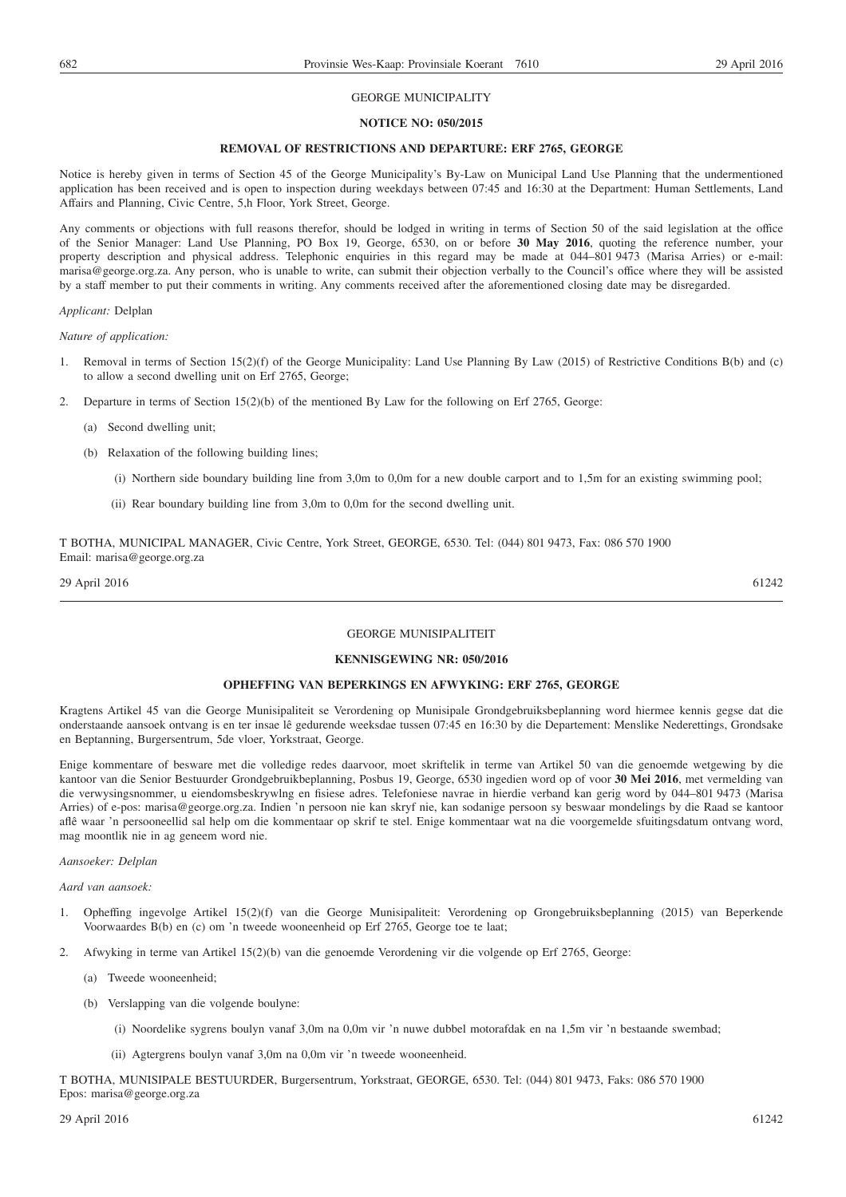GEORGE MUNICIPALITY

**NOTICE NO: 050/2015**

**REMOVAL OF RESTRICTIONS AND DEPARTURE: ERF 2765, GEORGE**

Notice is hereby given in terms of Section 45 of the George Municipality's By-Law on Municipal Land Use Planning that the undermentioned application has been received and is open to inspection during weekdays between 07:45 and 16:30 at the Department: Human Settlements, Land Affairs and Planning, Civic Centre, 5,h Floor, York Street, George.

Any comments or objections with full reasons therefor, should be lodged in writing in terms of Section 50 of the said legislation at the office of the Senior Manager: Land Use Planning, PO Box 19, George, 6530, on or before **30 May 2016**, quoting the reference number, your property description and physical address. Telephonic enquiries in this regard may be made at 044–801 9473 (Marisa Arries) or e-mail: marisa@george.org.za. Any person, who is unable to write, can submit their objection verbally to the Council's office where they will be assisted by a staff member to put their comments in writing. Any comments received after the aforementioned closing date may be disregarded.

*Applicant:* Delplan

*Nature of application:*

1. Removal in terms of Section 15(2)(f) of the George Municipality: Land Use Planning By Law (2015) of Restrictive Conditions B(b) and (c) to allow a second dwelling unit on Erf 2765, George;

2. Departure in terms of Section 15(2)(b) of the mentioned By Law for the following on Erf 2765, George:

   (a) Second dwelling unit;

   (b) Relaxation of the following building lines;

      (i) Northern side boundary building line from 3,0m to 0,0m for a new double carport and to 1,5m for an existing swimming pool;

      (ii) Rear boundary building line from 3,0m to 0,0m for the second dwelling unit.

T BOTHA, MUNICIPAL MANAGER, Civic Centre, York Street, GEORGE, 6530. Tel: (044) 801 9473, Fax: 086 570 1900
Email: marisa@george.org.za

29 April 2016 61242

---

GEORGE MUNISIPALITEIT

**KENNISGEWING NR: 050/2016**

**OPHEFFING VAN BEPERKINGS EN AFWYKING: ERF 2765, GEORGE**

Kragtens Artikel 45 van die George Munisipaliteit se Verordening op Munisipale Grondgebruiksbeplanning word hiermee kennis gegse dat die onderstaande aansoek ontvang is en ter insae lê gedurende weeksdae tussen 07:45 en 16:30 by die Departement: Menslike Nederettings, Grondsake en Beptanning, Burgersentrum, 5de vloer, Yorkstraat, George.

Enige kommentare of besware met die volledige redes daarvoor, moet skriftelik in terme van Artikel 50 van die genoemde wetgewing by die kantoor van die Senior Bestuurder Grondgebruikbeplanning, Posbus 19, George, 6530 ingedien word op of voor **30 Mei 2016**, met vermelding van die verwysingsnommer, u eiendomsbeskrywlng en fisiese adres. Telefoniese navrae in hierdie verband kan gerig word by 044–801 9473 (Marisa Arries) of e-pos: marisa@george.org.za. Indien 'n persoon nie kan skryf nie, kan sodanige persoon sy beswaar mondelings by die Raad se kantoor aflê waar 'n persooneellid sal help om die kommentaar op skrif te stel. Enige kommentaar wat na die voorgemelde sfuitingsdatum ontvang word, mag moontlik nie in ag geneem word nie.

*Aansoeker: Delplan*

*Aard van aansoek:*

1. Opheffing ingevolge Artikel 15(2)(f) van die George Munisipaliteit: Verordening op Grongebruiksbeplanning (2015) van Beperkende Voorwaardes B(b) en (c) om 'n tweede wooneenheid op Erf 2765, George toe te laat;

2. Afwyking in terme van Artikel 15(2)(b) van die genoemde Verordening vir die volgende op Erf 2765, George:

   (a) Tweede wooneenheid;

   (b) Verslapping van die volgende boulyne:

      (i) Noordelike sygrens boulyn vanaf 3,0m na 0,0m vir 'n nuwe dubbel motorafdak en na 1,5m vir 'n bestaande swembad;

      (ii) Agtergrens boulyn vanaf 3,0m na 0,0m vir 'n tweede wooneenheid.

T BOTHA, MUNISIPALE BESTUURDER, Burgersentrum, Yorkstraat, GEORGE, 6530. Tel: (044) 801 9473, Faks: 086 570 1900
Epos: marisa@george.org.za

29 April 2016 61242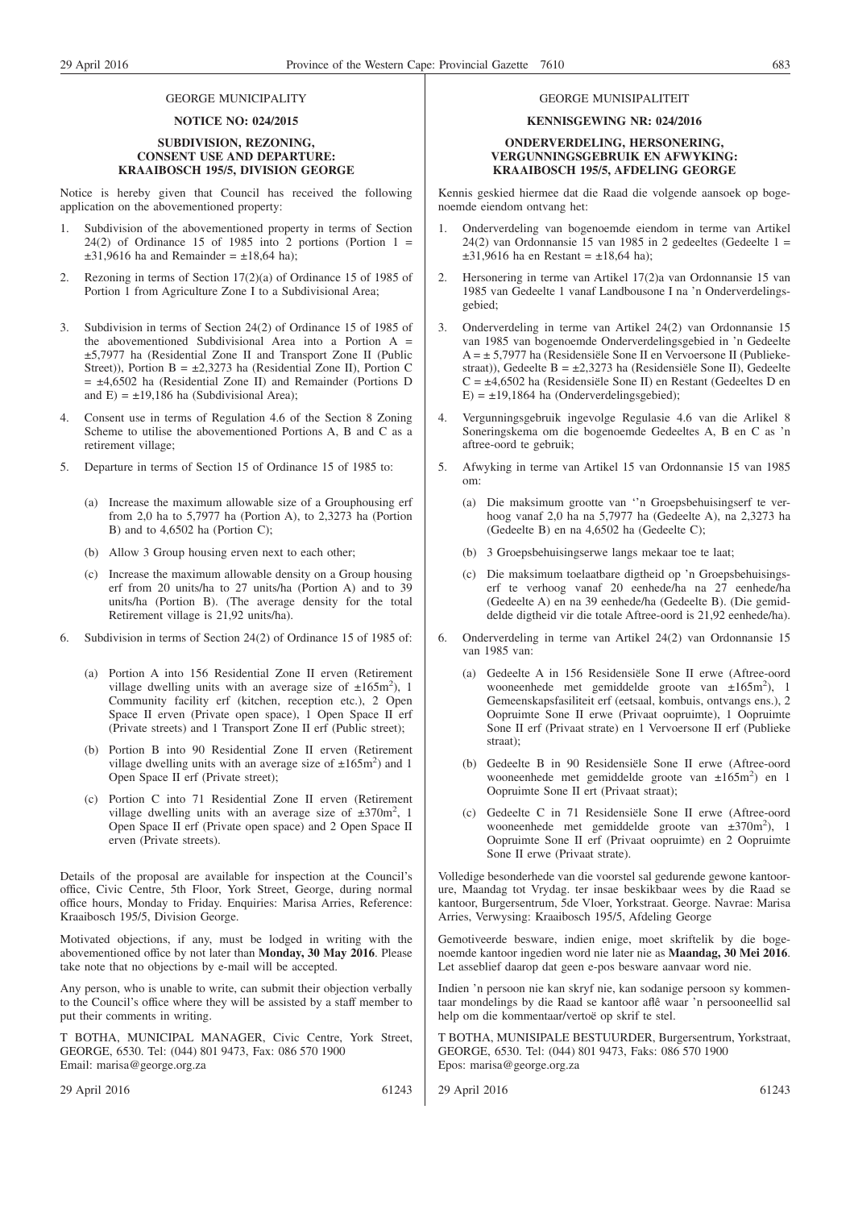GEORGE MUNICIPALITY

**NOTICE NO: 024/2015**

**SUBDIVISION, REZONING, CONSENT USE AND DEPARTURE: KRAAIBOSCH 195/5, DIVISION GEORGE**

Notice is hereby given that Council has received the following application on the abovementioned property:

1. Subdivision of the abovementioned property in terms of Section 24(2) of Ordinance 15 of 1985 into 2 portions (Portion 1 = ±31,9616 ha and Remainder = ±18,64 ha);
2. Rezoning in terms of Section 17(2)(a) of Ordinance 15 of 1985 of Portion 1 from Agriculture Zone I to a Subdivisional Area;
3. Subdivision in terms of Section 24(2) of Ordinance 15 of 1985 of the abovementioned Subdivisional Area into a Portion A = ±5,7977 ha (Residential Zone II and Transport Zone II (Public Street)), Portion B = ±2,3273 ha (Residential Zone II), Portion C = ±4,6502 ha (Residential Zone II) and Remainder (Portions D and E) = ±19,186 ha (Subdivisional Area);
4. Consent use in terms of Regulation 4.6 of the Section 8 Zoning Scheme to utilise the abovementioned Portions A, B and C as a retirement village;
5. Departure in terms of Section 15 of Ordinance 15 of 1985 to:
   (a) Increase the maximum allowable size of a Grouphousing erf from 2,0 ha to 5,7977 ha (Portion A), to 2,3273 ha (Portion B) and to 4,6502 ha (Portion C);
   (b) Allow 3 Group housing erven next to each other;
   (c) Increase the maximum allowable density on a Group housing erf from 20 units/ha to 27 units/ha (Portion A) and to 39 units/ha (Portion B). (The average density for the total Retirement village is 21,92 units/ha).
6. Subdivision in terms of Section 24(2) of Ordinance 15 of 1985 of:
   (a) Portion A into 156 Residential Zone II erven (Retirement village dwelling units with an average size of ±165m$^2$), 1 Community facility erf (kitchen, reception etc.), 2 Open Space II erven (Private open space), 1 Open Space II erf (Private streets) and 1 Transport Zone II erf (Public street);
   (b) Portion B into 90 Residential Zone II erven (Retirement village dwelling units with an average size of ±165m$^2$) and 1 Open Space II erf (Private street);
   (c) Portion C into 71 Residential Zone II erven (Retirement village dwelling units with an average size of ±370m$^2$, 1 Open Space II erf (Private open space) and 2 Open Space II erven (Private streets).

Details of the proposal are available for inspection at the Council's office, Civic Centre, 5th Floor, York Street, George, during normal office hours, Monday to Friday. Enquiries: Marisa Arries, Reference: Kraaibosch 195/5, Division George.

Motivated objections, if any, must be lodged in writing with the abovementioned office by not later than **Monday, 30 May 2016**. Please take note that no objections by e-mail will be accepted.

Any person, who is unable to write, can submit their objection verbally to the Council's office where they will be assisted by a staff member to put their comments in writing.

T BOTHA, MUNICIPAL MANAGER, Civic Centre, York Street, GEORGE, 6530. Tel: (044) 801 9473, Fax: 086 570 1900
Email: marisa@george.org.za

29 April 2016 61243

GEORGE MUNISIPALITEIT

**KENNISGEWING NR: 024/2016**

**ONDERVERDELING, HERSONERING, VERGUNNINGSGEBRUIK EN AFWYKING: KRAAIBOSCH 195/5, AFDELING GEORGE**

Kennis geskied hiermee dat die Raad die volgende aansoek op bogenoemde eiendom ontvang het:

1. Onderverdeling van bogenoemde eiendom in terme van Artikel 24(2) van Ordonnansie 15 van 1985 in 2 gedeeltes (Gedeelte 1 = ±31,9616 ha en Restant = ±18,64 ha);
2. Hersonering in terme van Artikel 17(2)a van Ordonnansie 15 van 1985 van Gedeelte 1 vanaf Landbousone I na 'n Onderverdelingsgebied;
3. Onderverdeling in terme van Artikel 24(2) van Ordonnansie 15 van 1985 van bogenoemde Onderverdelingsgebied in 'n Gedeelte A = ± 5,7977 ha (Residensiële Sone II en Vervoersone II (Publiekestraat)), Gedeelte B = ±2,3273 ha (Residensiële Sone II), Gedeelte C = ±4,6502 ha (Residensiële Sone II) en Restant (Gedeeltes D en E) = ±19,1864 ha (Onderverdelingsgebied);
4. Vergunningsgebruik ingevolge Regulasie 4.6 van die Arlikel 8 Soneringskema om die bogenoemde Gedeeltes A, B en C as 'n aftree-oord te gebruik;
5. Afwyking in terme van Artikel 15 van Ordonnansie 15 van 1985 om:
   (a) Die maksimum grootte van ''n Groepsbehuisingserf te verhoog vanaf 2,0 ha na 5,7977 ha (Gedeelte A), na 2,3273 ha (Gedeelte B) en na 4,6502 ha (Gedeelte C);
   (b) 3 Groepsbehuisingserwe langs mekaar toe te laat;
   (c) Die maksimum toelaatbare digtheid op 'n Groepsbehuisingserf te verhoog vanaf 20 eenhede/ha na 27 eenhede/ha (Gedeelte A) en na 39 eenhede/ha (Gedeelte B). (Die gemiddelde digtheid vir die totale Aftree-oord is 21,92 eenhede/ha).
6. Onderverdeling in terme van Artikel 24(2) van Ordonnansie 15 van 1985 van:
   (a) Gedeelte A in 156 Residensiële Sone II erwe (Aftree-oord wooneenhede met gemiddelde groote van ±165m$^2$), 1 Gemeenskapsfasiliteit erf (eetsaal, kombuis, ontvangs ens.), 2 Oopruimte Sone II erwe (Privaat oopruimte), 1 Oopruimte Sone II erf (Privaat strate) en 1 Vervoersone II erf (Publieke straat);
   (b) Gedeelte B in 90 Residensiële Sone II erwe (Aftree-oord wooneenhede met gemiddelde groote van ±165m$^2$) en 1 Oopruimte Sone II ert (Privaat straat);
   (c) Gedeelte C in 71 Residensiële Sone II erwe (Aftree-oord wooneenhede met gemiddelde groote van ±370m$^2$), 1 Oopruimte Sone II erf (Privaat oopruimte) en 2 Oopruimte Sone II erwe (Privaat strate).

Volledige besonderhede van die voorstel sal gedurende gewone kantoorure, Maandag tot Vrydag. ter insae beskikbaar wees by die Raad se kantoor, Burgersentrum, 5de Vloer, Yorkstraat. George. Navrae: Marisa Arries, Verwysing: Kraaibosch 195/5, Afdeling George

Gemotiveerde besware, indien enige, moet skriftelik by die bogenoemde kantoor ingedien word nie later nie as **Maandag, 30 Mei 2016**. Let asseblief daarop dat geen e-pos besware aanvaar word nie.

Indien 'n persoon nie kan skryf nie, kan sodanige persoon sy kommentaar mondelings by die Raad se kantoor aflê waar 'n persooneellid sal help om die kommentaar/vertoë op skrif te stel.

T BOTHA, MUNISIPALE BESTUURDER, Burgersentrum, Yorkstraat, GEORGE, 6530. Tel: (044) 801 9473, Faks: 086 570 1900
Epos: marisa@george.org.za

29 April 2016 61243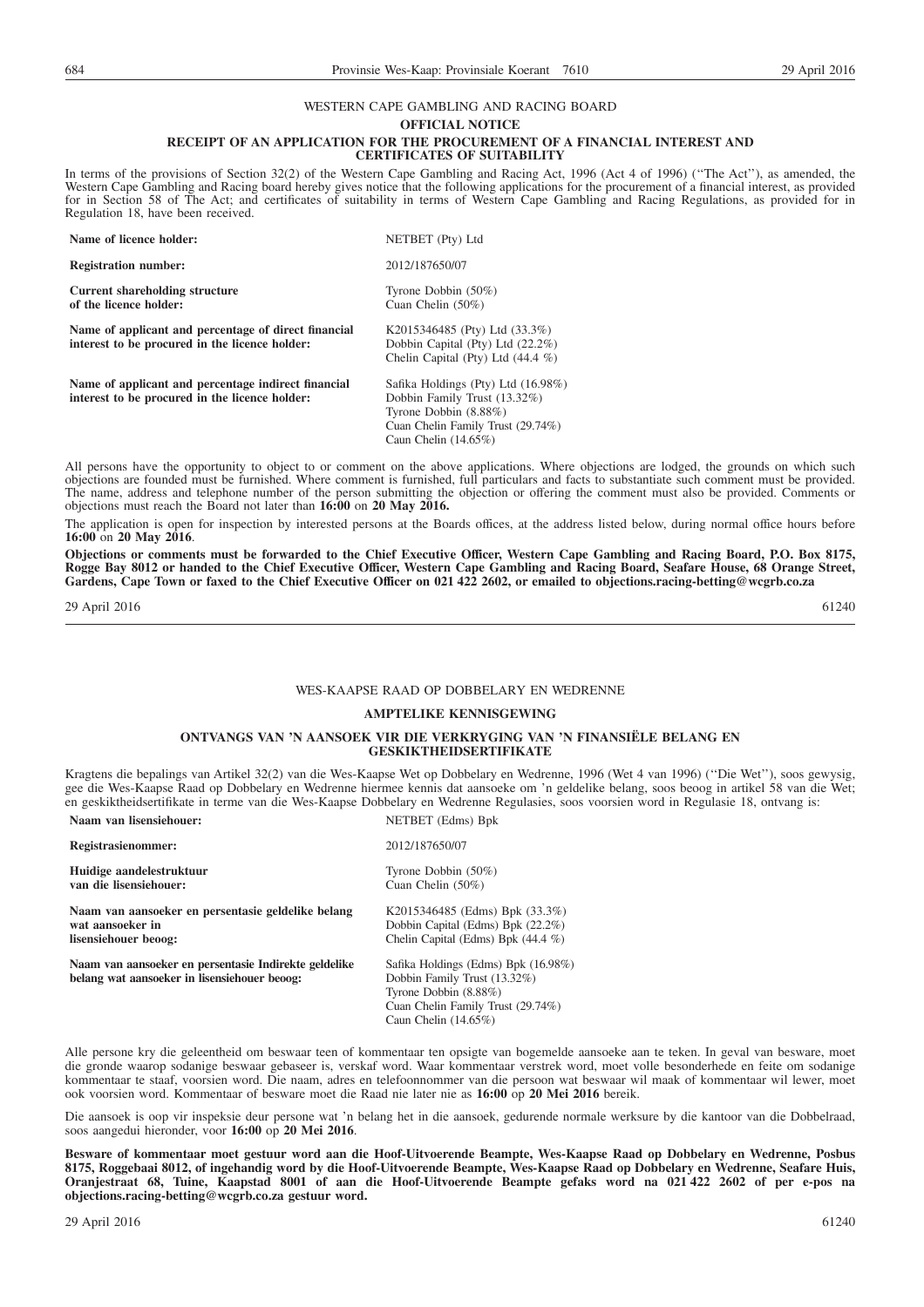## WESTERN CAPE GAMBLING AND RACING BOARD

### OFFICIAL NOTICE

### RECEIPT OF AN APPLICATION FOR THE PROCUREMENT OF A FINANCIAL INTEREST AND CERTIFICATES OF SUITABILITY

In terms of the provisions of Section 32(2) of the Western Cape Gambling and Racing Act, 1996 (Act 4 of 1996) (''The Act''), as amended, the Western Cape Gambling and Racing board hereby gives notice that the following applications for the procurement of a financial interest, as provided for in Section 58 of The Act; and certificates of suitability in terms of Western Cape Gambling and Racing Regulations, as provided for in Regulation 18, have been received.

| | |
|---|---|
| **Name of licence holder:** | NETBET (Pty) Ltd |
| **Registration number:** | 2012/187650/07 |
| **Current shareholding structure of the licence holder:** | Tyrone Dobbin (50%)<br>Cuan Chelin (50%) |
| **Name of applicant and percentage of direct financial interest to be procured in the licence holder:** | K2015346485 (Pty) Ltd (33.3%)<br>Dobbin Capital (Pty) Ltd (22.2%)<br>Chelin Capital (Pty) Ltd (44.4 %) |
| **Name of applicant and percentage indirect financial interest to be procured in the licence holder:** | Safika Holdings (Pty) Ltd (16.98%)<br>Dobbin Family Trust (13.32%)<br>Tyrone Dobbin (8.88%)<br>Cuan Chelin Family Trust (29.74%)<br>Cuan Chelin (14.65%) |

All persons have the opportunity to object to or comment on the above applications. Where objections are lodged, the grounds on which such objections are founded must be furnished. Where comment is furnished, full particulars and facts to substantiate such comment must be provided. The name, address and telephone number of the person submitting the objection or offering the comment must also be provided. Comments or objections must reach the Board not later than **16:00** on **20 May 2016.**

The application is open for inspection by interested persons at the Boards offices, at the address listed below, during normal office hours before **16:00** on **20 May 2016**.

**Objections or comments must be forwarded to the Chief Executive Officer, Western Cape Gambling and Racing Board, P.O. Box 8175, Rogge Bay 8012 or handed to the Chief Executive Officer, Western Cape Gambling and Racing Board, Seafare House, 68 Orange Street, Gardens, Cape Town or faxed to the Chief Executive Officer on 021 422 2602, or emailed to objections.racing-betting@wcgrb.co.za**

29 April 2016 61240

---

## WES-KAAPSE RAAD OP DOBBELARY EN WEDRENNE

### AMPTELIKE KENNISGEWING

### ONTVANGS VAN 'N AANSOEK VIR DIE VERKRYGING VAN 'N FINANSIËLE BELANG EN GESKIKTHEIDSERTIFIKATE

Kragtens die bepalings van Artikel 32(2) van die Wes-Kaapse Wet op Dobbelary en Wedrenne, 1996 (Wet 4 van 1996) (''Die Wet''), soos gewysig, gee die Wes-Kaapse Raad op Dobbelary en Wedrenne hiermee kennis dat aansoeke om 'n geldelike belang, soos beoog in artikel 58 van die Wet; en geskiktheidsertifikate in terme van die Wes-Kaapse Dobbelary en Wedrenne Regulasies, soos voorsien word in Regulasie 18, ontvang is:

| | |
|---|---|
| **Naam van lisensiehouer:** | NETBET (Edms) Bpk |
| **Registrasienommer:** | 2012/187650/07 |
| **Huidige aandelestruktuur van die lisensiehouer:** | Tyrone Dobbin (50%)<br>Cuan Chelin (50%) |
| **Naam van aansoeker en persentasie geldelike belang wat aansoeker in lisensiehouer beoog:** | K2015346485 (Edms) Bpk (33.3%)<br>Dobbin Capital (Edms) Bpk (22.2%)<br>Chelin Capital (Edms) Bpk (44.4 %) |
| **Naam van aansoeker en persentasie Indirekte geldelike belang wat aansoeker in lisensiehouer beoog:** | Safika Holdings (Edms) Bpk (16.98%)<br>Dobbin Family Trust (13.32%)<br>Tyrone Dobbin (8.88%)<br>Cuan Chelin Family Trust (29.74%)<br>Caun Chelin (14.65%) |

Alle persone kry die geleentheid om beswaar teen of kommentaar ten opsigte van bogemelde aansoeke aan te teken. In geval van besware, moet die gronde waarop sodanige beswaar gebaseer is, verskaf word. Waar kommentaar verstrek word, moet volle besonderhede en feite om sodanige kommentaar te staaf, voorsien word. Die naam, adres en telefoonnommer van die persoon wat beswaar wil maak of kommentaar wil lewer, moet ook voorsien word. Kommentaar of besware moet die Raad nie later nie as **16:00** op **20 Mei 2016** bereik.

Die aansoek is oop vir inspeksie deur persone wat 'n belang het in die aansoek, gedurende normale werksure by die kantoor van die Dobbelraad, soos aangedui hieronder, voor **16:00** op **20 Mei 2016**.

**Besware of kommentaar moet gestuur word aan die Hoof-Uitvoerende Beampte, Wes-Kaapse Raad op Dobbelary en Wedrenne, Posbus 8175, Roggebaai 8012, of ingehandig word by die Hoof-Uitvoerende Beampte, Wes-Kaapse Raad op Dobbelary en Wedrenne, Seafare Huis, Oranjestraat 68, Tuine, Kaapstad 8001 of aan die Hoof-Uitvoerende Beampte gefaks word na 021 422 2602 of per e-pos na objections.racing-betting@wcgrb.co.za gestuur word.**

29 April 2016 61240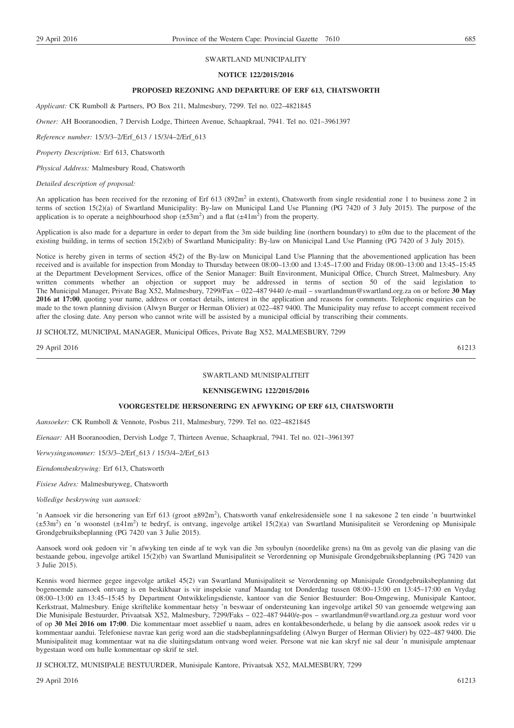SWARTLAND MUNICIPALITY

**NOTICE 122/2015/2016**

**PROPOSED REZONING AND DEPARTURE OF ERF 613, CHATSWORTH**

*Applicant:* CK Rumboll & Partners, PO Box 211, Malmesbury, 7299. Tel no. 022–4821845

*Owner:* AH Booranoodien, 7 Dervish Lodge, Thirteen Avenue, Schaapkraal, 7941. Tel no. 021–3961397

*Reference number:* 15/3/3–2/Erf_613 / 15/3/4–2/Erf_613

*Property Description:* Erf 613, Chatsworth

*Physical Address:* Malmesbury Road, Chatsworth

*Detailed description of proposal:*

An application has been received for the rezoning of Erf 613 (892m$^2$ in extent), Chatsworth from single residential zone 1 to business zone 2 in terms of section 15(2)(a) of Swartland Municipality: By-law on Municipal Land Use Planning (PG 7420 of 3 July 2015). The purpose of the application is to operate a neighbourhood shop (±53m$^2$) and a flat (±41m$^2$) from the property.

Application is also made for a departure in order to depart from the 3m side building line (northern boundary) to ±0m due to the placement of the existing building, in terms of section 15(2)(b) of Swartland Municipality: By-law on Municipal Land Use Planning (PG 7420 of 3 July 2015).

Notice is hereby given in terms of section 45(2) of the By-law on Municipal Land Use Planning that the abovementioned application has been received and is available for inspection from Monday to Thursday between 08:00–13:00 and 13:45–17:00 and Friday 08:00–13:00 and 13:45–15:45 at the Department Development Services, office of the Senior Manager: Built Environment, Municipal Office, Church Street, Malmesbury. Any written comments whether an objection or support may be addressed in terms of section 50 of the said legislation to The Municipal Manager, Private Bag X52, Malmesbury, 7299/Fax – 022–487 9440 /e-mail – swartlandmun@swartland.org.za on or before **30 May 2016 at 17:00**, quoting your name, address or contact details, interest in the application and reasons for comments. Telephonic enquiries can be made to the town planning division (Alwyn Burger or Herman Olivier) at 022–487 9400. The Municipality may refuse to accept comment received after the closing date. Any person who cannot write will be assisted by a municipal official by transcribing their comments.

JJ SCHOLTZ, MUNICIPAL MANAGER, Municipal Offices, Private Bag X52, MALMESBURY, 7299

29 April 2016 61213

---

SWARTLAND MUNISIPALITEIT

**KENNISGEWING 122/2015/2016**

**VOORGESTELDE HERSONERING EN AFWYKING OP ERF 613, CHATSWORTH**

*Aansoeker:* CK Rumboll & Vennote, Posbus 211, Malmesbury, 7299. Tel no. 022–4821845

*Eienaar:* AH Booranoodien, Dervish Lodge 7, Thirteen Avenue, Schaapkraal, 7941. Tel no. 021–3961397

*Verwysingsnommer:* 15/3/3–2/Erf_613 / 15/3/4–2/Erf_613

*Eiendomsbeskrywing:* Erf 613, Chatsworth

*Fisiese Adres:* Malmesburyweg, Chatsworth

*Volledige beskrywing van aansoek:*

'n Aansoek vir die hersonering van Erf 613 (groot ±892m$^2$), Chatsworth vanaf enkelresidensiële sone 1 na sakesone 2 ten einde 'n buurtwinkel (±53m$^2$) en 'n woonstel (±41m$^2$) te bedryf, is ontvang, ingevolge artikel 15(2)(a) van Swartland Munisipaliteit se Verordening op Munisipale Grondgebruiksbeplanning (PG 7420 van 3 Julie 2015).

Aansoek word ook gedoen vir 'n afwyking ten einde af te wyk van die 3m syboulyn (noordelike grens) na 0m as gevolg van die plasing van die bestaande gebou, ingevolge artikel 15(2)(b) van Swartland Munisipaliteit se Verordenning op Munisipale Grondgebruiksbeplanning (PG 7420 van 3 Julie 2015).

Kennis word hiermee gegee ingevolge artikel 45(2) van Swartland Munisipaliteit se Verordenning op Munisipale Grondgebruiksbeplanning dat bogenoemde aansoek ontvang is en beskikbaar is vir inspeksie vanaf Maandag tot Donderdag tussen 08:00–13:00 en 13:45–17:00 en Vrydag 08:00–13:00 en 13:45–15:45 by Department Ontwikkelingsdienste, kantoor van die Senior Bestuurder: Bou-Omgewing, Munisipale Kantoor, Kerkstraat, Malmesbury. Enige skriftelike kommentaar hetsy 'n beswaar of ondersteuning kan ingevolge artikel 50 van genoemde wetgewing aan Die Munisipale Bestuurder, Privaatsak X52, Malmesbury, 7299/Faks – 022–487 9440/e-pos – swartlandmun@swartland.org.za gestuur word voor of op **30 Mei 2016 om 17:00**. Die kommentaar moet asseblief u naam, adres en kontakbesonderhede, u belang by die aansoek asook redes vir u kommentaar aandui. Telefoniese navrae kan gerig word aan die stadsbeplanningsafdeling (Alwyn Burger of Herman Olivier) by 022–487 9400. Die Munisipaliteit mag kommentaar wat na die sluitingsdatum ontvang word weier. Persone wat nie kan skryf nie sal deur 'n munisipale amptenaar bygestaan word om hulle kommentaar op skrif te stel.

JJ SCHOLTZ, MUNISIPALE BESTUURDER, Munisipale Kantore, Privaatsak X52, MALMESBURY, 7299

29 April 2016 61213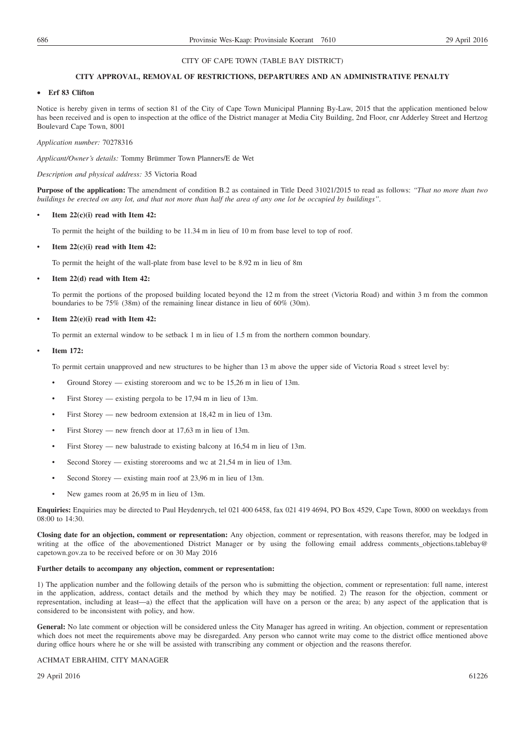CITY OF CAPE TOWN (TABLE BAY DISTRICT)

**CITY APPROVAL, REMOVAL OF RESTRICTIONS, DEPARTURES AND AN ADMINISTRATIVE PENALTY**

- **Erf 83 Clifton**

Notice is hereby given in terms of section 81 of the City of Cape Town Municipal Planning By-Law, 2015 that the application mentioned below has been received and is open to inspection at the office of the District manager at Media City Building, 2nd Floor, cnr Adderley Street and Hertzog Boulevard Cape Town, 8001

*Application number:* 70278316

*Applicant/Owner's details:* Tommy Brümmer Town Planners/E de Wet

*Description and physical address:* 35 Victoria Road

**Purpose of the application:** The amendment of condition B.2 as contained in Title Deed 31021/2015 to read as follows: *"That no more than two buildings be erected on any lot, and that not more than half the area of any one lot be occupied by buildings".*

- **Item 22(c)(i) read with Item 42:**

  To permit the height of the building to be 11.34 m in lieu of 10 m from base level to top of roof.

- **Item 22(c)(i) read with Item 42:**

  To permit the height of the wall-plate from base level to be 8.92 m in lieu of 8m

- **Item 22(d) read with Item 42:**

  To permit the portions of the proposed building located beyond the 12 m from the street (Victoria Road) and within 3 m from the common boundaries to be 75% (38m) of the remaining linear distance in lieu of 60% (30m).

- **Item 22(e)(i) read with Item 42:**

  To permit an external window to be setback 1 m in lieu of 1.5 m from the northern common boundary.

- **Item 172:**

  To permit certain unapproved and new structures to be higher than 13 m above the upper side of Victoria Road s street level by:

  - Ground Storey — existing storeroom and wc to be 15,26 m in lieu of 13m.
  - First Storey — existing pergola to be 17,94 m in lieu of 13m.
  - First Storey — new bedroom extension at 18,42 m in lieu of 13m.
  - First Storey — new french door at 17,63 m in lieu of 13m.
  - First Storey — new balustrade to existing balcony at 16,54 m in lieu of 13m.
  - Second Storey — existing storerooms and wc at 21,54 m in lieu of 13m.
  - Second Storey — existing main roof at 23,96 m in lieu of 13m.
  - New games room at 26,95 m in lieu of 13m.

**Enquiries:** Enquiries may be directed to Paul Heydenrych, tel 021 400 6458, fax 021 419 4694, PO Box 4529, Cape Town, 8000 on weekdays from 08:00 to 14:30.

**Closing date for an objection, comment or representation:** Any objection, comment or representation, with reasons therefor, may be lodged in writing at the office of the abovementioned District Manager or by using the following email address comments_objections.tablebay@capetown.gov.za to be received before or on 30 May 2016

**Further details to accompany any objection, comment or representation:**

1) The application number and the following details of the person who is submitting the objection, comment or representation: full name, interest in the application, address, contact details and the method by which they may be notified. 2) The reason for the objection, comment or representation, including at least—a) the effect that the application will have on a person or the area; b) any aspect of the application that is considered to be inconsistent with policy, and how.

**General:** No late comment or objection will be considered unless the City Manager has agreed in writing. An objection, comment or representation which does not meet the requirements above may be disregarded. Any person who cannot write may come to the district office mentioned above during office hours where he or she will be assisted with transcribing any comment or objection and the reasons therefor.

ACHMAT EBRAHIM, CITY MANAGER

29 April 2016 61226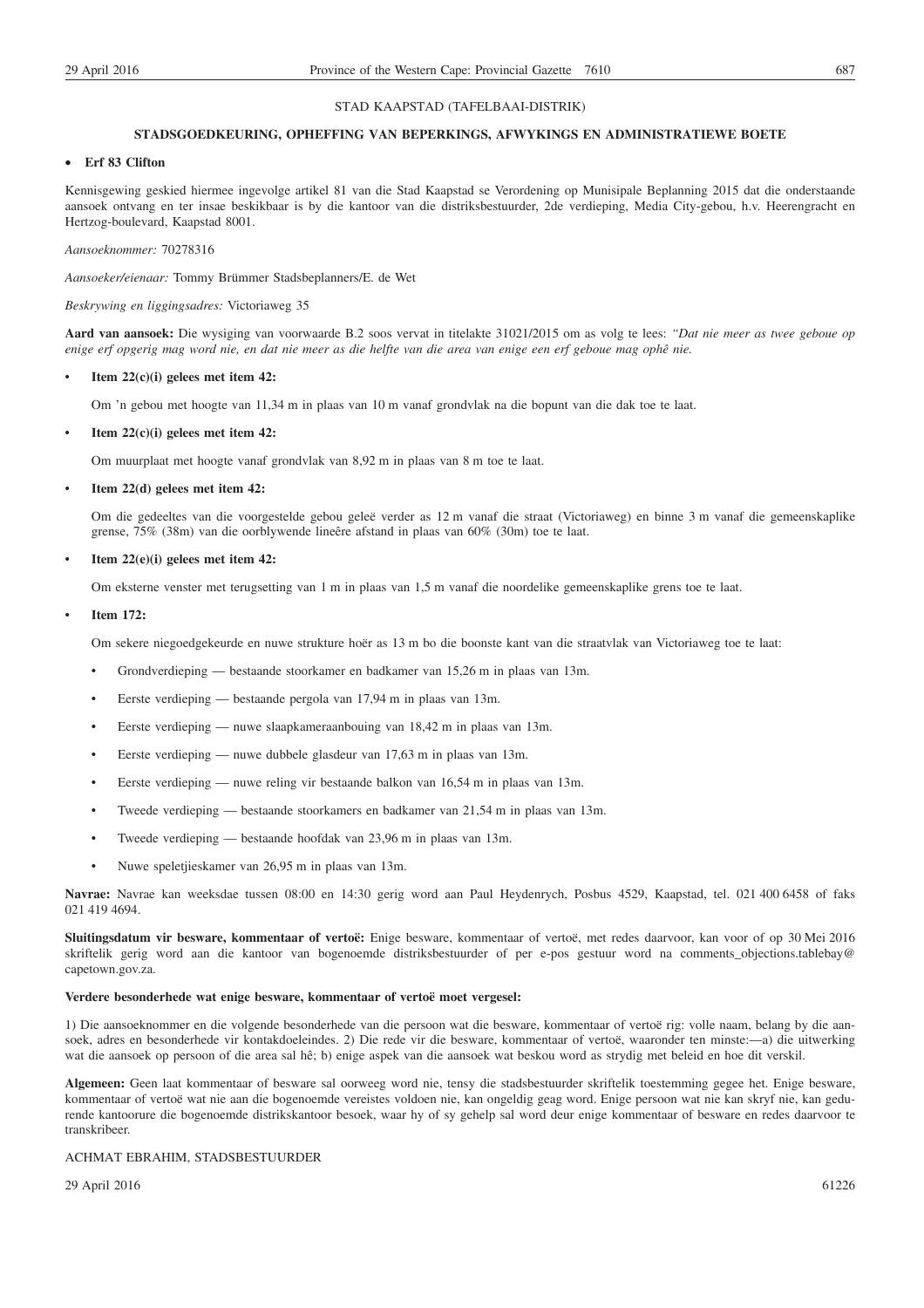STAD KAAPSTAD (TAFELBAAI-DISTRIK)

**STADSGOEDKEURING, OPHEFFING VAN BEPERKINGS, AFWYKINGS EN ADMINISTRATIEWE BOETE**

- **Erf 83 Clifton**

Kennisgewing geskied hiermee ingevolge artikel 81 van die Stad Kaapstad se Verordening op Munisipale Beplanning 2015 dat die onderstaande aansoek ontvang en ter insae beskikbaar is by die kantoor van die distriksbestuurder, 2de verdieping, Media City-gebou, h.v. Heerengracht en Hertzog-boulevard, Kaapstad 8001.

*Aansoeknommer:* 70278316

*Aansoeker/eienaar:* Tommy Brümmer Stadsbeplanners/E. de Wet

*Beskrywing en liggingsadres:* Victoriaweg 35

**Aard van aansoek:** Die wysiging van voorwaarde B.2 soos vervat in titelakte 31021/2015 om as volg te lees: *"Dat nie meer as twee geboue op enige erf opgerig mag word nie, en dat nie meer as die helfte van die area van enige een erf geboue mag ophê nie.*

- **Item 22(c)(i) gelees met item 42:**

  Om 'n gebou met hoogte van 11,34 m in plaas van 10 m vanaf grondvlak na die bopunt van die dak toe te laat.

- **Item 22(c)(i) gelees met item 42:**

  Om muurplaat met hoogte vanaf grondvlak van 8,92 m in plaas van 8 m toe te laat.

- **Item 22(d) gelees met item 42:**

  Om die gedeeltes van die voorgestelde gebou geleë verder as 12 m vanaf die straat (Victoriaweg) en binne 3 m vanaf die gemeenskaplike grense, 75% (38m) van die oorblywende lineêre afstand in plaas van 60% (30m) toe te laat.

- **Item 22(e)(i) gelees met item 42:**

  Om eksterne venster met terugsetting van 1 m in plaas van 1,5 m vanaf die noordelike gemeenskaplike grens toe te laat.

- **Item 172:**

  Om sekere niegoedgekeurde en nuwe strukture hoër as 13 m bo die boonste kant van die straatvlak van Victoriaweg toe te laat:

  - Grondverdieping — bestaande stoorkamer en badkamer van 15,26 m in plaas van 13m.
  - Eerste verdieping — bestaande pergola van 17,94 m in plaas van 13m.
  - Eerste verdieping — nuwe slaapkameraanbouing van 18,42 m in plaas van 13m.
  - Eerste verdieping — nuwe dubbele glasdeur van 17,63 m in plaas van 13m.
  - Eerste verdieping — nuwe reling vir bestaande balkon van 16,54 m in plaas van 13m.
  - Tweede verdieping — bestaande stoorkamers en badkamer van 21,54 m in plaas van 13m.
  - Tweede verdieping — bestaande hoofdak van 23,96 m in plaas van 13m.
  - Nuwe speletjieskamer van 26,95 m in plaas van 13m.

**Navrae:** Navrae kan weeksdae tussen 08:00 en 14:30 gerig word aan Paul Heydenrych, Posbus 4529, Kaapstad, tel. 021 400 6458 of faks 021 419 4694.

**Sluitingsdatum vir besware, kommentaar of vertoë:** Enige besware, kommentaar of vertoë, met redes daarvoor, kan voor of op 30 Mei 2016 skriftelik gerig word aan die kantoor van bogenoemde distriksbestuurder of per e-pos gestuur word na comments_objections.tablebay@capetown.gov.za.

**Verdere besonderhede wat enige besware, kommentaar of vertoë moet vergesel:**

1) Die aansoeknommer en die volgende besonderhede van die persoon wat die besware, kommentaar of vertoë rig: volle naam, belang by die aansoek, adres en besonderhede vir kontakdoeleindes. 2) Die rede vir die besware, kommentaar of vertoë, waaronder ten minste:—a) die uitwerking wat die aansoek op persoon of die area sal hê; b) enige aspek van die aansoek wat beskou word as strydig met beleid en hoe dit verskil.

**Algemeen:** Geen laat kommentaar of besware sal oorweeg word nie, tensy die stadsbestuurder skriftelik toestemming gegee het. Enige besware, kommentaar of vertoë wat nie aan die bogenoemde vereistes voldoen nie, kan ongeldig geag word. Enige persoon wat nie kan skryf nie, kan gedurende kantoorure die bogenoemde distrikskantoor besoek, waar hy of sy gehelp sal word deur enige kommentaar of besware en redes daarvoor te transkribeer.

ACHMAT EBRAHIM, STADSBESTUURDER

29 April 2016 61226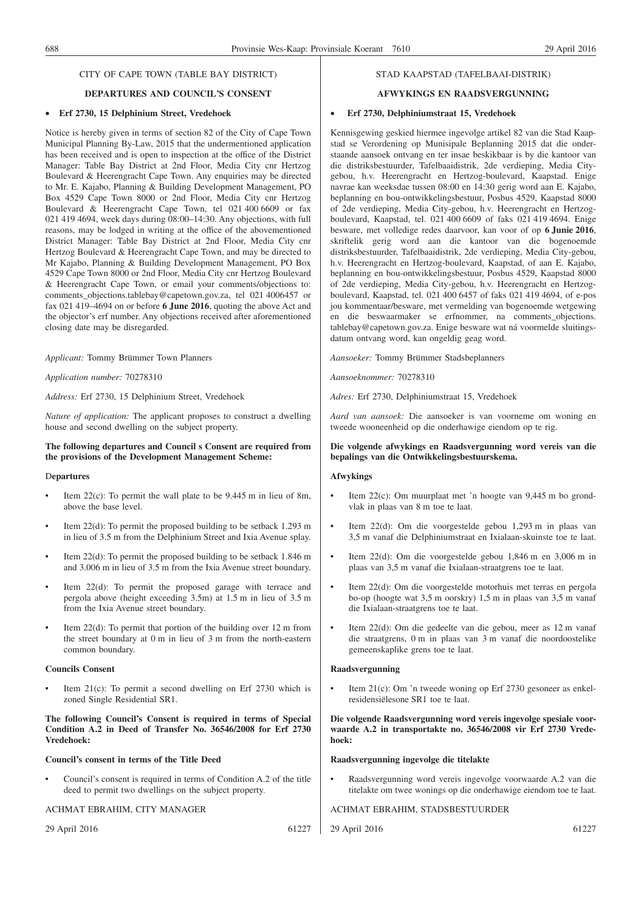CITY OF CAPE TOWN (TABLE BAY DISTRICT)

**DEPARTURES AND COUNCIL'S CONSENT**

- **Erf 2730, 15 Delphinium Street, Vredehoek**

Notice is hereby given in terms of section 82 of the City of Cape Town Municipal Planning By-Law, 2015 that the undermentioned application has been received and is open to inspection at the office of the District Manager: Table Bay District at 2nd Floor, Media City cnr Hertzog Boulevard & Heerengracht Cape Town. Any enquiries may be directed to Mr. E. Kajabo, Planning & Building Development Management, PO Box 4529 Cape Town 8000 or 2nd Floor, Media City cnr Hertzog Boulevard & Heerengracht Cape Town, tel 021 400 6609 or fax 021 419 4694, week days during 08:00–14:30. Any objections, with full reasons, may be lodged in writing at the office of the abovementioned District Manager: Table Bay District at 2nd Floor, Media City cnr Hertzog Boulevard & Heerengracht Cape Town, and may be directed to Mr Kajabo, Planning & Building Development Management, PO Box 4529 Cape Town 8000 or 2nd Floor, Media City cnr Hertzog Boulevard & Heerengracht Cape Town, or email your comments/objections to: comments_objections.tablebay@capetown.gov.za, tel 021 4006457 or fax 021 419–4694 on or before **6 June 2016**, quoting the above Act and the objector's erf number. Any objections received after aforementioned closing date may be disregarded.

*Applicant:* Tommy Brümmer Town Planners

*Application number:* 70278310

*Address:* Erf 2730, 15 Delphinium Street, Vredehoek

*Nature of application:* The applicant proposes to construct a dwelling house and second dwelling on the subject property.

**The following departures and Council s Consent are required from the provisions of the Development Management Scheme:**

**Departures**

- Item 22(c): To permit the wall plate to be 9.445 m in lieu of 8m, above the base level.
- Item 22(d): To permit the proposed building to be setback 1.293 m in lieu of 3.5 m from the Delphinium Street and Ixia Avenue splay.
- Item 22(d): To permit the proposed building to be setback 1.846 m and 3.006 m in lieu of 3.5 m from the Ixia Avenue street boundary.
- Item 22(d): To permit the proposed garage with terrace and pergola above (height exceeding 3.5m) at 1.5 m in lieu of 3.5 m from the Ixia Avenue street boundary.
- Item 22(d): To permit that portion of the building over 12 m from the street boundary at 0 m in lieu of 3 m from the north-eastern common boundary.

**Councils Consent**

- Item 21(c): To permit a second dwelling on Erf 2730 which is zoned Single Residential SR1.

**The following Council's Consent is required in terms of Special Condition A.2 in Deed of Transfer No. 36546/2008 for Erf 2730 Vredehoek:**

**Council's consent in terms of the Title Deed**

- Council's consent is required in terms of Condition A.2 of the title deed to permit two dwellings on the subject property.

ACHMAT EBRAHIM, CITY MANAGER

29 April 2016 61227

STAD KAAPSTAD (TAFELBAAI-DISTRIK)

**AFWYKINGS EN RAADSVERGUNNING**

- **Erf 2730, Delphiniumstraat 15, Vredehoek**

Kennisgewing geskied hiermee ingevolge artikel 82 van die Stad Kaapstad se Verordening op Munisipale Beplanning 2015 dat die onderstaande aansoek ontvang en ter insae beskikbaar is by die kantoor van die distriksbestuurder, Tafelbaaidistrik, 2de verdieping, Media City-gebou, h.v. Heerengracht en Hertzog-boulevard, Kaapstad. Enige navrae kan weeksdae tussen 08:00 en 14:30 gerig word aan E. Kajabo, beplanning en bou-ontwikkelingsbestuur, Posbus 4529, Kaapstad 8000 of 2de verdieping, Media City-gebou, h.v. Heerengracht en Hertzog-boulevard, Kaapstad, tel. 021 400 6609 of faks 021 419 4694. Enige besware, met volledige redes daarvoor, kan voor of op **6 Junie 2016**, skriftelik gerig word aan die kantoor van die bogenoemde distriksbestuurder, Tafelbaaidistrik, 2de verdieping, Media City-gebou, h.v. Heerengracht en Hertzog-boulevard, Kaapstad, of aan E. Kajabo, beplanning en bou-ontwikkelingsbestuur, Posbus 4529, Kaapstad 8000 of 2de verdieping, Media City-gebou, h.v. Heerengracht en Hertzog-boulevard, Kaapstad, tel. 021 400 6457 of faks 021 419 4694, of e-pos jou kommentaar/besware, met vermelding van bogenoemde wetgewing en die beswaarmaker se erfnommer, na comments_objections.tablebay@capetown.gov.za. Enige besware wat ná voormelde sluitingsdatum ontvang word, kan ongeldig geag word.

*Aansoeker:* Tommy Brümmer Stadsbeplanners

*Aansoeknommer:* 70278310

*Adres:* Erf 2730, Delphiniumstraat 15, Vredehoek

*Aard van aansoek:* Die aansoeker is van voorneme om woning en tweede wooneenheid op die onderhawige eiendom op te rig.

**Die volgende afwykings en Raadsvergunning word vereis van die bepalings van die Ontwikkelingsbestuurskema.**

**Afwykings**

- Item 22(c): Om muurplaat met 'n hoogte van 9,445 m bo grondvlak in plaas van 8 m toe te laat.
- Item 22(d): Om die voorgestelde gebou 1,293 m in plaas van 3,5 m vanaf die Delphiniumstraat en Ixialaan-skuinste toe te laat.
- Item 22(d): Om die voorgestelde gebou 1,846 m en 3,006 m in plaas van 3,5 m vanaf die Ixialaan-straatgrens toe te laat.
- Item 22(d): Om die voorgestelde motorhuis met terras en pergola bo-op (hoogte wat 3,5 m oorskry) 1,5 m in plaas van 3,5 m vanaf die Ixialaan-straatgrens toe te laat.
- Item 22(d): Om die gedeelte van die gebou, meer as 12 m vanaf die straatgrens, 0 m in plaas van 3 m vanaf die noordoostelike gemeenskaplike grens toe te laat.

**Raadsvergunning**

- Item 21(c): Om 'n tweede woning op Erf 2730 gesoneer as enkelresidensiëlesone SR1 toe te laat.

**Die volgende Raadsvergunning word vereis ingevolge spesiale voorwaarde A.2 in transportakte no. 36546/2008 vir Erf 2730 Vredehoek:**

**Raadsvergunning ingevolge die titelakte**

- Raadsvergunning word vereis ingevolge voorwaarde A.2 van die titelakte om twee wonings op die onderhawige eiendom toe te laat.

ACHMAT EBRAHIM, STADSBESTUURDER

29 April 2016 61227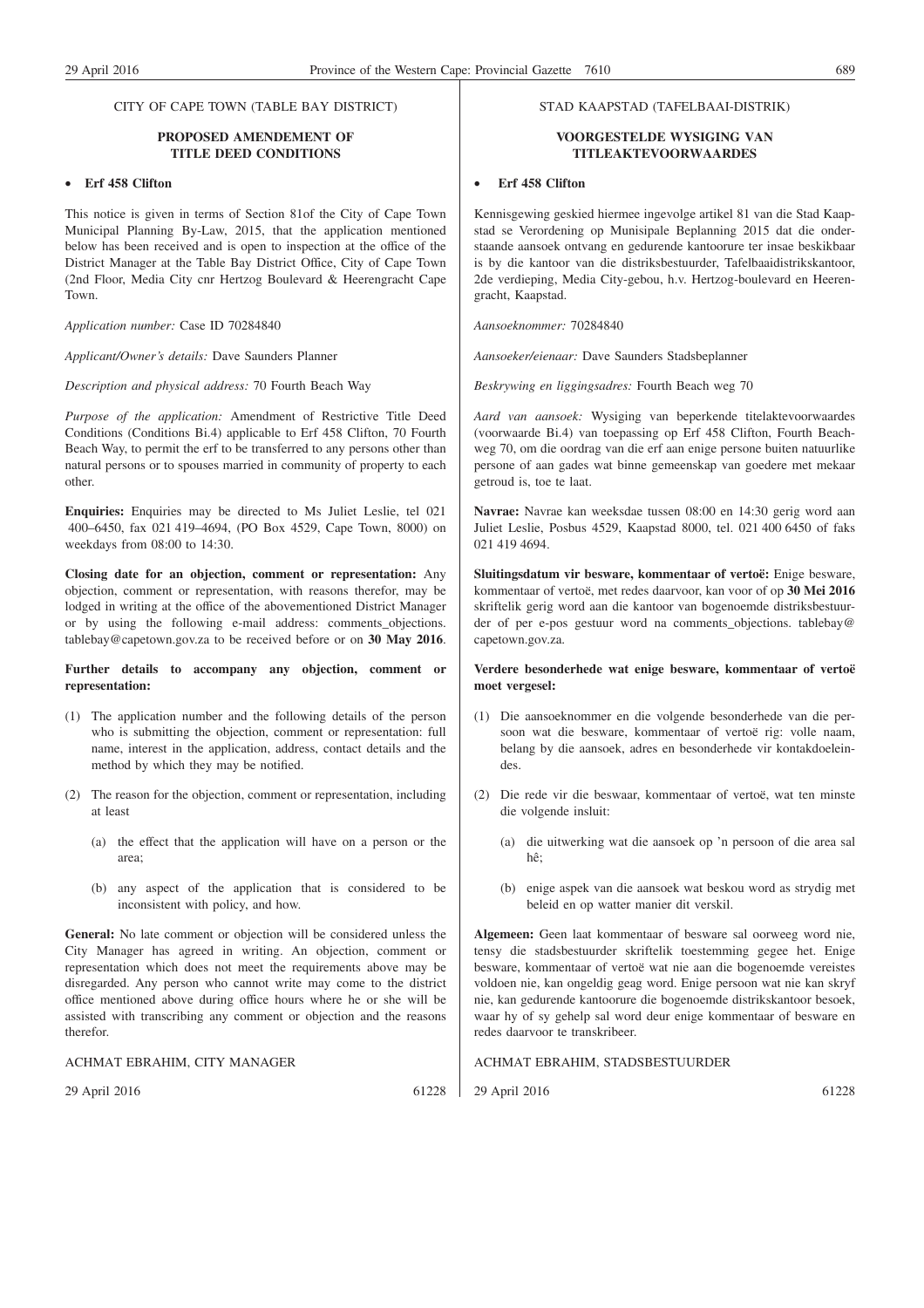CITY OF CAPE TOWN (TABLE BAY DISTRICT)

**PROPOSED AMENDEMENT OF TITLE DEED CONDITIONS**

- **Erf 458 Clifton**

This notice is given in terms of Section 81of the City of Cape Town Municipal Planning By-Law, 2015, that the application mentioned below has been received and is open to inspection at the office of the District Manager at the Table Bay District Office, City of Cape Town (2nd Floor, Media City cnr Hertzog Boulevard & Heerengracht Cape Town.

*Application number:* Case ID 70284840

*Applicant/Owner's details:* Dave Saunders Planner

*Description and physical address:* 70 Fourth Beach Way

*Purpose of the application:* Amendment of Restrictive Title Deed Conditions (Conditions Bi.4) applicable to Erf 458 Clifton, 70 Fourth Beach Way, to permit the erf to be transferred to any persons other than natural persons or to spouses married in community of property to each other.

**Enquiries:** Enquiries may be directed to Ms Juliet Leslie, tel 021 400–6450, fax 021 419–4694, (PO Box 4529, Cape Town, 8000) on weekdays from 08:00 to 14:30.

**Closing date for an objection, comment or representation:** Any objection, comment or representation, with reasons therefor, may be lodged in writing at the office of the abovementioned District Manager or by using the following e-mail address: comments_objections. tablebay@capetown.gov.za to be received before or on **30 May 2016**.

**Further details to accompany any objection, comment or representation:**

(1) The application number and the following details of the person who is submitting the objection, comment or representation: full name, interest in the application, address, contact details and the method by which they may be notified.

(2) The reason for the objection, comment or representation, including at least

(a) the effect that the application will have on a person or the area;

(b) any aspect of the application that is considered to be inconsistent with policy, and how.

**General:** No late comment or objection will be considered unless the City Manager has agreed in writing. An objection, comment or representation which does not meet the requirements above may be disregarded. Any person who cannot write may come to the district office mentioned above during office hours where he or she will be assisted with transcribing any comment or objection and the reasons therefor.

ACHMAT EBRAHIM, CITY MANAGER

29 April 2016 61228

STAD KAAPSTAD (TAFELBAAI-DISTRIK)

**VOORGESTELDE WYSIGING VAN TITLEAKTEVOORWAARDES**

- **Erf 458 Clifton**

Kennisgewing geskied hiermee ingevolge artikel 81 van die Stad Kaapstad se Verordening op Munisipale Beplanning 2015 dat die onderstaande aansoek ontvang en gedurende kantoorure ter insae beskikbaar is by die kantoor van die distriksbestuurder, Tafelbaaidistrikskantoor, 2de verdieping, Media City-gebou, h.v. Hertzog-boulevard en Heerengracht, Kaapstad.

*Aansoeknommer:* 70284840

*Aansoeker/eienaar:* Dave Saunders Stadsbeplanner

*Beskrywing en liggingsadres:* Fourth Beach weg 70

*Aard van aansoek:* Wysiging van beperkende titelaktevoorwaardes (voorwaarde Bi.4) van toepassing op Erf 458 Clifton, Fourth Beachweg 70, om die oordrag van die erf aan enige persone buiten natuurlike persone of aan gades wat binne gemeenskap van goedere met mekaar getroud is, toe te laat.

**Navrae:** Navrae kan weeksdae tussen 08:00 en 14:30 gerig word aan Juliet Leslie, Posbus 4529, Kaapstad 8000, tel. 021 400 6450 of faks 021 419 4694.

**Sluitingsdatum vir besware, kommentaar of vertoë:** Enige besware, kommentaar of vertoë, met redes daarvoor, kan voor of op **30 Mei 2016** skriftelik gerig word aan die kantoor van bogenoemde distriksbestuurder of per e-pos gestuur word na comments_objections. tablebay@ capetown.gov.za.

**Verdere besonderhede wat enige besware, kommentaar of vertoë moet vergesel:**

(1) Die aansoeknommer en die volgende besonderhede van die persoon wat die besware, kommentaar of vertoë rig: volle naam, belang by die aansoek, adres en besonderhede vir kontakdoeleindes.

(2) Die rede vir die beswaar, kommentaar of vertoë, wat ten minste die volgende insluit:

(a) die uitwerking wat die aansoek op 'n persoon of die area sal hê;

(b) enige aspek van die aansoek wat beskou word as strydig met beleid en op watter manier dit verskil.

**Algemeen:** Geen laat kommentaar of besware sal oorweeg word nie, tensy die stadsbestuurder skriftelik toestemming gegee het. Enige besware, kommentaar of vertoë wat nie aan die bogenoemde vereistes voldoen nie, kan ongeldig geag word. Enige persoon wat nie kan skryf nie, kan gedurende kantoorure die bogenoemde distrikskantoor besoek, waar hy of sy gehelp sal word deur enige kommentaar of besware en redes daarvoor te transkribeer.

ACHMAT EBRAHIM, STADSBESTUURDER

29 April 2016 61228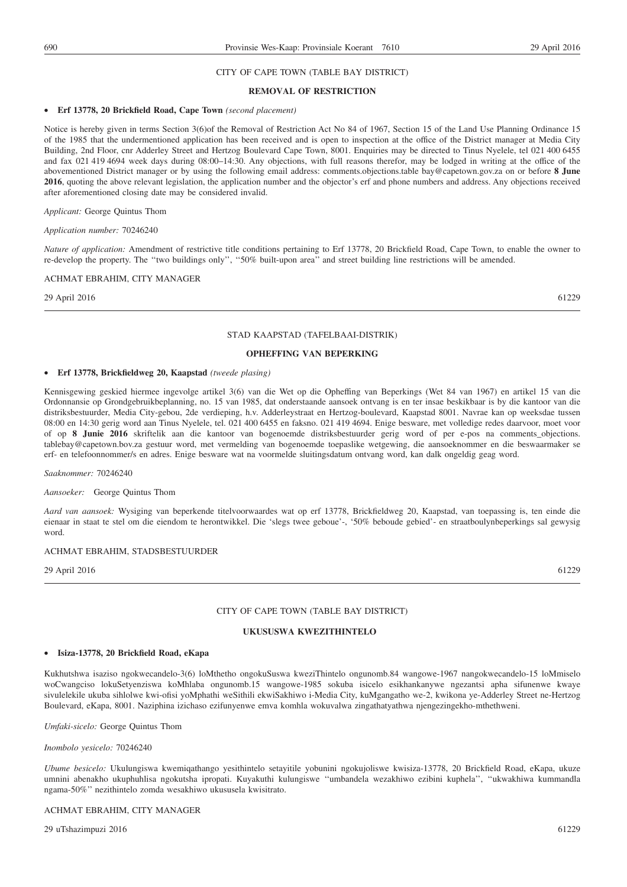CITY OF CAPE TOWN (TABLE BAY DISTRICT)

**REMOVAL OF RESTRICTION**

- **Erf 13778, 20 Brickfield Road, Cape Town** *(second placement)*

Notice is hereby given in terms Section 3(6)of the Removal of Restriction Act No 84 of 1967, Section 15 of the Land Use Planning Ordinance 15 of the 1985 that the undermentioned application has been received and is open to inspection at the office of the District manager at Media City Building, 2nd Floor, cnr Adderley Street and Hertzog Boulevard Cape Town, 8001. Enquiries may be directed to Tinus Nyelele, tel 021 400 6455 and fax 021 419 4694 week days during 08:00–14:30. Any objections, with full reasons therefor, may be lodged in writing at the office of the abovementioned District manager or by using the following email address: comments.objections.table bay@capetown.gov.za on or before **8 June 2016**, quoting the above relevant legislation, the application number and the objector's erf and phone numbers and address. Any objections received after aforementioned closing date may be considered invalid.

*Applicant:* George Quintus Thom

*Application number:* 70246240

*Nature of application:* Amendment of restrictive title conditions pertaining to Erf 13778, 20 Brickfield Road, Cape Town, to enable the owner to re-develop the property. The ''two buildings only'', ''50% built-upon area'' and street building line restrictions will be amended.

ACHMAT EBRAHIM, CITY MANAGER

29 April 2016 61229

---

STAD KAAPSTAD (TAFELBAAI-DISTRIK)

**OPHEFFING VAN BEPERKING**

- **Erf 13778, Brickfieldweg 20, Kaapstad** *(tweede plasing)*

Kennisgewing geskied hiermee ingevolge artikel 3(6) van die Wet op die Opheffing van Beperkings (Wet 84 van 1967) en artikel 15 van die Ordonnansie op Grondgebruikbeplanning, no. 15 van 1985, dat onderstaande aansoek ontvang is en ter insae beskikbaar is by die kantoor van die distriksbestuurder, Media City-gebou, 2de verdieping, h.v. Adderleystraat en Hertzog-boulevard, Kaapstad 8001. Navrae kan op weeksdae tussen 08:00 en 14:30 gerig word aan Tinus Nyelele, tel. 021 400 6455 en faksno. 021 419 4694. Enige besware, met volledige redes daarvoor, moet voor of op **8 Junie 2016** skriftelik aan die kantoor van bogenoemde distriksbestuurder gerig word of per e-pos na comments_objections. tablebay@capetown.bov.za gestuur word, met vermelding van bogenoemde toepaslike wetgewing, die aansoeknommer en die beswaarmaker se erf- en telefoonnommer/s en adres. Enige besware wat na voormelde sluitingsdatum ontvang word, kan dalk ongeldig geag word.

*Saaknommer:* 70246240

*Aansoeker:* George Quintus Thom

*Aard van aansoek:* Wysiging van beperkende titelvoorwaardes wat op erf 13778, Brickfieldweg 20, Kaapstad, van toepassing is, ten einde die eienaar in staat te stel om die eiendom te herontwikkel. Die 'slegs twee geboue'-, '50% beboude gebied'- en straatboulynbeperkings sal gewysig word.

ACHMAT EBRAHIM, STADSBESTUURDER

29 April 2016 61229

---

CITY OF CAPE TOWN (TABLE BAY DISTRICT)

**UKUSUSWA KWEZITHINTELO**

- **Isiza-13778, 20 Brickfield Road, eKapa**

Kukhutshwa isaziso ngokwecandelo-3(6) loMthetho ongokuSuswa kweziThintelo ongunomb.84 wangowe-1967 nangokwecandelo-15 loMmiselo woCwangciso lokuSetyenziswa koMhlaba ongunomb.15 wangowe-1985 sokuba isicelo esikhankanywe ngezantsi apha sifunenwe kwaye sivulelekile ukuba sihlolwe kwi-ofisi yoMphathi weSithili ekwiSakhiwo i-Media City, kuMgangatho we-2, kwikona ye-Adderley Street ne-Hertzog Boulevard, eKapa, 8001. Naziphina izichaso ezifunyenwe emva komhla wokuvalwa zingathatyathwa njengezingekho-mthethweni.

*Umfaki-sicelo:* George Quintus Thom

*Inombolo yesicelo:* 70246240

*Ubume besicelo:* Ukulungiswa kwemiqathango yesithintelo setayitile yobunini ngokujoliswe kwisiza-13778, 20 Brickfield Road, eKapa, ukuze umnini abenakho ukuphuhlisa ngokutsha ipropati. Kuyakuthi kulungiswe ''umbandela wezakhiwo ezibini kuphela'', ''ukwakhiwa kummandla ngama-50%'' nezithintelo zomda wesakhiwo ukususela kwisitrato.

ACHMAT EBRAHIM, CITY MANAGER

29 uTshazimpuzi 2016 61229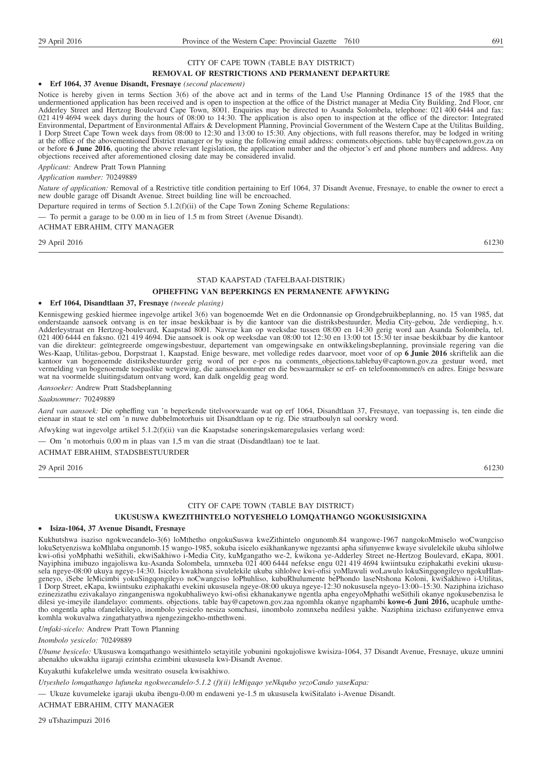CITY OF CAPE TOWN (TABLE BAY DISTRICT)

**REMOVAL OF RESTRICTIONS AND PERMANENT DEPARTURE**

- **Erf 1064, 37 Avenue Disandt, Fresnaye** *(second placement)*

Notice is hereby given in terms Section 3(6) of the above act and in terms of the Land Use Planning Ordinance 15 of the 1985 that the undermentioned application has been received and is open to inspection at the office of the District manager at Media City Building, 2nd Floor, cnr Adderley Street and Hertzog Boulevard Cape Town, 8001. Enquiries may be directed to Asanda Solombela, telephone: 021 400 6444 and fax: 021 419 4694 week days during the hours of 08:00 to 14:30. The application is also open to inspection at the office of the director: Integrated Environmental, Department of Environmental Affairs & Development Planning, Provincial Government of the Western Cape at the Utilitas Building, 1 Dorp Street Cape Town week days from 08:00 to 12:30 and 13:00 to 15:30. Any objections, with full reasons therefor, may be lodged in writing at the office of the abovementioned District manager or by using the following email address: comments.objections. table bay@capetown.gov.za on or before **6 June 2016**, quoting the above relevant legislation, the application number and the objector's erf and phone numbers and address. Any objections received after aforementioned closing date may be considered invalid.

*Applicant:* Andrew Pratt Town Planning

*Application number:* 70249889

*Nature of application:* Removal of a Restrictive title condition pertaining to Erf 1064, 37 Disandt Avenue, Fresnaye, to enable the owner to erect a new double garage off Disandt Avenue. Street building line will be encroached.

Departure required in terms of Section 5.1.2(f)(ii) of the Cape Town Zoning Scheme Regulations:

— To permit a garage to be 0.00 m in lieu of 1.5 m from Street (Avenue Disandt).

ACHMAT EBRAHIM, CITY MANAGER

29 April 2016 61230

---

STAD KAAPSTAD (TAFELBAAI-DISTRIK)

**OPHEFFING VAN BEPERKINGS EN PERMANENTE AFWYKING**

- **Erf 1064, Disandtlaan 37, Fresnaye** *(tweede plasing)*

Kennisgewing geskied hiermee ingevolge artikel 3(6) van bogenoemde Wet en die Ordonnansie op Grondgebruikbeplanning, no. 15 van 1985, dat onderstaande aansoek ontvang is en ter insae beskikbaar is by die kantoor van die distriksbestuurder, Media City-gebou, 2de verdieping, h.v. Adderleystraat en Hertzog-boulevard, Kaapstad 8001. Navrae kan op weeksdae tussen 08:00 en 14:30 gerig word aan Asanda Solombela, tel. 021 400 6444 en faksno. 021 419 4694. Die aansoek is ook op weeksdae van 08:00 tot 12:30 en 13:00 tot 15:30 ter insae beskikbaar by die kantoor van die direkteur: geïntegreerde omgewingsbestuur, departement van omgewingsake en ontwikkelingsbeplanning, provinsiale regering van die Wes-Kaap, Utilitas-gebou, Dorpstraat 1, Kaapstad. Enige besware, met volledige redes daarvoor, moet voor of op **6 Junie 2016** skriftelik aan die kantoor van bogenoemde distriksbestuurder gerig word of per e-pos na comments_objections.tablebay@captown.gov.za gestuur word, met vermelding van bogenoemde toepaslike wetgewing, die aansoeknommer en die beswaarmaker se erf- en telefoonnommer/s en adres. Enige besware wat na voormelde sluitingsdatum ontvang word, kan dalk ongeldig geag word.

*Aansoeker:* Andrew Pratt Stadsbeplanning

*Saaknommer:* 70249889

*Aard van aansoek:* Die opheffing van 'n beperkende titelvoorwaarde wat op erf 1064, Disandtlaan 37, Fresnaye, van toepassing is, ten einde die eienaar in staat te stel om 'n nuwe dubbelmotorhuis uit Disandtlaan op te rig. Die straatboulyn sal oorskry word.

Afwyking wat ingevolge artikel 5.1.2(f)(ii) van die Kaapstadse soneringskemaregulasies verlang word:

— Om 'n motorhuis 0,00 m in plaas van 1,5 m van die straat (Disdandtlaan) toe te laat.

ACHMAT EBRAHIM, STADSBESTUURDER

29 April 2016 61230

---

CITY OF CAPE TOWN (TABLE BAY DISTRICT)

**UKUSUSWA KWEZITHINTELO NOTYESHELO LOMQATHANGO NGOKUSISIGXINA**

- **Isiza-1064, 37 Avenue Disandt, Fresnaye**

Kukhutshwa isaziso ngokwecandelo-3(6) loMthetho ongokuSuswa kweZithintelo ongunomb.84 wangowe-1967 nangokoMmiselo woCwangciso lokuSetyenziswa koMhlaba ongunomb.15 wango-1985, sokuba isicelo esikhankanywe ngezantsi apha sifunyenwe kwaye sivulelekile ukuba sihlolwe kwi-ofisi yoMphathi weSithili, ekwiSakhiwo i-Media City, kuMgangatho we-2, kwikona ye-Adderley Street ne-Hertzog Boulevard, eKapa, 8001. Nayiphina imibuzo ingajoliswa ku-Asanda Solombela, umnxeba 021 400 6444 nefekse engu 021 419 4694 kwiintsuku eziphakathi evekini ukususela ngeye-08:00 ukuya ngeye-14:30. Isicelo kwakhona sivulelekile ukuba sihlolwe kwi-ofisi yoMlawuli woLawulo lokuSingqongileyo ngokuHlangeneyo, iSebe leMicimbi yokuSingqongileyo noCwangciso loPhuhliso, kubuRhulumente bePhondo laseNtshona Koloni, kwiSakhiwo i-Utilitas, 1 Dorp Street, eKapa, kwiintsuku eziphakathi evekini ukususela ngeye-08:00 ukuya ngeye-12:30 nokususela ngeyo-13:00–15:30. Naziphina izichaso ezinezizathu ezivakalayo zingangeniswa ngokubhaliweyo kwi-ofisi ekhankanywe ngentla apha engeyoMphathi weSithili okanye ngokusebenzisa le dilesi ye-imeyile ilandelayo: comments. objections. table bay@capetown.gov.zaa ngomhla okanye ngaphambi **kowe-6 Juni 2016,** ucaphule umthetho ongentla apha ofanelekileyo, inombolo yesicelo nesiza somchasi, iinombolo zomnxeba nedilesi yakhe. Naziphina izichaso ezifunyenwe emva komhla wokuvalwa zingathatyathwa njengezingekho-mthethweni.

*Umfaki-sicelo:* Andrew Pratt Town Planning

*Inombolo yesicelo:* 70249889

*Ubume besicelo:* Ukususwa komqathango wesithintelo setayitile yobunini ngokujoliswe kwisiza-1064, 37 Disandt Avenue, Fresnaye, ukuze umnini abenakho ukwakha iigaraji ezintsha ezimbini ukususela kwi-Disandt Avenue.

Kuyakuthi kufakelelwe umda wesitrato osusela kwisakhiwo.

*Utyeshelo lomqathango lufuneka ngokwecandelo-5.1.2 (f)(ii) leMigaqo yeNkqubo yezoCando yaseKapa:*

— Ukuze kuvumeleke igaraji ukuba ibengu-0.00 m endaweni ye-1.5 m ukususela kwiSitalato i-Avenue Disandt.

ACHMAT EBRAHIM, CITY MANAGER

29 uTshazimpuzi 2016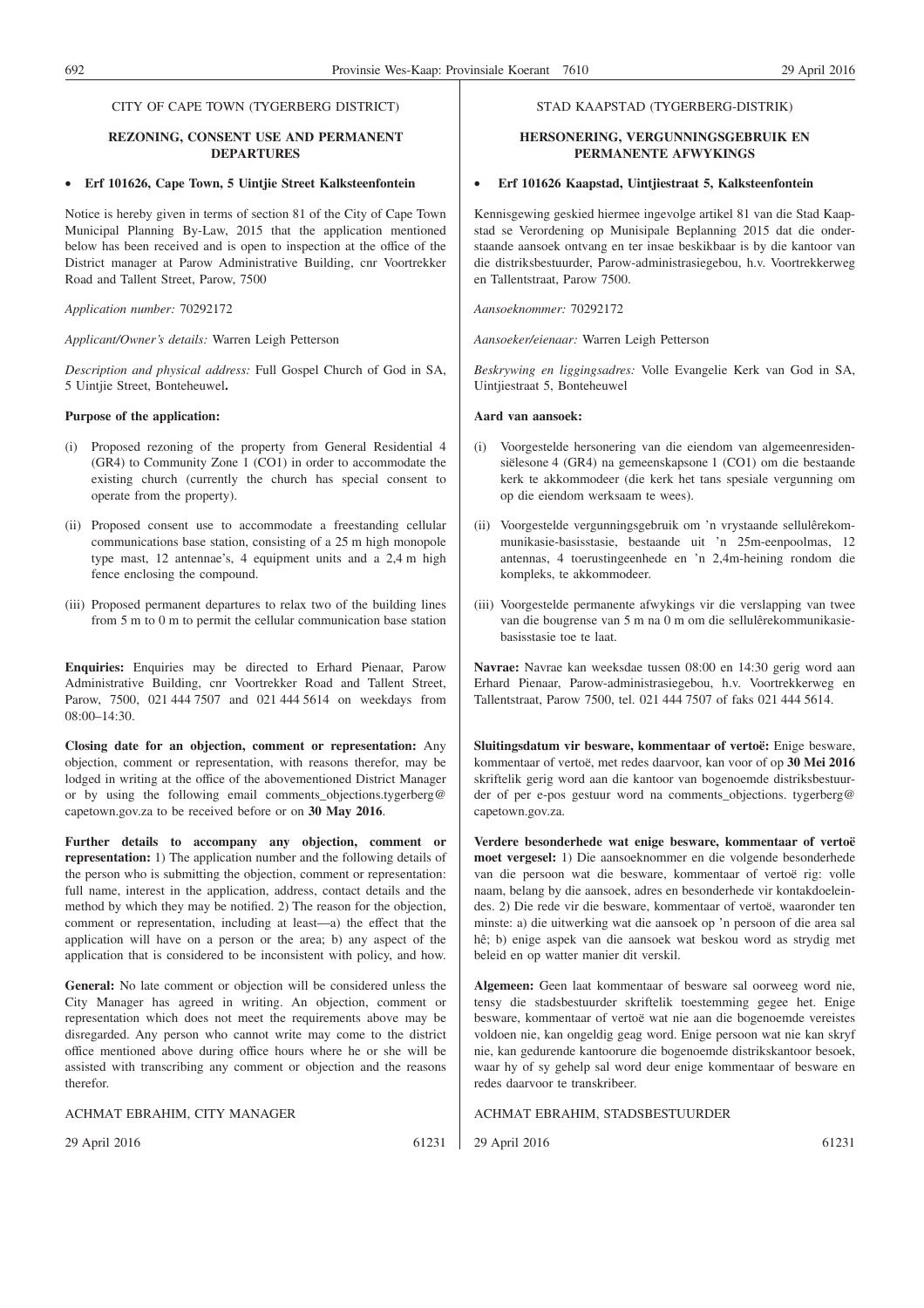CITY OF CAPE TOWN (TYGERBERG DISTRICT)

## REZONING, CONSENT USE AND PERMANENT DEPARTURES

- **Erf 101626, Cape Town, 5 Uintjie Street Kalksteenfontein**

Notice is hereby given in terms of section 81 of the City of Cape Town Municipal Planning By-Law, 2015 that the application mentioned below has been received and is open to inspection at the office of the District manager at Parow Administrative Building, cnr Voortrekker Road and Tallent Street, Parow, 7500

*Application number:* 70292172

*Applicant/Owner's details:* Warren Leigh Petterson

*Description and physical address:* Full Gospel Church of God in SA, 5 Uintjie Street, Bonteheuwel**.**

**Purpose of the application:**

(i) Proposed rezoning of the property from General Residential 4 (GR4) to Community Zone 1 (CO1) in order to accommodate the existing church (currently the church has special consent to operate from the property).

(ii) Proposed consent use to accommodate a freestanding cellular communications base station, consisting of a 25 m high monopole type mast, 12 antennae's, 4 equipment units and a 2,4 m high fence enclosing the compound.

(iii) Proposed permanent departures to relax two of the building lines from 5 m to 0 m to permit the cellular communication base station

**Enquiries:** Enquiries may be directed to Erhard Pienaar, Parow Administrative Building, cnr Voortrekker Road and Tallent Street, Parow, 7500, 021 444 7507 and 021 444 5614 on weekdays from 08:00–14:30.

**Closing date for an objection, comment or representation:** Any objection, comment or representation, with reasons therefor, may be lodged in writing at the office of the abovementioned District Manager or by using the following email comments_objections.tygerberg@capetown.gov.za to be received before or on **30 May 2016**.

**Further details to accompany any objection, comment or representation:** 1) The application number and the following details of the person who is submitting the objection, comment or representation: full name, interest in the application, address, contact details and the method by which they may be notified. 2) The reason for the objection, comment or representation, including at least—a) the effect that the application will have on a person or the area; b) any aspect of the application that is considered to be inconsistent with policy, and how.

**General:** No late comment or objection will be considered unless the City Manager has agreed in writing. An objection, comment or representation which does not meet the requirements above may be disregarded. Any person who cannot write may come to the district office mentioned above during office hours where he or she will be assisted with transcribing any comment or objection and the reasons therefor.

ACHMAT EBRAHIM, CITY MANAGER

29 April 2016 61231

STAD KAAPSTAD (TYGERBERG-DISTRIK)

## HERSONERING, VERGUNNINGSGEBRUIK EN PERMANENTE AFWYKINGS

- **Erf 101626 Kaapstad, Uintjiestraat 5, Kalksteenfontein**

Kennisgewing geskied hiermee ingevolge artikel 81 van die Stad Kaapstad se Verordening op Munisipale Beplanning 2015 dat die onderstaande aansoek ontvang en ter insae beskikbaar is by die kantoor van die distriksbestuurder, Parow-administrasiegebou, h.v. Voortrekkerweg en Tallentstraat, Parow 7500.

*Aansoeknommer:* 70292172

*Aansoeker/eienaar:* Warren Leigh Petterson

*Beskrywing en liggingsadres:* Volle Evangelie Kerk van God in SA, Uintjiestraat 5, Bonteheuwel

**Aard van aansoek:**

(i) Voorgestelde hersonering van die eiendom van algemeenresidensiëlesone 4 (GR4) na gemeenskapsone 1 (CO1) om die bestaande kerk te akkommodeer (die kerk het tans spesiale vergunning om op die eiendom werksaam te wees).

(ii) Voorgestelde vergunningsgebruik om 'n vrystaande sellulêrekommunikasie-basisstasie, bestaande uit 'n 25m-eenpoolmas, 12 antennas, 4 toerustingeenhede en 'n 2,4m-heining rondom die kompleks, te akkommodeer.

(iii) Voorgestelde permanente afwykings vir die verslapping van twee van die bougrense van 5 m na 0 m om die sellulêrekommunikasiebasisstasie toe te laat.

**Navrae:** Navrae kan weeksdae tussen 08:00 en 14:30 gerig word aan Erhard Pienaar, Parow-administrasiegebou, h.v. Voortrekkerweg en Tallentstraat, Parow 7500, tel. 021 444 7507 of faks 021 444 5614.

**Sluitingsdatum vir besware, kommentaar of vertoë:** Enige besware, kommentaar of vertoë, met redes daarvoor, kan voor of op **30 Mei 2016** skriftelik gerig word aan die kantoor van bogenoemde distriksbestuurder of per e-pos gestuur word na comments_objections. tygerberg@capetown.gov.za.

**Verdere besonderhede wat enige besware, kommentaar of vertoë moet vergesel:** 1) Die aansoeknommer en die volgende besonderhede van die persoon wat die besware, kommentaar of vertoë rig: volle naam, belang by die aansoek, adres en besonderhede vir kontakdoeleindes. 2) Die rede vir die besware, kommentaar of vertoë, waaronder ten minste: a) die uitwerking wat die aansoek op 'n persoon of die area sal hê; b) enige aspek van die aansoek wat beskou word as strydig met beleid en op watter manier dit verskil.

**Algemeen:** Geen laat kommentaar of besware sal oorweeg word nie, tensy die stadsbestuurder skriftelik toestemming gegee het. Enige besware, kommentaar of vertoë wat nie aan die bogenoemde vereistes voldoen nie, kan ongeldig geag word. Enige persoon wat nie kan skryf nie, kan gedurende kantoorure die bogenoemde distrikskantoor besoek, waar hy of sy gehelp sal word deur enige kommentaar of besware en redes daarvoor te transkribeer.

ACHMAT EBRAHIM, STADSBESTUURDER

29 April 2016 61231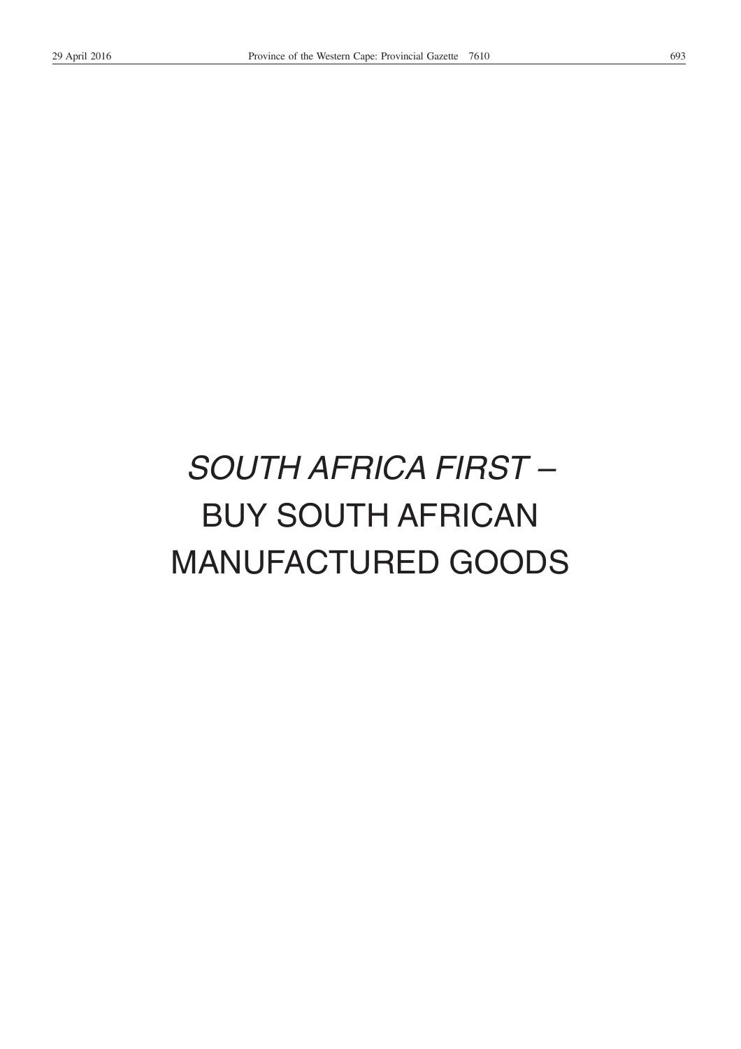*SOUTH AFRICA FIRST* –
BUY SOUTH AFRICAN
MANUFACTURED GOODS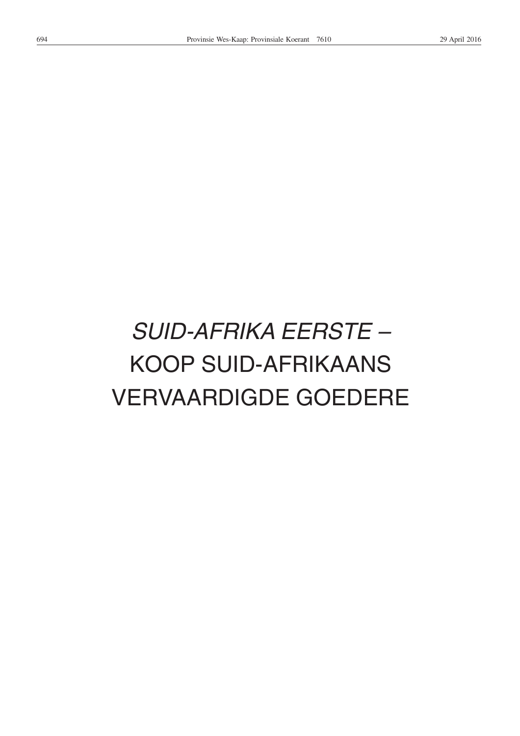*SUID-AFRIKA EERSTE –*

KOOP SUID-AFRIKAANS

VERVAARDIGDE GOEDERE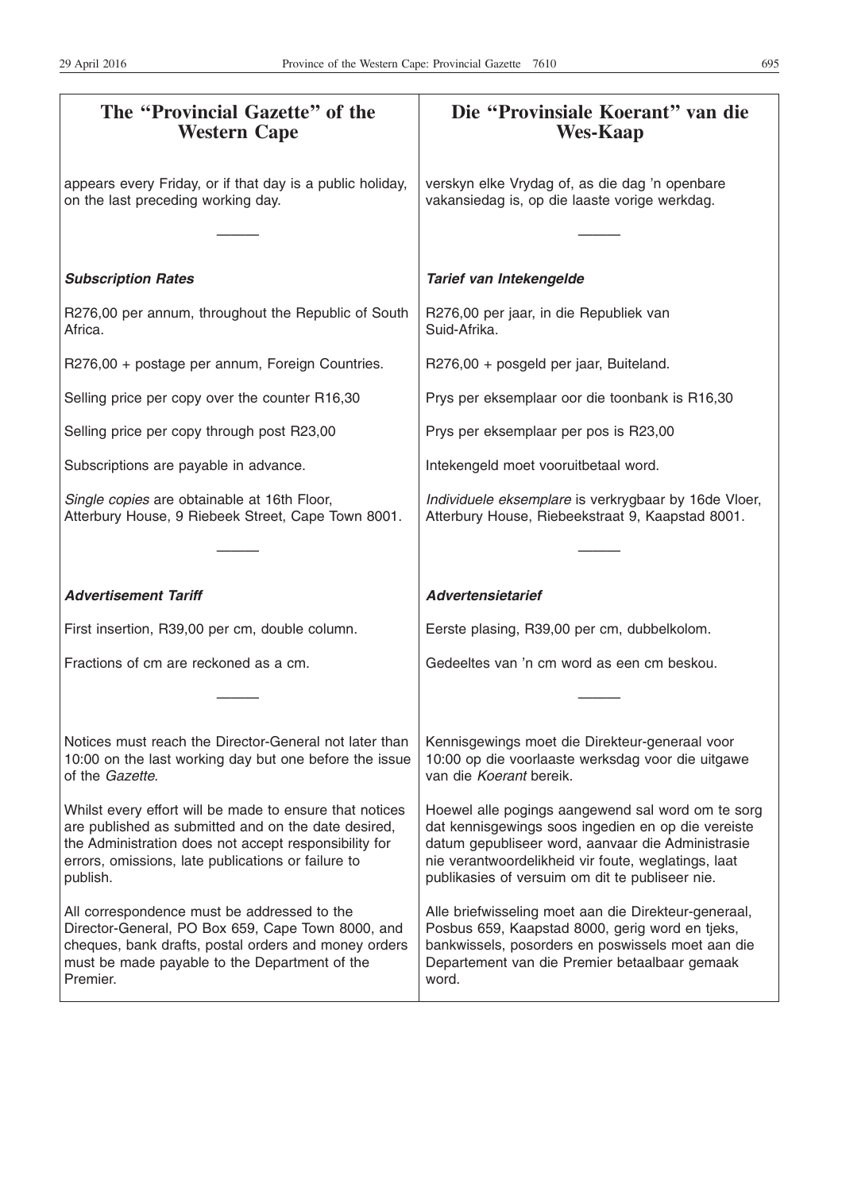## The "Provincial Gazette" of the Western Cape

appears every Friday, or if that day is a public holiday, on the last preceding working day.

---

***Subscription Rates***

R276,00 per annum, throughout the Republic of South Africa.

R276,00 + postage per annum, Foreign Countries.

Selling price per copy over the counter R16,30

Selling price per copy through post R23,00

Subscriptions are payable in advance.

*Single copies* are obtainable at 16th Floor, Atterbury House, 9 Riebeek Street, Cape Town 8001.

---

***Advertisement Tariff***

First insertion, R39,00 per cm, double column.

Fractions of cm are reckoned as a cm.

---

Notices must reach the Director-General not later than 10:00 on the last working day but one before the issue of the *Gazette.*

Whilst every effort will be made to ensure that notices are published as submitted and on the date desired, the Administration does not accept responsibility for errors, omissions, late publications or failure to publish.

All correspondence must be addressed to the Director-General, PO Box 659, Cape Town 8000, and cheques, bank drafts, postal orders and money orders must be made payable to the Department of the Premier.

## Die "Provinsiale Koerant" van die Wes-Kaap

verskyn elke Vrydag of, as die dag 'n openbare vakansiedag is, op die laaste vorige werkdag.

---

***Tarief van Intekengelde***

R276,00 per jaar, in die Republiek van Suid-Afrika.

R276,00 + posgeld per jaar, Buiteland.

Prys per eksemplaar oor die toonbank is R16,30

Prys per eksemplaar per pos is R23,00

Intekengeld moet vooruitbetaal word.

*Individuele eksemplare* is verkrygbaar by 16de Vloer, Atterbury House, Riebeekstraat 9, Kaapstad 8001.

---

***Advertensietarief***

Eerste plasing, R39,00 per cm, dubbelkolom.

Gedeeltes van 'n cm word as een cm beskou.

---

Kennisgewings moet die Direkteur-generaal voor 10:00 op die voorlaaste werksdag voor die uitgawe van die *Koerant* bereik.

Hoewel alle pogings aangewend sal word om te sorg dat kennisgewings soos ingedien en op die vereiste datum gepubliseer word, aanvaar die Administrasie nie verantwoordelikheid vir foute, weglatings, laat publikasies of versuim om dit te publiseer nie.

Alle briefwisseling moet aan die Direkteur-generaal, Posbus 659, Kaapstad 8000, gerig word en tjeks, bankwissels, posorders en poswissels moet aan die Departement van die Premier betaalbaar gemaak word.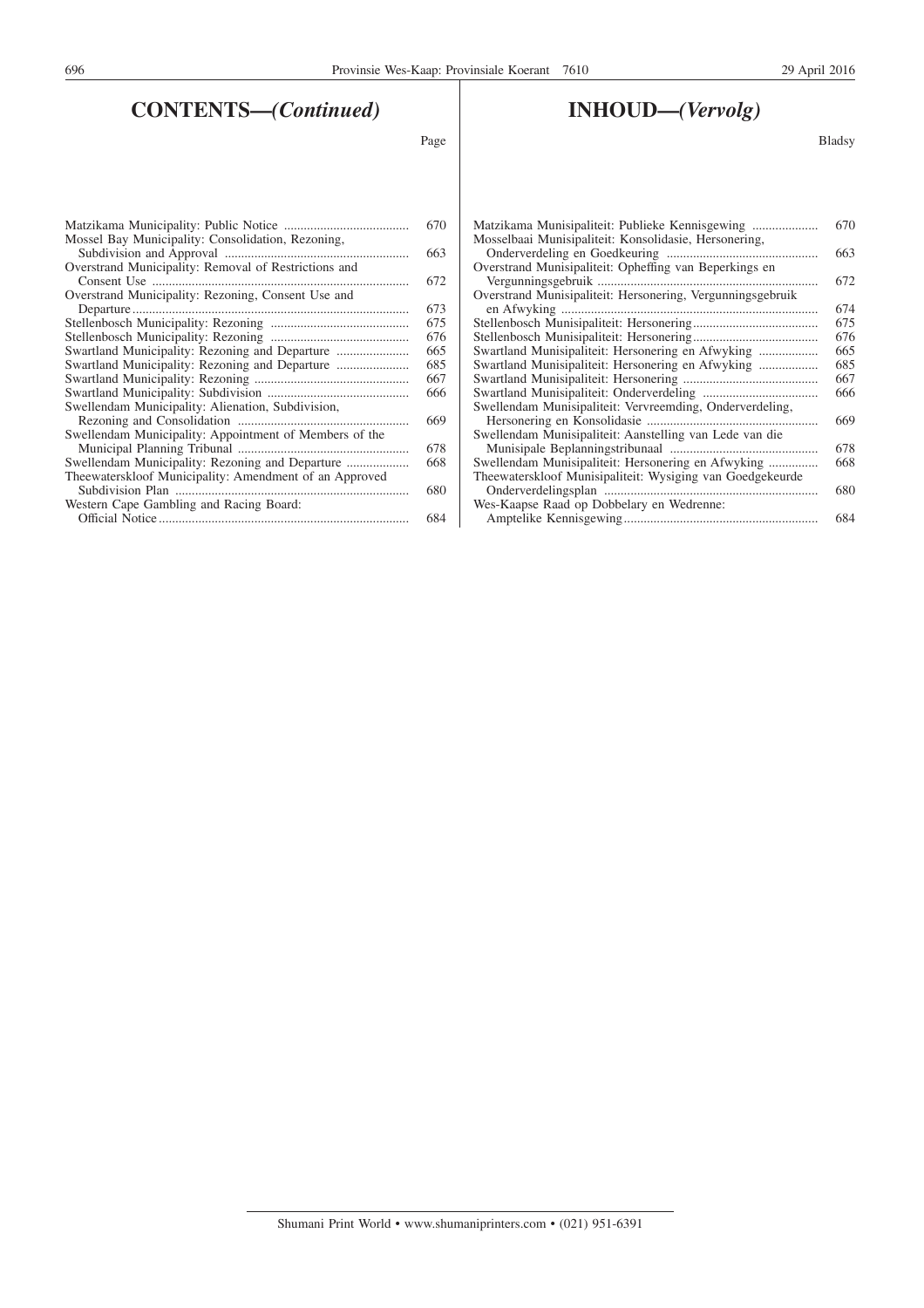# CONTENTS—*(Continued)*

| | Page |
|---|---|
| Matzikama Municipality: Public Notice | 670 |
| Mossel Bay Municipality: Consolidation, Rezoning, Subdivision and Approval | 663 |
| Overstrand Municipality: Removal of Restrictions and Consent Use | 672 |
| Overstrand Municipality: Rezoning, Consent Use and Departure | 673 |
| Stellenbosch Municipality: Rezoning | 675 |
| Stellenbosch Municipality: Rezoning | 676 |
| Swartland Municipality: Rezoning and Departure | 665 |
| Swartland Municipality: Rezoning and Departure | 685 |
| Swartland Municipality: Rezoning | 667 |
| Swartland Municipality: Subdivision | 666 |
| Swellendam Municipality: Alienation, Subdivision, Rezoning and Consolidation | 669 |
| Swellendam Municipality: Appointment of Members of the Municipal Planning Tribunal | 678 |
| Swellendam Municipality: Rezoning and Departure | 668 |
| Theewaterskloof Municipality: Amendment of an Approved Subdivision Plan | 680 |
| Western Cape Gambling and Racing Board: Official Notice | 684 |

# INHOUD—*(Vervolg)*

| | Bladsy |
|---|---|
| Matzikama Munisipaliteit: Publieke Kennisgewing | 670 |
| Mosselbaai Munisipaliteit: Konsolidasie, Hersonering, Onderverdeling en Goedkeuring | 663 |
| Overstrand Munisipaliteit: Opheffing van Beperkings en Vergunningsgebruik | 672 |
| Overstrand Munisipaliteit: Hersonering, Vergunningsgebruik en Afwyking | 674 |
| Stellenbosch Munisipaliteit: Hersonering | 675 |
| Stellenbosch Munisipaliteit: Hersonering | 676 |
| Swartland Munisipaliteit: Hersonering en Afwyking | 665 |
| Swartland Munisipaliteit: Hersonering en Afwyking | 685 |
| Swartland Munisipaliteit: Hersonering | 667 |
| Swartland Munisipaliteit: Onderverdeling | 666 |
| Swellendam Munisipaliteit: Vervreemding, Onderverdeling, Hersonering en Konsolidasie | 669 |
| Swellendam Munisipaliteit: Aanstelling van Lede van die Munisipale Beplanningstribunaal | 678 |
| Swellendam Munisipaliteit: Hersonering en Afwyking | 668 |
| Theewaterskloof Munisipaliteit: Wysiging van Goedgekeurde Onderverdelingsplan | 680 |
| Wes-Kaapse Raad op Dobbelary en Wedrenne: Amptelike Kennisgewing | 684 |

Shumani Print World • www.shumaniprinters.com • (021) 951-6391